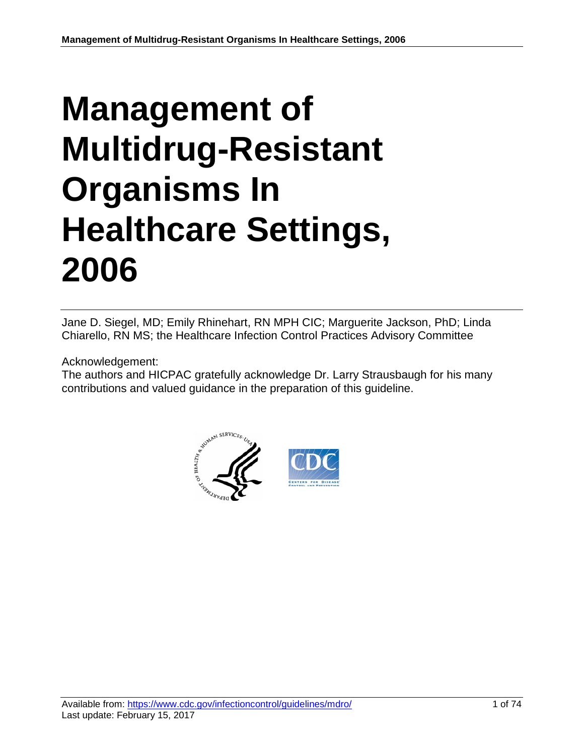# Management of Multidrug-Resistant Organisms In Healthcare Settings, 2006

Jane D. Siegel, MD; Emily Rhinehart, RN MPH CIC; Marguerite Jackson, PhD; Linda Chiarello, RN MS; the Healthcare Infection Control Practices Advisory Committee

Acknowledgement:
The authors and HICPAC gratefully acknowledge Dr. Larry Strausbaugh for his many contributions and valued guidance in the preparation of this guideline.

Available from: https://www.cdc.gov/infectioncontrol/guidelines/mdro/
Last update: February 15, 2017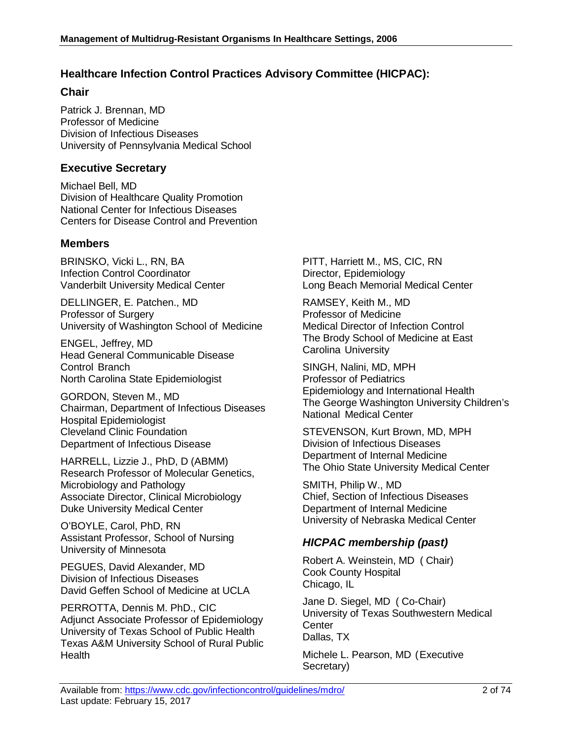## Healthcare Infection Control Practices Advisory Committee (HICPAC):

### Chair

Patrick J. Brennan, MD
Professor of Medicine
Division of Infectious Diseases
University of Pennsylvania Medical School

### Executive Secretary

Michael Bell, MD
Division of Healthcare Quality Promotion
National Center for Infectious Diseases
Centers for Disease Control and Prevention

### Members

BRINSKO, Vicki L., RN, BA
Infection Control Coordinator
Vanderbilt University Medical Center

DELLINGER, E. Patchen., MD
Professor of Surgery
University of Washington School of Medicine

ENGEL, Jeffrey, MD
Head General Communicable Disease Control Branch
North Carolina State Epidemiologist

GORDON, Steven M., MD
Chairman, Department of Infectious Diseases
Hospital Epidemiologist
Cleveland Clinic Foundation
Department of Infectious Disease

HARRELL, Lizzie J., PhD, D (ABMM)
Research Professor of Molecular Genetics, Microbiology and Pathology
Associate Director, Clinical Microbiology
Duke University Medical Center

O'BOYLE, Carol, PhD, RN
Assistant Professor, School of Nursing
University of Minnesota

PEGUES, David Alexander, MD
Division of Infectious Diseases
David Geffen School of Medicine at UCLA

PERROTTA, Dennis M. PhD., CIC
Adjunct Associate Professor of Epidemiology
University of Texas School of Public Health
Texas A&M University School of Rural Public Health

PITT, Harriett M., MS, CIC, RN
Director, Epidemiology
Long Beach Memorial Medical Center

RAMSEY, Keith M., MD
Professor of Medicine
Medical Director of Infection Control
The Brody School of Medicine at East Carolina University

SINGH, Nalini, MD, MPH
Professor of Pediatrics
Epidemiology and International Health
The George Washington University Children's National Medical Center

STEVENSON, Kurt Brown, MD, MPH
Division of Infectious Diseases
Department of Internal Medicine
The Ohio State University Medical Center

SMITH, Philip W., MD
Chief, Section of Infectious Diseases
Department of Internal Medicine
University of Nebraska Medical Center

### *HICPAC membership (past)*

Robert A. Weinstein, MD (Chair)
Cook County Hospital
Chicago, IL

Jane D. Siegel, MD (Co-Chair)
University of Texas Southwestern Medical Center
Dallas, TX

Michele L. Pearson, MD (Executive Secretary)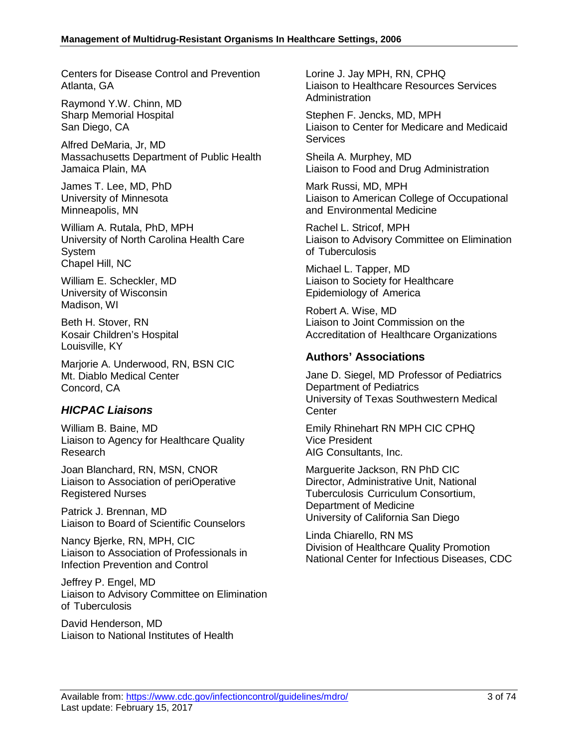Centers for Disease Control and Prevention
Atlanta, GA

Raymond Y.W. Chinn, MD
Sharp Memorial Hospital
San Diego, CA

Alfred DeMaria, Jr, MD
Massachusetts Department of Public Health
Jamaica Plain, MA

James T. Lee, MD, PhD
University of Minnesota
Minneapolis, MN

William A. Rutala, PhD, MPH
University of North Carolina Health Care System
Chapel Hill, NC

William E. Scheckler, MD
University of Wisconsin
Madison, WI

Beth H. Stover, RN
Kosair Children's Hospital
Louisville, KY

Marjorie A. Underwood, RN, BSN CIC
Mt. Diablo Medical Center
Concord, CA

### *HICPAC Liaisons*

William B. Baine, MD
Liaison to Agency for Healthcare Quality Research

Joan Blanchard, RN, MSN, CNOR
Liaison to Association of periOperative Registered Nurses

Patrick J. Brennan, MD
Liaison to Board of Scientific Counselors

Nancy Bjerke, RN, MPH, CIC
Liaison to Association of Professionals in Infection Prevention and Control

Jeffrey P. Engel, MD
Liaison to Advisory Committee on Elimination of Tuberculosis

David Henderson, MD
Liaison to National Institutes of Health

Lorine J. Jay MPH, RN, CPHQ
Liaison to Healthcare Resources Services Administration

Stephen F. Jencks, MD, MPH
Liaison to Center for Medicare and Medicaid Services

Sheila A. Murphey, MD
Liaison to Food and Drug Administration

Mark Russi, MD, MPH
Liaison to American College of Occupational and Environmental Medicine

Rachel L. Stricof, MPH
Liaison to Advisory Committee on Elimination of Tuberculosis

Michael L. Tapper, MD
Liaison to Society for Healthcare Epidemiology of America

Robert A. Wise, MD
Liaison to Joint Commission on the Accreditation of Healthcare Organizations

### Authors' Associations

Jane D. Siegel, MD Professor of Pediatrics
Department of Pediatrics
University of Texas Southwestern Medical Center

Emily Rhinehart RN MPH CIC CPHQ
Vice President
AIG Consultants, Inc.

Marguerite Jackson, RN PhD CIC
Director, Administrative Unit, National Tuberculosis Curriculum Consortium, Department of Medicine
University of California San Diego

Linda Chiarello, RN MS
Division of Healthcare Quality Promotion
National Center for Infectious Diseases, CDC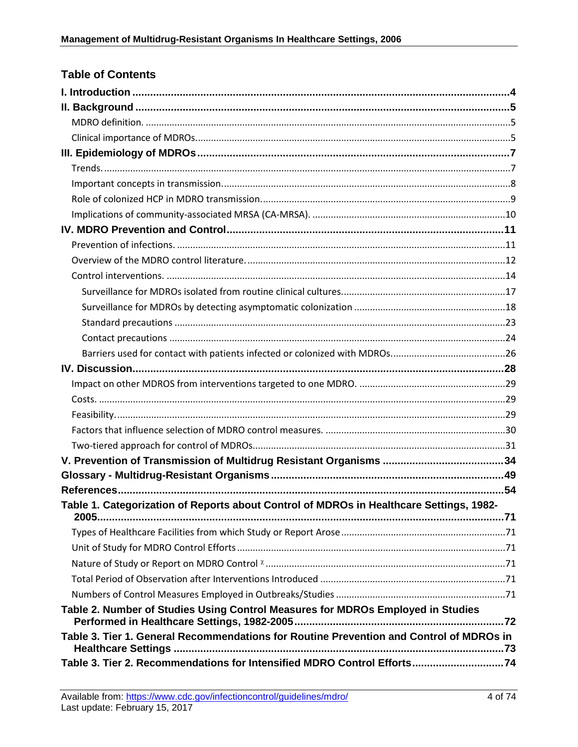## Table of Contents

**I. Introduction** ....................................................................................................................4

**II. Background** ....................................................................................................................5

MDRO definition. ....................................................................................................................5

Clinical importance of MDROs. ....................................................................................................5

**III. Epidemiology of MDROs** ....................................................................................................7

Trends. ....................................................................................................................7

Important concepts in transmission. ....................................................................................................8

Role of colonized HCP in MDRO transmission. ....................................................................................................9

Implications of community-associated MRSA (CA-MRSA). ....................................................................................................10

**IV. MDRO Prevention and Control** ....................................................................................................11

Prevention of infections. ....................................................................................................11

Overview of the MDRO control literature. ....................................................................................................12

Control interventions. ....................................................................................................14

Surveillance for MDROs isolated from routine clinical cultures. ....................................................................................................17

Surveillance for MDROs by detecting asymptomatic colonization ....................................................................................................18

Standard precautions ....................................................................................................23

Contact precautions ....................................................................................................24

Barriers used for contact with patients infected or colonized with MDROs. ....................................................................................................26

**IV. Discussion** ....................................................................................................28

Impact on other MDROS from interventions targeted to one MDRO. ....................................................................................................29

Costs. ....................................................................................................29

Feasibility. ....................................................................................................29

Factors that influence selection of MDRO control measures. ....................................................................................................30

Two-tiered approach for control of MDROs. ....................................................................................................31

**V. Prevention of Transmission of Multidrug Resistant Organisms** ....................................................................................................34

**Glossary - Multidrug-Resistant Organisms** ....................................................................................................49

**References** ....................................................................................................54

**Table 1. Categorization of Reports about Control of MDROs in Healthcare Settings, 1982-2005** ....................................................................................................71

Types of Healthcare Facilities from which Study or Report Arose ....................................................................................................71

Unit of Study for MDRO Control Efforts ....................................................................................................71

Nature of Study or Report on MDRO Control [χ] ....................................................................................................71

Total Period of Observation after Interventions Introduced ....................................................................................................71

Numbers of Control Measures Employed in Outbreaks/Studies ....................................................................................................71

**Table 2. Number of Studies Using Control Measures for MDROs Employed in Studies Performed in Healthcare Settings, 1982-2005** ....................................................................................................72

**Table 3. Tier 1. General Recommendations for Routine Prevention and Control of MDROs in Healthcare Settings** ....................................................................................................73

**Table 3. Tier 2. Recommendations for Intensified MDRO Control Efforts** ....................................................................................................74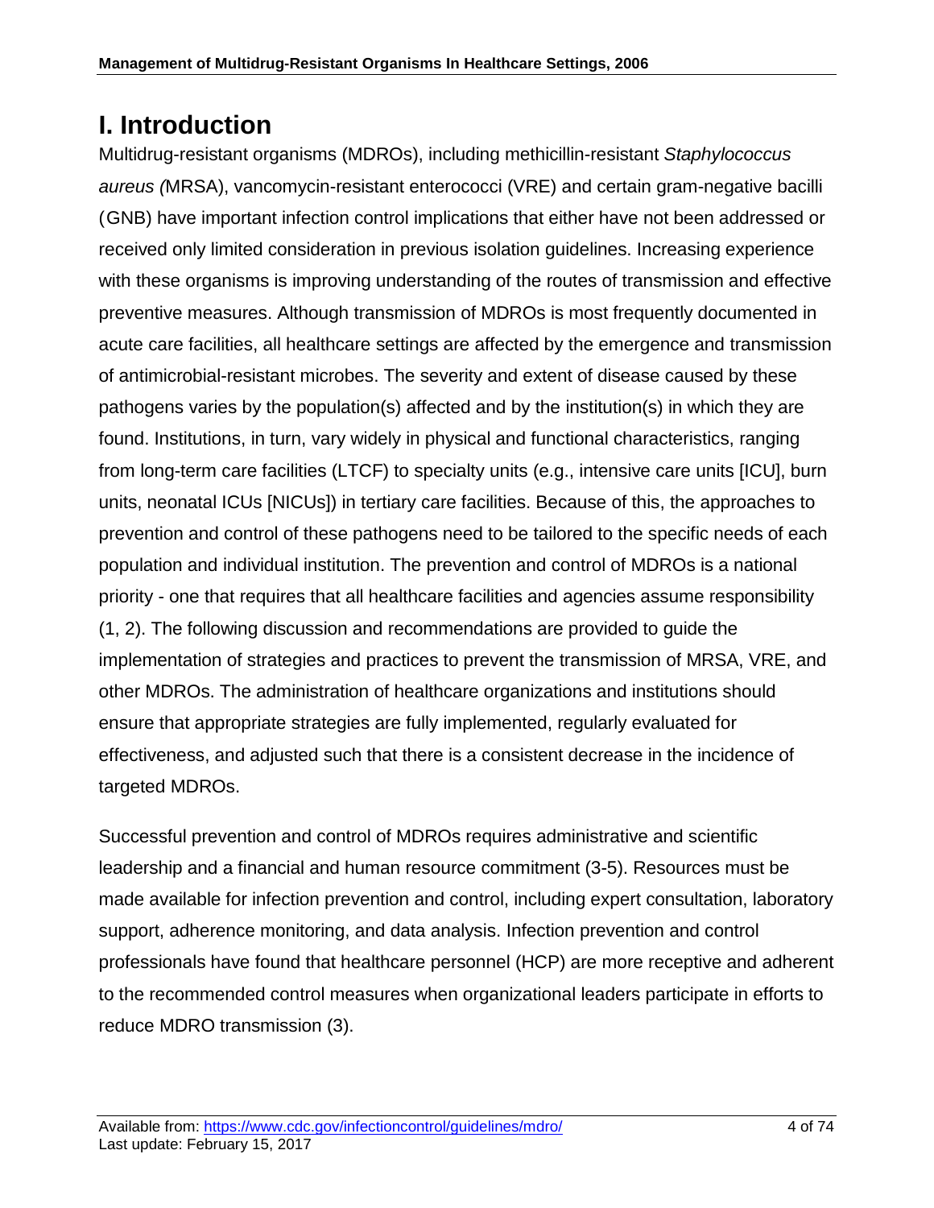# I. Introduction

Multidrug-resistant organisms (MDROs), including methicillin-resistant *Staphylococcus aureus (*MRSA), vancomycin-resistant enterococci (VRE) and certain gram-negative bacilli (GNB) have important infection control implications that either have not been addressed or received only limited consideration in previous isolation guidelines. Increasing experience with these organisms is improving understanding of the routes of transmission and effective preventive measures. Although transmission of MDROs is most frequently documented in acute care facilities, all healthcare settings are affected by the emergence and transmission of antimicrobial-resistant microbes. The severity and extent of disease caused by these pathogens varies by the population(s) affected and by the institution(s) in which they are found. Institutions, in turn, vary widely in physical and functional characteristics, ranging from long-term care facilities (LTCF) to specialty units (e.g., intensive care units [ICU], burn units, neonatal ICUs [NICUs]) in tertiary care facilities. Because of this, the approaches to prevention and control of these pathogens need to be tailored to the specific needs of each population and individual institution. The prevention and control of MDROs is a national priority - one that requires that all healthcare facilities and agencies assume responsibility (1, 2). The following discussion and recommendations are provided to guide the implementation of strategies and practices to prevent the transmission of MRSA, VRE, and other MDROs. The administration of healthcare organizations and institutions should ensure that appropriate strategies are fully implemented, regularly evaluated for effectiveness, and adjusted such that there is a consistent decrease in the incidence of targeted MDROs.

Successful prevention and control of MDROs requires administrative and scientific leadership and a financial and human resource commitment (3-5). Resources must be made available for infection prevention and control, including expert consultation, laboratory support, adherence monitoring, and data analysis. Infection prevention and control professionals have found that healthcare personnel (HCP) are more receptive and adherent to the recommended control measures when organizational leaders participate in efforts to reduce MDRO transmission (3).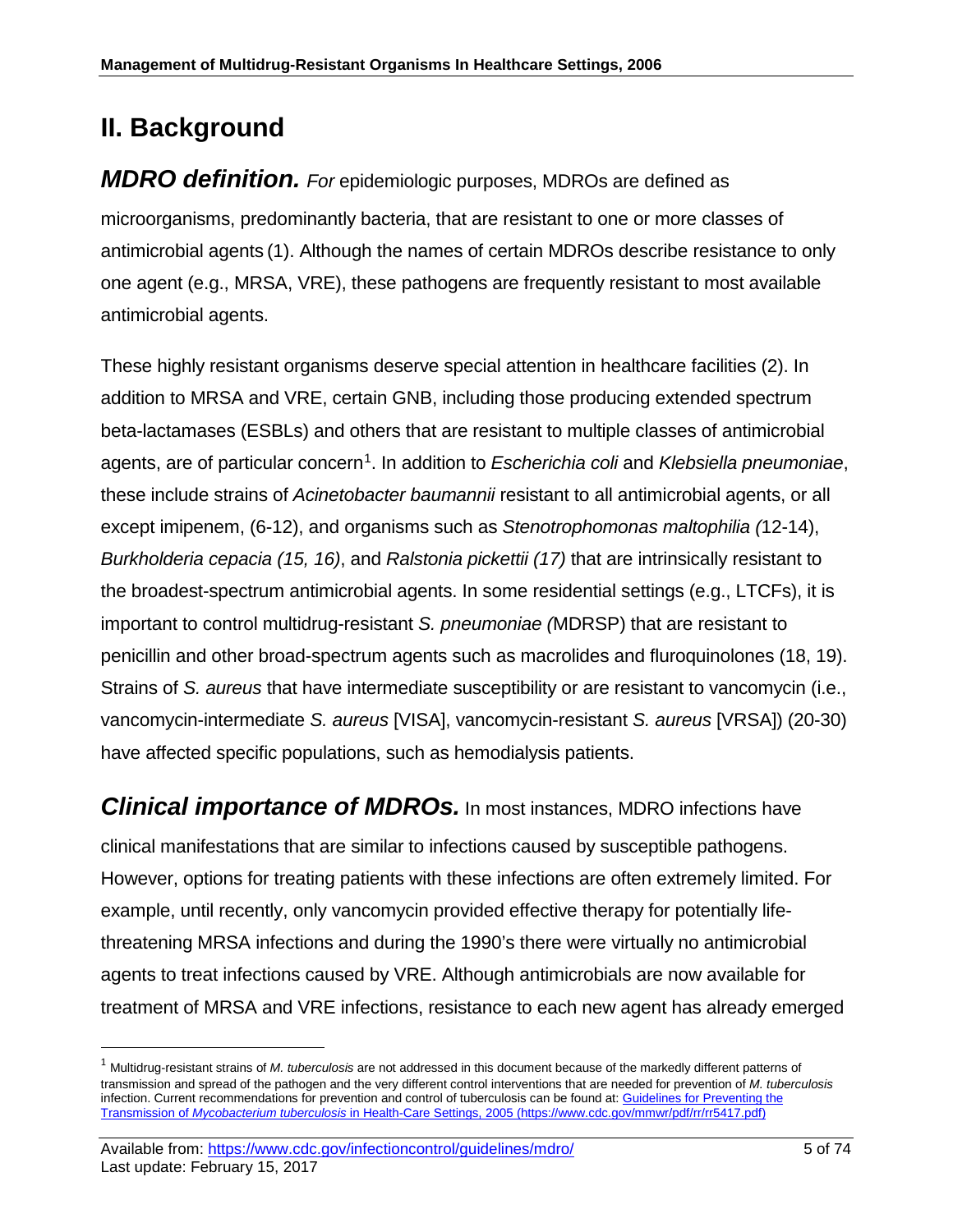## II. Background

***MDRO definition.*** *For* epidemiologic purposes, MDROs are defined as microorganisms, predominantly bacteria, that are resistant to one or more classes of antimicrobial agents (1). Although the names of certain MDROs describe resistance to only one agent (e.g., MRSA, VRE), these pathogens are frequently resistant to most available antimicrobial agents.

These highly resistant organisms deserve special attention in healthcare facilities (2). In addition to MRSA and VRE, certain GNB, including those producing extended spectrum beta-lactamases (ESBLs) and others that are resistant to multiple classes of antimicrobial agents, are of particular concern[1]. In addition to *Escherichia coli* and *Klebsiella pneumoniae*, these include strains of *Acinetobacter baumannii* resistant to all antimicrobial agents, or all except imipenem, (6-12), and organisms such as *Stenotrophomonas maltophilia (*12-14), *Burkholderia cepacia (15, 16)*, and *Ralstonia pickettii (17)* that are intrinsically resistant to the broadest-spectrum antimicrobial agents. In some residential settings (e.g., LTCFs), it is important to control multidrug-resistant *S. pneumoniae (*MDRSP) that are resistant to penicillin and other broad-spectrum agents such as macrolides and fluroquinolones (18, 19). Strains of *S. aureus* that have intermediate susceptibility or are resistant to vancomycin (i.e., vancomycin-intermediate *S. aureus* [VISA], vancomycin-resistant *S. aureus* [VRSA]) (20-30) have affected specific populations, such as hemodialysis patients.

***Clinical importance of MDROs.*** In most instances, MDRO infections have clinical manifestations that are similar to infections caused by susceptible pathogens. However, options for treating patients with these infections are often extremely limited. For example, until recently, only vancomycin provided effective therapy for potentially life-threatening MRSA infections and during the 1990's there were virtually no antimicrobial agents to treat infections caused by VRE. Although antimicrobials are now available for treatment of MRSA and VRE infections, resistance to each new agent has already emerged

---

[1] Multidrug-resistant strains of *M. tuberculosis* are not addressed in this document because of the markedly different patterns of transmission and spread of the pathogen and the very different control interventions that are needed for prevention of *M. tuberculosis* infection. Current recommendations for prevention and control of tuberculosis can be found at: [Guidelines for Preventing the Transmission of *Mycobacterium tuberculosis* in Health-Care Settings, 2005 (https://www.cdc.gov/mmwr/pdf/rr/rr5417.pdf)](https://www.cdc.gov/mmwr/pdf/rr/rr5417.pdf)

Available from: https://www.cdc.gov/infectioncontrol/guidelines/mdro/
Last update: February 15, 2017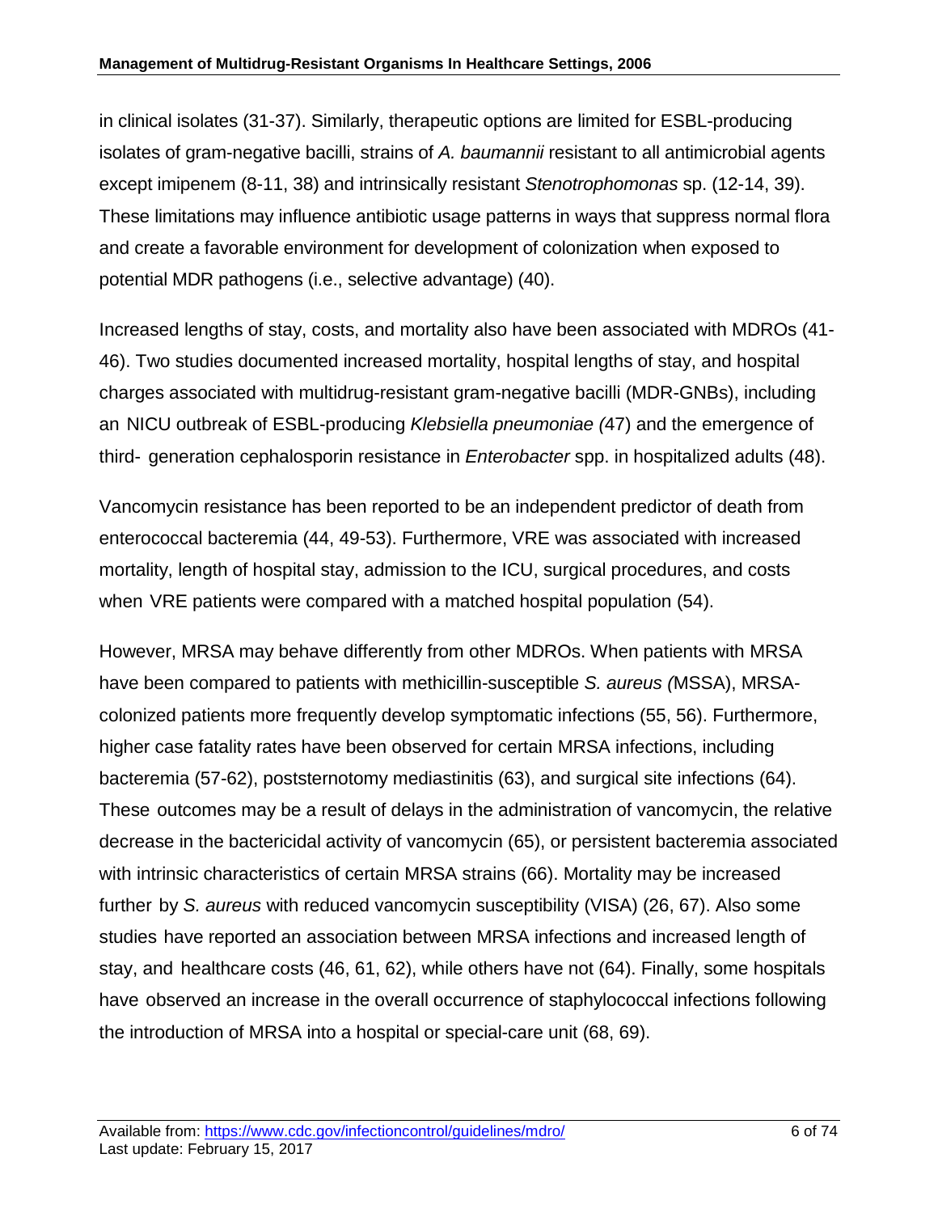in clinical isolates (31-37). Similarly, therapeutic options are limited for ESBL-producing isolates of gram-negative bacilli, strains of *A. baumannii* resistant to all antimicrobial agents except imipenem (8-11, 38) and intrinsically resistant *Stenotrophomonas* sp. (12-14, 39). These limitations may influence antibiotic usage patterns in ways that suppress normal flora and create a favorable environment for development of colonization when exposed to potential MDR pathogens (i.e., selective advantage) (40).

Increased lengths of stay, costs, and mortality also have been associated with MDROs (41-46). Two studies documented increased mortality, hospital lengths of stay, and hospital charges associated with multidrug-resistant gram-negative bacilli (MDR-GNBs), including an NICU outbreak of ESBL-producing *Klebsiella pneumoniae (*47) and the emergence of third- generation cephalosporin resistance in *Enterobacter* spp. in hospitalized adults (48).

Vancomycin resistance has been reported to be an independent predictor of death from enterococcal bacteremia (44, 49-53). Furthermore, VRE was associated with increased mortality, length of hospital stay, admission to the ICU, surgical procedures, and costs when VRE patients were compared with a matched hospital population (54).

However, MRSA may behave differently from other MDROs. When patients with MRSA have been compared to patients with methicillin-susceptible *S. aureus (*MSSA), MRSA-colonized patients more frequently develop symptomatic infections (55, 56). Furthermore, higher case fatality rates have been observed for certain MRSA infections, including bacteremia (57-62), poststernotomy mediastinitis (63), and surgical site infections (64). These outcomes may be a result of delays in the administration of vancomycin, the relative decrease in the bactericidal activity of vancomycin (65), or persistent bacteremia associated with intrinsic characteristics of certain MRSA strains (66). Mortality may be increased further by *S. aureus* with reduced vancomycin susceptibility (VISA) (26, 67). Also some studies have reported an association between MRSA infections and increased length of stay, and healthcare costs (46, 61, 62), while others have not (64). Finally, some hospitals have observed an increase in the overall occurrence of staphylococcal infections following the introduction of MRSA into a hospital or special-care unit (68, 69).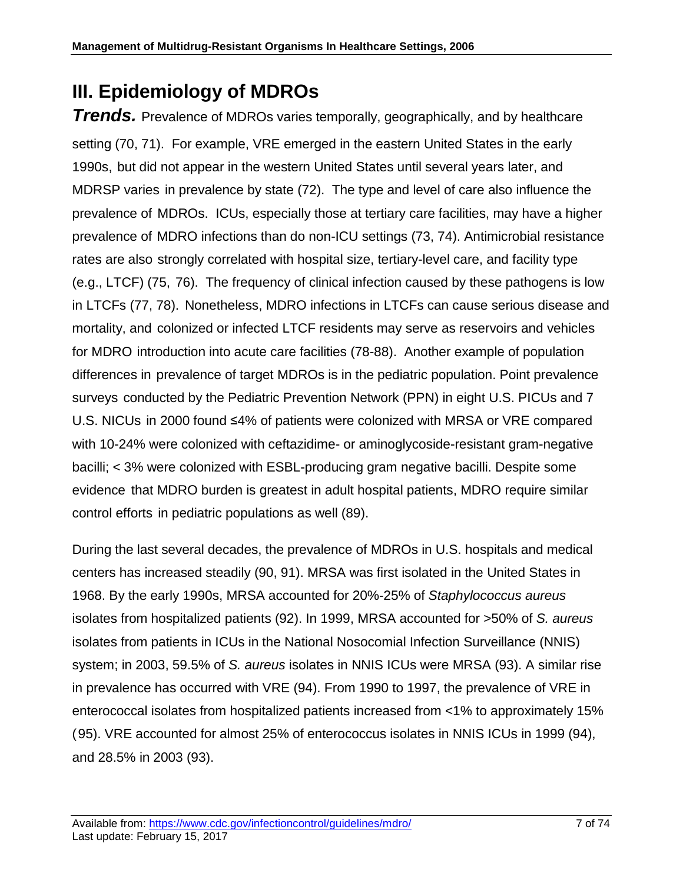# III. Epidemiology of MDROs

***Trends.*** Prevalence of MDROs varies temporally, geographically, and by healthcare setting (70, 71). For example, VRE emerged in the eastern United States in the early 1990s, but did not appear in the western United States until several years later, and MDRSP varies in prevalence by state (72). The type and level of care also influence the prevalence of MDROs. ICUs, especially those at tertiary care facilities, may have a higher prevalence of MDRO infections than do non-ICU settings (73, 74). Antimicrobial resistance rates are also strongly correlated with hospital size, tertiary-level care, and facility type (e.g., LTCF) (75, 76). The frequency of clinical infection caused by these pathogens is low in LTCFs (77, 78). Nonetheless, MDRO infections in LTCFs can cause serious disease and mortality, and colonized or infected LTCF residents may serve as reservoirs and vehicles for MDRO introduction into acute care facilities (78-88). Another example of population differences in prevalence of target MDROs is in the pediatric population. Point prevalence surveys conducted by the Pediatric Prevention Network (PPN) in eight U.S. PICUs and 7 U.S. NICUs in 2000 found ≤4% of patients were colonized with MRSA or VRE compared with 10-24% were colonized with ceftazidime- or aminoglycoside-resistant gram-negative bacilli; < 3% were colonized with ESBL-producing gram negative bacilli. Despite some evidence that MDRO burden is greatest in adult hospital patients, MDRO require similar control efforts in pediatric populations as well (89).

During the last several decades, the prevalence of MDROs in U.S. hospitals and medical centers has increased steadily (90, 91). MRSA was first isolated in the United States in 1968. By the early 1990s, MRSA accounted for 20%-25% of *Staphylococcus aureus* isolates from hospitalized patients (92). In 1999, MRSA accounted for >50% of *S. aureus* isolates from patients in ICUs in the National Nosocomial Infection Surveillance (NNIS) system; in 2003, 59.5% of *S. aureus* isolates in NNIS ICUs were MRSA (93). A similar rise in prevalence has occurred with VRE (94). From 1990 to 1997, the prevalence of VRE in enterococcal isolates from hospitalized patients increased from <1% to approximately 15% (95). VRE accounted for almost 25% of enterococcus isolates in NNIS ICUs in 1999 (94), and 28.5% in 2003 (93).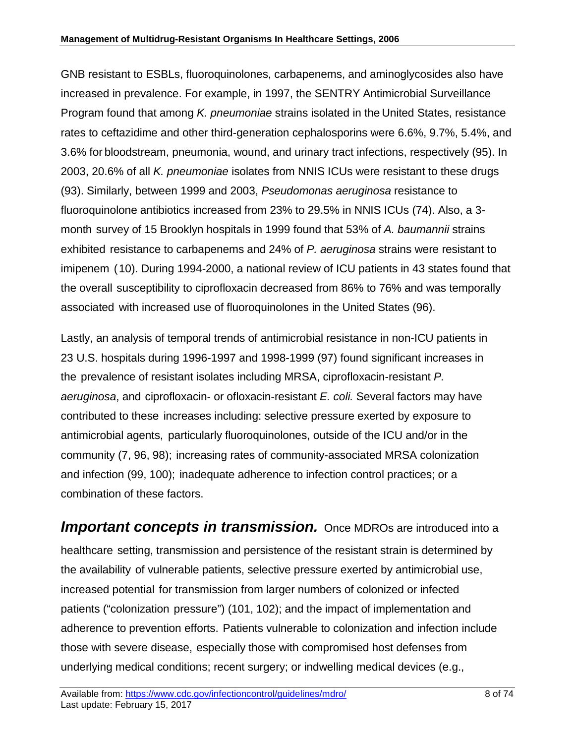GNB resistant to ESBLs, fluoroquinolones, carbapenems, and aminoglycosides also have increased in prevalence. For example, in 1997, the SENTRY Antimicrobial Surveillance Program found that among *K. pneumoniae* strains isolated in the United States, resistance rates to ceftazidime and other third-generation cephalosporins were 6.6%, 9.7%, 5.4%, and 3.6% for bloodstream, pneumonia, wound, and urinary tract infections, respectively (95). In 2003, 20.6% of all *K. pneumoniae* isolates from NNIS ICUs were resistant to these drugs (93). Similarly, between 1999 and 2003, *Pseudomonas aeruginosa* resistance to fluoroquinolone antibiotics increased from 23% to 29.5% in NNIS ICUs (74). Also, a 3-month survey of 15 Brooklyn hospitals in 1999 found that 53% of *A. baumannii* strains exhibited resistance to carbapenems and 24% of *P. aeruginosa* strains were resistant to imipenem (10). During 1994-2000, a national review of ICU patients in 43 states found that the overall susceptibility to ciprofloxacin decreased from 86% to 76% and was temporally associated with increased use of fluoroquinolones in the United States (96).

Lastly, an analysis of temporal trends of antimicrobial resistance in non-ICU patients in 23 U.S. hospitals during 1996-1997 and 1998-1999 (97) found significant increases in the prevalence of resistant isolates including MRSA, ciprofloxacin-resistant *P. aeruginosa*, and ciprofloxacin- or ofloxacin-resistant *E. coli.* Several factors may have contributed to these increases including: selective pressure exerted by exposure to antimicrobial agents, particularly fluoroquinolones, outside of the ICU and/or in the community (7, 96, 98); increasing rates of community-associated MRSA colonization and infection (99, 100); inadequate adherence to infection control practices; or a combination of these factors.

***Important concepts in transmission.*** Once MDROs are introduced into a healthcare setting, transmission and persistence of the resistant strain is determined by the availability of vulnerable patients, selective pressure exerted by antimicrobial use, increased potential for transmission from larger numbers of colonized or infected patients ("colonization pressure") (101, 102); and the impact of implementation and adherence to prevention efforts. Patients vulnerable to colonization and infection include those with severe disease, especially those with compromised host defenses from underlying medical conditions; recent surgery; or indwelling medical devices (e.g.,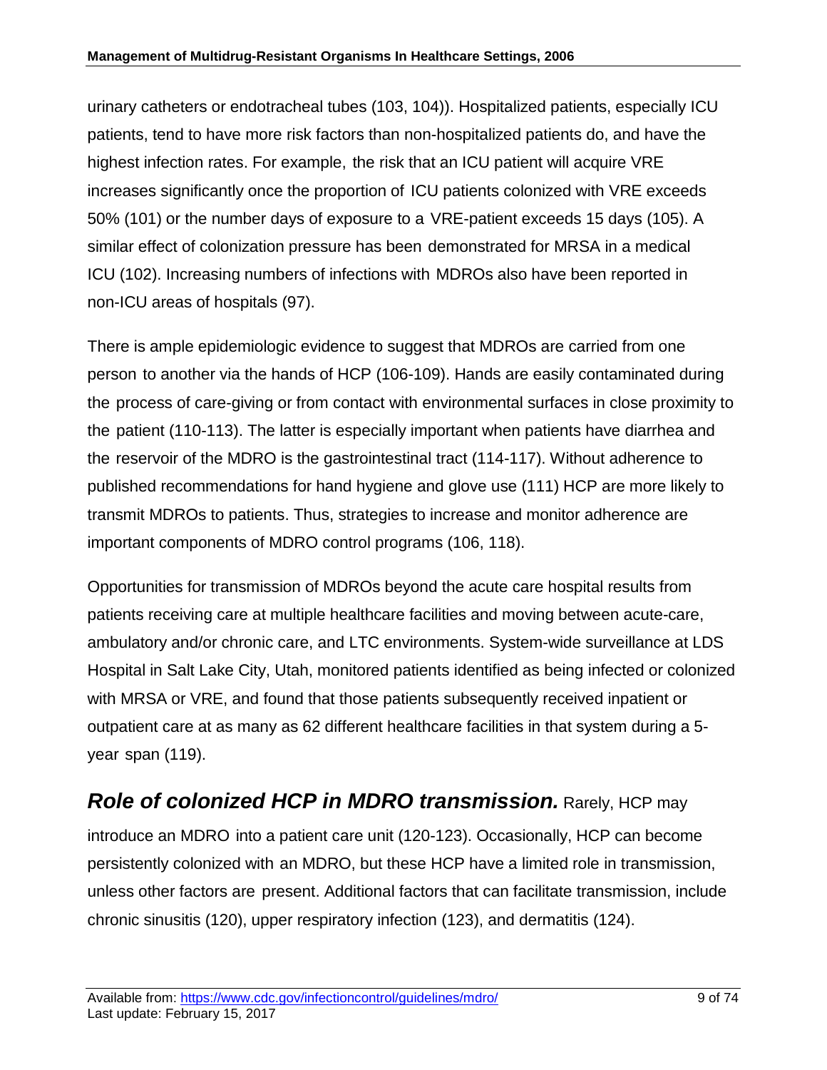urinary catheters or endotracheal tubes (103, 104)). Hospitalized patients, especially ICU patients, tend to have more risk factors than non-hospitalized patients do, and have the highest infection rates. For example, the risk that an ICU patient will acquire VRE increases significantly once the proportion of ICU patients colonized with VRE exceeds 50% (101) or the number days of exposure to a VRE-patient exceeds 15 days (105). A similar effect of colonization pressure has been demonstrated for MRSA in a medical ICU (102). Increasing numbers of infections with MDROs also have been reported in non-ICU areas of hospitals (97).

There is ample epidemiologic evidence to suggest that MDROs are carried from one person to another via the hands of HCP (106-109). Hands are easily contaminated during the process of care-giving or from contact with environmental surfaces in close proximity to the patient (110-113). The latter is especially important when patients have diarrhea and the reservoir of the MDRO is the gastrointestinal tract (114-117). Without adherence to published recommendations for hand hygiene and glove use (111) HCP are more likely to transmit MDROs to patients. Thus, strategies to increase and monitor adherence are important components of MDRO control programs (106, 118).

Opportunities for transmission of MDROs beyond the acute care hospital results from patients receiving care at multiple healthcare facilities and moving between acute-care, ambulatory and/or chronic care, and LTC environments. System-wide surveillance at LDS Hospital in Salt Lake City, Utah, monitored patients identified as being infected or colonized with MRSA or VRE, and found that those patients subsequently received inpatient or outpatient care at as many as 62 different healthcare facilities in that system during a 5-year span (119).

***Role of colonized HCP in MDRO transmission.*** Rarely, HCP may introduce an MDRO into a patient care unit (120-123). Occasionally, HCP can become persistently colonized with an MDRO, but these HCP have a limited role in transmission, unless other factors are present. Additional factors that can facilitate transmission, include chronic sinusitis (120), upper respiratory infection (123), and dermatitis (124).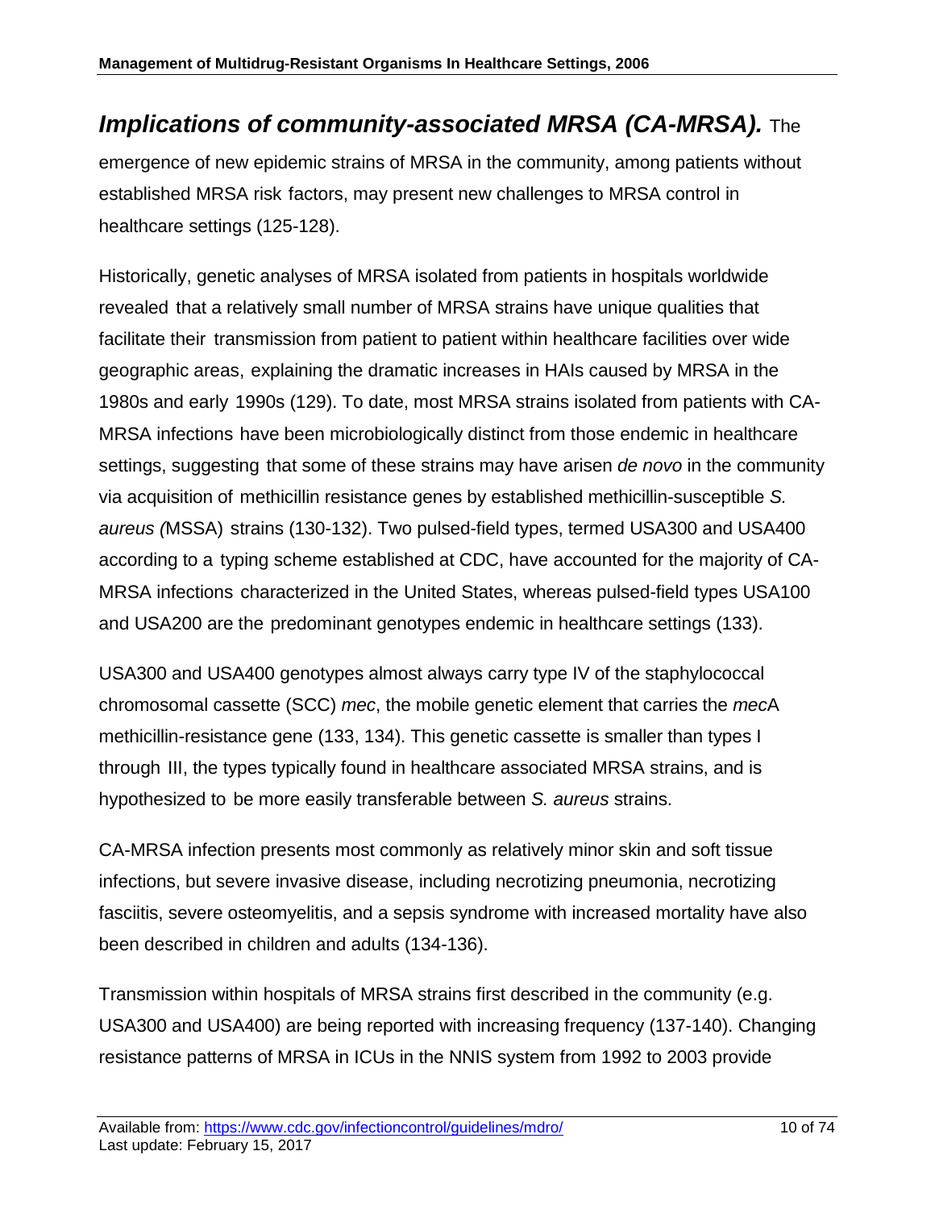***Implications of community-associated MRSA (CA-MRSA).*** The emergence of new epidemic strains of MRSA in the community, among patients without established MRSA risk factors, may present new challenges to MRSA control in healthcare settings (125-128).

Historically, genetic analyses of MRSA isolated from patients in hospitals worldwide revealed that a relatively small number of MRSA strains have unique qualities that facilitate their transmission from patient to patient within healthcare facilities over wide geographic areas, explaining the dramatic increases in HAIs caused by MRSA in the 1980s and early 1990s (129). To date, most MRSA strains isolated from patients with CA-MRSA infections have been microbiologically distinct from those endemic in healthcare settings, suggesting that some of these strains may have arisen *de novo* in the community via acquisition of methicillin resistance genes by established methicillin-susceptible *S. aureus (*MSSA) strains (130-132). Two pulsed-field types, termed USA300 and USA400 according to a typing scheme established at CDC, have accounted for the majority of CA-MRSA infections characterized in the United States, whereas pulsed-field types USA100 and USA200 are the predominant genotypes endemic in healthcare settings (133).

USA300 and USA400 genotypes almost always carry type IV of the staphylococcal chromosomal cassette (SCC) *mec*, the mobile genetic element that carries the *mec*A methicillin-resistance gene (133, 134). This genetic cassette is smaller than types I through III, the types typically found in healthcare associated MRSA strains, and is hypothesized to be more easily transferable between *S. aureus* strains.

CA-MRSA infection presents most commonly as relatively minor skin and soft tissue infections, but severe invasive disease, including necrotizing pneumonia, necrotizing fasciitis, severe osteomyelitis, and a sepsis syndrome with increased mortality have also been described in children and adults (134-136).

Transmission within hospitals of MRSA strains first described in the community (e.g. USA300 and USA400) are being reported with increasing frequency (137-140). Changing resistance patterns of MRSA in ICUs in the NNIS system from 1992 to 2003 provide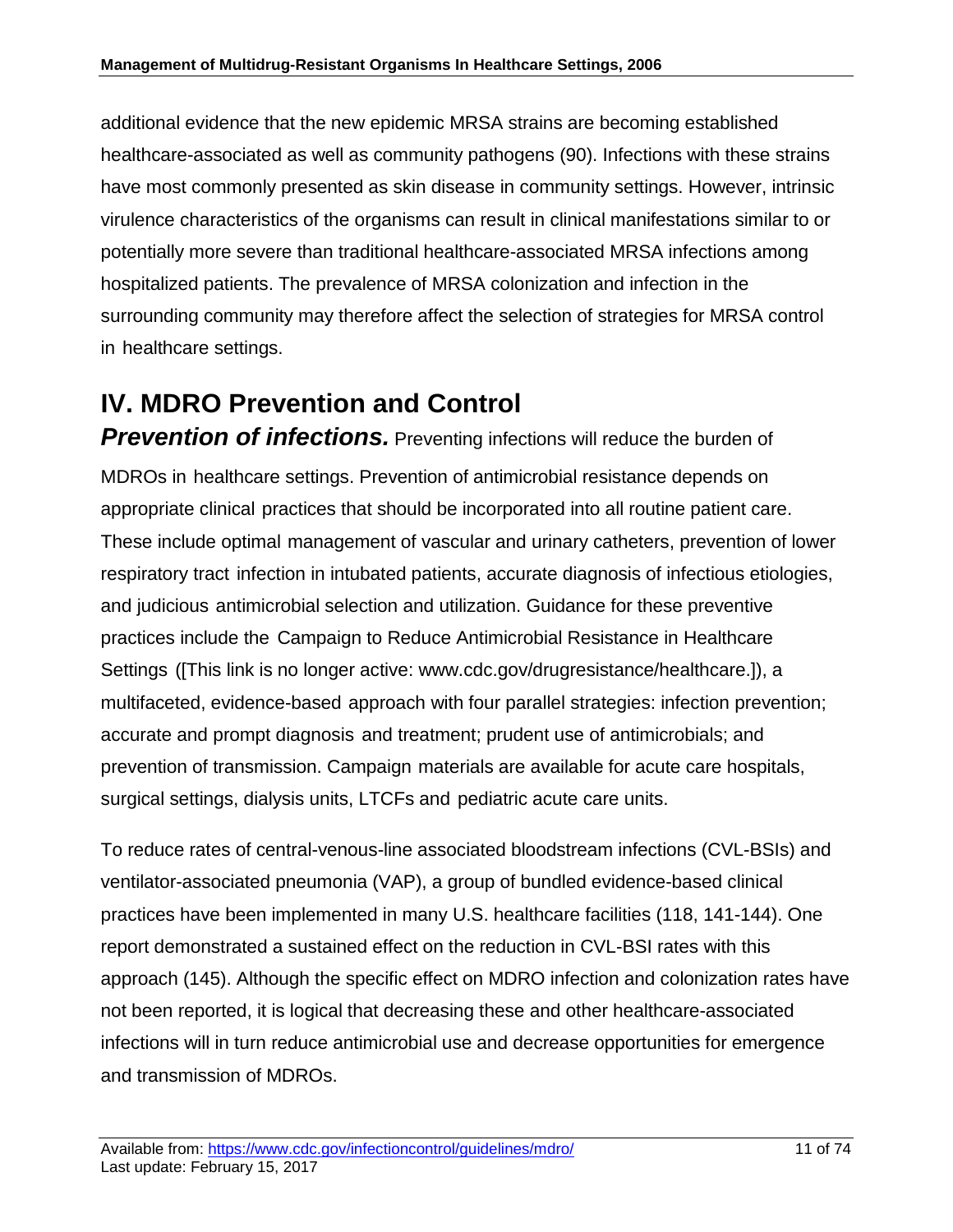additional evidence that the new epidemic MRSA strains are becoming established healthcare-associated as well as community pathogens (90). Infections with these strains have most commonly presented as skin disease in community settings. However, intrinsic virulence characteristics of the organisms can result in clinical manifestations similar to or potentially more severe than traditional healthcare-associated MRSA infections among hospitalized patients. The prevalence of MRSA colonization and infection in the surrounding community may therefore affect the selection of strategies for MRSA control in healthcare settings.

# IV. MDRO Prevention and Control

***Prevention of infections.*** Preventing infections will reduce the burden of MDROs in healthcare settings. Prevention of antimicrobial resistance depends on appropriate clinical practices that should be incorporated into all routine patient care. These include optimal management of vascular and urinary catheters, prevention of lower respiratory tract infection in intubated patients, accurate diagnosis of infectious etiologies, and judicious antimicrobial selection and utilization. Guidance for these preventive practices include the Campaign to Reduce Antimicrobial Resistance in Healthcare Settings ([This link is no longer active: www.cdc.gov/drugresistance/healthcare.]), a multifaceted, evidence-based approach with four parallel strategies: infection prevention; accurate and prompt diagnosis and treatment; prudent use of antimicrobials; and prevention of transmission. Campaign materials are available for acute care hospitals, surgical settings, dialysis units, LTCFs and pediatric acute care units.

To reduce rates of central-venous-line associated bloodstream infections (CVL-BSIs) and ventilator-associated pneumonia (VAP), a group of bundled evidence-based clinical practices have been implemented in many U.S. healthcare facilities (118, 141-144). One report demonstrated a sustained effect on the reduction in CVL-BSI rates with this approach (145). Although the specific effect on MDRO infection and colonization rates have not been reported, it is logical that decreasing these and other healthcare-associated infections will in turn reduce antimicrobial use and decrease opportunities for emergence and transmission of MDROs.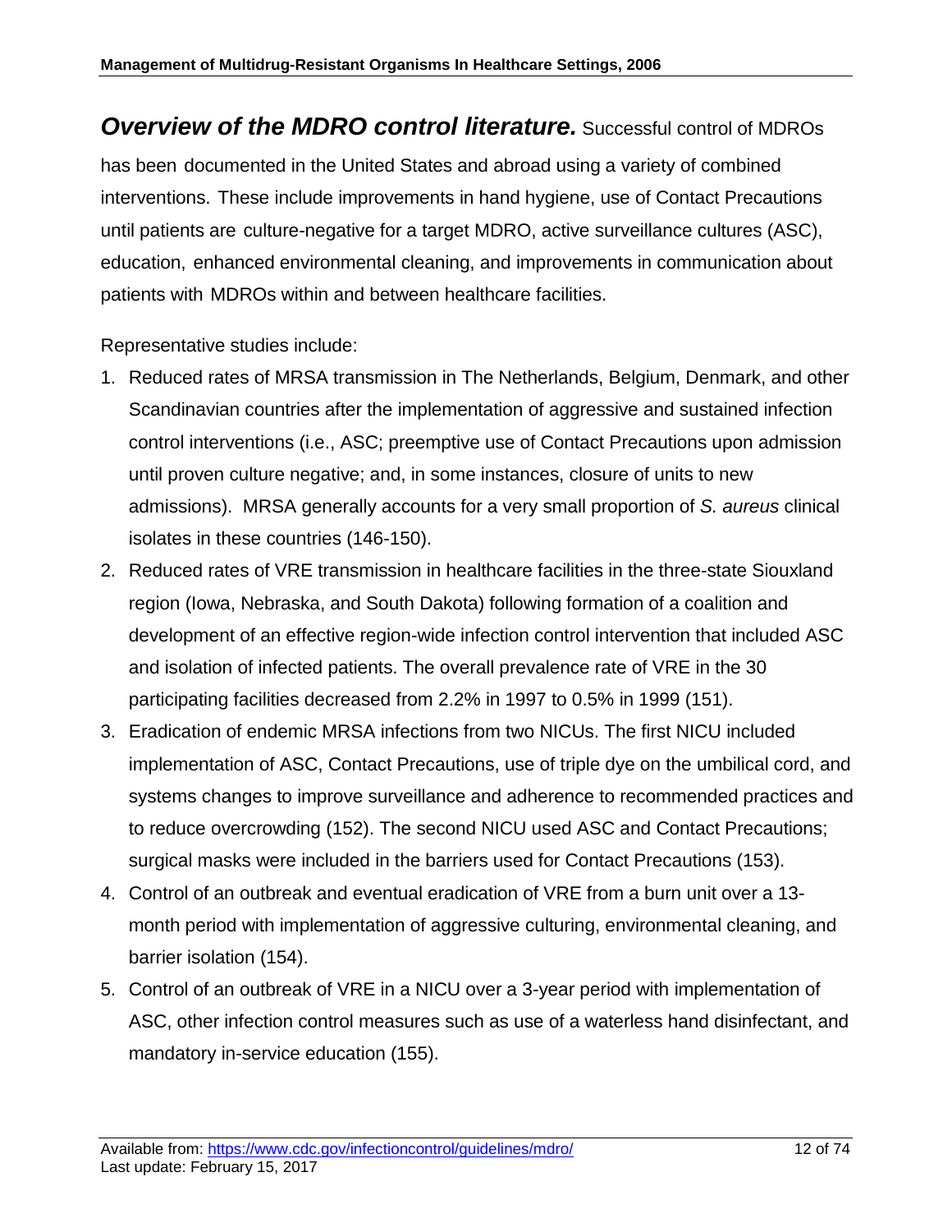***Overview of the MDRO control literature.*** Successful control of MDROs has been documented in the United States and abroad using a variety of combined interventions. These include improvements in hand hygiene, use of Contact Precautions until patients are culture-negative for a target MDRO, active surveillance cultures (ASC), education, enhanced environmental cleaning, and improvements in communication about patients with MDROs within and between healthcare facilities.

Representative studies include:

1. Reduced rates of MRSA transmission in The Netherlands, Belgium, Denmark, and other Scandinavian countries after the implementation of aggressive and sustained infection control interventions (i.e., ASC; preemptive use of Contact Precautions upon admission until proven culture negative; and, in some instances, closure of units to new admissions). MRSA generally accounts for a very small proportion of *S. aureus* clinical isolates in these countries (146-150).
2. Reduced rates of VRE transmission in healthcare facilities in the three-state Siouxland region (Iowa, Nebraska, and South Dakota) following formation of a coalition and development of an effective region-wide infection control intervention that included ASC and isolation of infected patients. The overall prevalence rate of VRE in the 30 participating facilities decreased from 2.2% in 1997 to 0.5% in 1999 (151).
3. Eradication of endemic MRSA infections from two NICUs. The first NICU included implementation of ASC, Contact Precautions, use of triple dye on the umbilical cord, and systems changes to improve surveillance and adherence to recommended practices and to reduce overcrowding (152). The second NICU used ASC and Contact Precautions; surgical masks were included in the barriers used for Contact Precautions (153).
4. Control of an outbreak and eventual eradication of VRE from a burn unit over a 13-month period with implementation of aggressive culturing, environmental cleaning, and barrier isolation (154).
5. Control of an outbreak of VRE in a NICU over a 3-year period with implementation of ASC, other infection control measures such as use of a waterless hand disinfectant, and mandatory in-service education (155).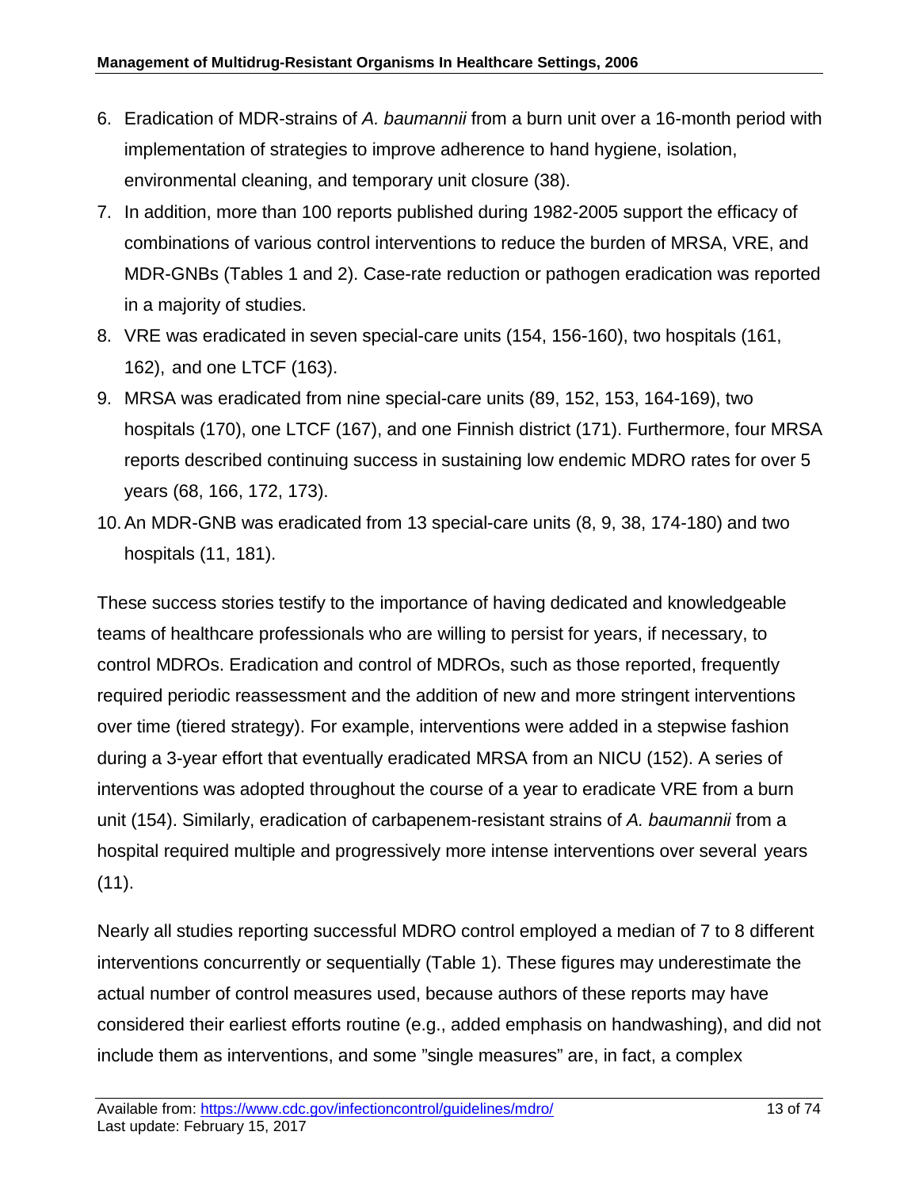6. Eradication of MDR-strains of *A. baumannii* from a burn unit over a 16-month period with implementation of strategies to improve adherence to hand hygiene, isolation, environmental cleaning, and temporary unit closure (38).
7. In addition, more than 100 reports published during 1982-2005 support the efficacy of combinations of various control interventions to reduce the burden of MRSA, VRE, and MDR-GNBs (Tables 1 and 2). Case-rate reduction or pathogen eradication was reported in a majority of studies.
8. VRE was eradicated in seven special-care units (154, 156-160), two hospitals (161, 162), and one LTCF (163).
9. MRSA was eradicated from nine special-care units (89, 152, 153, 164-169), two hospitals (170), one LTCF (167), and one Finnish district (171). Furthermore, four MRSA reports described continuing success in sustaining low endemic MDRO rates for over 5 years (68, 166, 172, 173).
10. An MDR-GNB was eradicated from 13 special-care units (8, 9, 38, 174-180) and two hospitals (11, 181).

These success stories testify to the importance of having dedicated and knowledgeable teams of healthcare professionals who are willing to persist for years, if necessary, to control MDROs. Eradication and control of MDROs, such as those reported, frequently required periodic reassessment and the addition of new and more stringent interventions over time (tiered strategy). For example, interventions were added in a stepwise fashion during a 3-year effort that eventually eradicated MRSA from an NICU (152). A series of interventions was adopted throughout the course of a year to eradicate VRE from a burn unit (154). Similarly, eradication of carbapenem-resistant strains of *A. baumannii* from a hospital required multiple and progressively more intense interventions over several years (11).

Nearly all studies reporting successful MDRO control employed a median of 7 to 8 different interventions concurrently or sequentially (Table 1). These figures may underestimate the actual number of control measures used, because authors of these reports may have considered their earliest efforts routine (e.g., added emphasis on handwashing), and did not include them as interventions, and some "single measures" are, in fact, a complex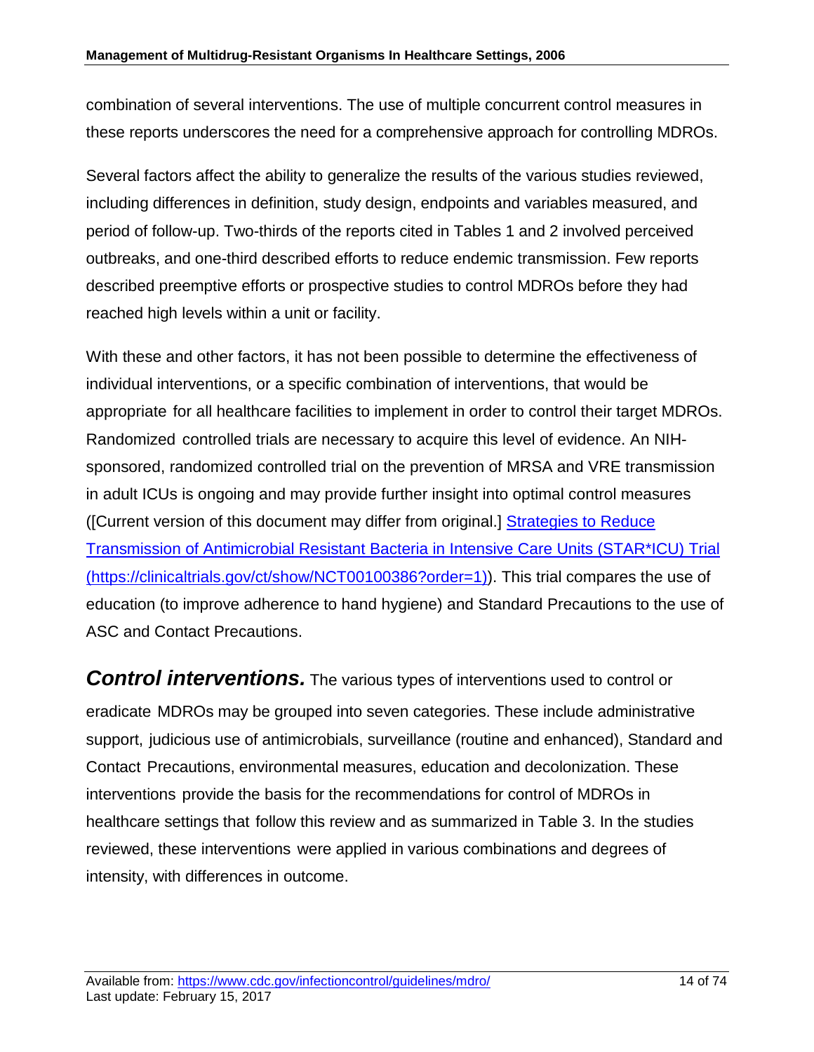combination of several interventions. The use of multiple concurrent control measures in these reports underscores the need for a comprehensive approach for controlling MDROs.

Several factors affect the ability to generalize the results of the various studies reviewed, including differences in definition, study design, endpoints and variables measured, and period of follow-up. Two-thirds of the reports cited in Tables 1 and 2 involved perceived outbreaks, and one-third described efforts to reduce endemic transmission. Few reports described preemptive efforts or prospective studies to control MDROs before they had reached high levels within a unit or facility.

With these and other factors, it has not been possible to determine the effectiveness of individual interventions, or a specific combination of interventions, that would be appropriate for all healthcare facilities to implement in order to control their target MDROs. Randomized controlled trials are necessary to acquire this level of evidence. An NIH-sponsored, randomized controlled trial on the prevention of MRSA and VRE transmission in adult ICUs is ongoing and may provide further insight into optimal control measures ([Current version of this document may differ from original.] [Strategies to Reduce Transmission of Antimicrobial Resistant Bacteria in Intensive Care Units (STAR*ICU) Trial (https://clinicaltrials.gov/ct/show/NCT00100386?order=1)](https://clinicaltrials.gov/ct/show/NCT00100386?order=1)). This trial compares the use of education (to improve adherence to hand hygiene) and Standard Precautions to the use of ASC and Contact Precautions.

***Control interventions.*** The various types of interventions used to control or eradicate MDROs may be grouped into seven categories. These include administrative support, judicious use of antimicrobials, surveillance (routine and enhanced), Standard and Contact Precautions, environmental measures, education and decolonization. These interventions provide the basis for the recommendations for control of MDROs in healthcare settings that follow this review and as summarized in Table 3. In the studies reviewed, these interventions were applied in various combinations and degrees of intensity, with differences in outcome.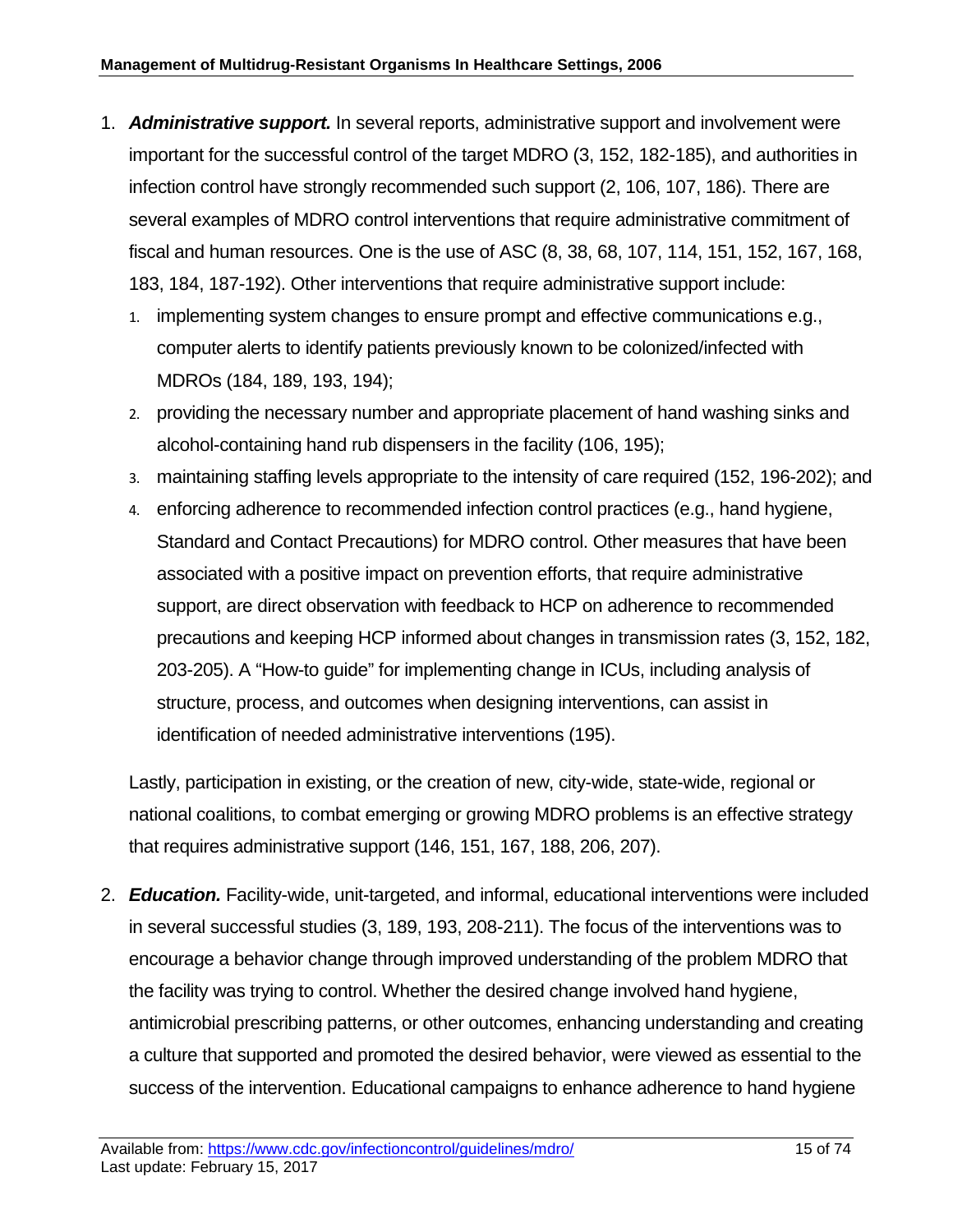1. ***Administrative support.*** In several reports, administrative support and involvement were important for the successful control of the target MDRO (3, 152, 182-185), and authorities in infection control have strongly recommended such support (2, 106, 107, 186). There are several examples of MDRO control interventions that require administrative commitment of fiscal and human resources. One is the use of ASC (8, 38, 68, 107, 114, 151, 152, 167, 168, 183, 184, 187-192). Other interventions that require administrative support include:
   1. implementing system changes to ensure prompt and effective communications e.g., computer alerts to identify patients previously known to be colonized/infected with MDROs (184, 189, 193, 194);
   2. providing the necessary number and appropriate placement of hand washing sinks and alcohol-containing hand rub dispensers in the facility (106, 195);
   3. maintaining staffing levels appropriate to the intensity of care required (152, 196-202); and
   4. enforcing adherence to recommended infection control practices (e.g., hand hygiene, Standard and Contact Precautions) for MDRO control. Other measures that have been associated with a positive impact on prevention efforts, that require administrative support, are direct observation with feedback to HCP on adherence to recommended precautions and keeping HCP informed about changes in transmission rates (3, 152, 182, 203-205). A "How-to guide" for implementing change in ICUs, including analysis of structure, process, and outcomes when designing interventions, can assist in identification of needed administrative interventions (195).

   Lastly, participation in existing, or the creation of new, city-wide, state-wide, regional or national coalitions, to combat emerging or growing MDRO problems is an effective strategy that requires administrative support (146, 151, 167, 188, 206, 207).

2. ***Education.*** Facility-wide, unit-targeted, and informal, educational interventions were included in several successful studies (3, 189, 193, 208-211). The focus of the interventions was to encourage a behavior change through improved understanding of the problem MDRO that the facility was trying to control. Whether the desired change involved hand hygiene, antimicrobial prescribing patterns, or other outcomes, enhancing understanding and creating a culture that supported and promoted the desired behavior, were viewed as essential to the success of the intervention. Educational campaigns to enhance adherence to hand hygiene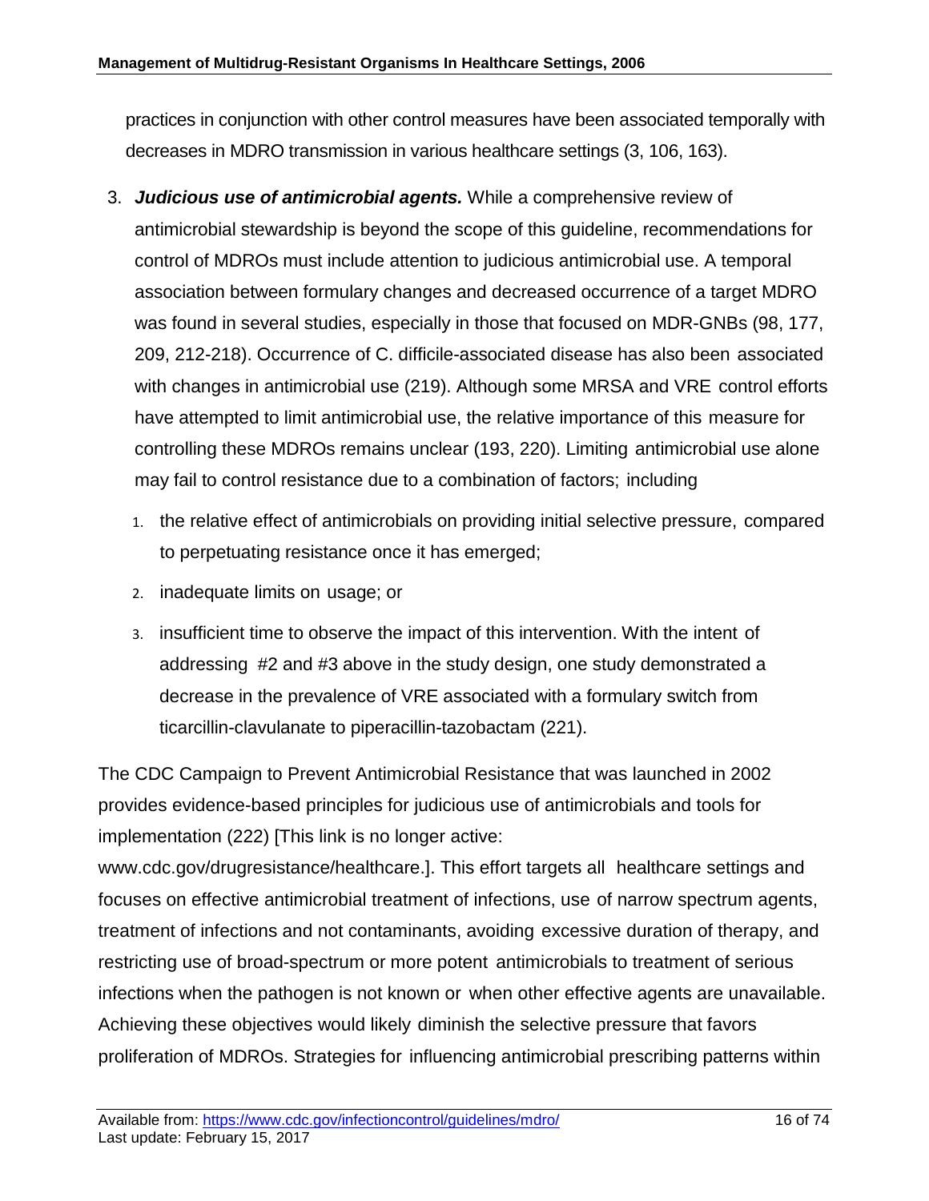practices in conjunction with other control measures have been associated temporally with decreases in MDRO transmission in various healthcare settings (3, 106, 163).

3. ***Judicious use of antimicrobial agents.*** While a comprehensive review of antimicrobial stewardship is beyond the scope of this guideline, recommendations for control of MDROs must include attention to judicious antimicrobial use. A temporal association between formulary changes and decreased occurrence of a target MDRO was found in several studies, especially in those that focused on MDR-GNBs (98, 177, 209, 212-218). Occurrence of C. difficile-associated disease has also been associated with changes in antimicrobial use (219). Although some MRSA and VRE control efforts have attempted to limit antimicrobial use, the relative importance of this measure for controlling these MDROs remains unclear (193, 220). Limiting antimicrobial use alone may fail to control resistance due to a combination of factors; including

    1. the relative effect of antimicrobials on providing initial selective pressure, compared to perpetuating resistance once it has emerged;
    2. inadequate limits on usage; or
    3. insufficient time to observe the impact of this intervention. With the intent of addressing #2 and #3 above in the study design, one study demonstrated a decrease in the prevalence of VRE associated with a formulary switch from ticarcillin-clavulanate to piperacillin-tazobactam (221).

The CDC Campaign to Prevent Antimicrobial Resistance that was launched in 2002 provides evidence-based principles for judicious use of antimicrobials and tools for implementation (222) [This link is no longer active: www.cdc.gov/drugresistance/healthcare.]. This effort targets all healthcare settings and focuses on effective antimicrobial treatment of infections, use of narrow spectrum agents, treatment of infections and not contaminants, avoiding excessive duration of therapy, and restricting use of broad-spectrum or more potent antimicrobials to treatment of serious infections when the pathogen is not known or when other effective agents are unavailable. Achieving these objectives would likely diminish the selective pressure that favors proliferation of MDROs. Strategies for influencing antimicrobial prescribing patterns within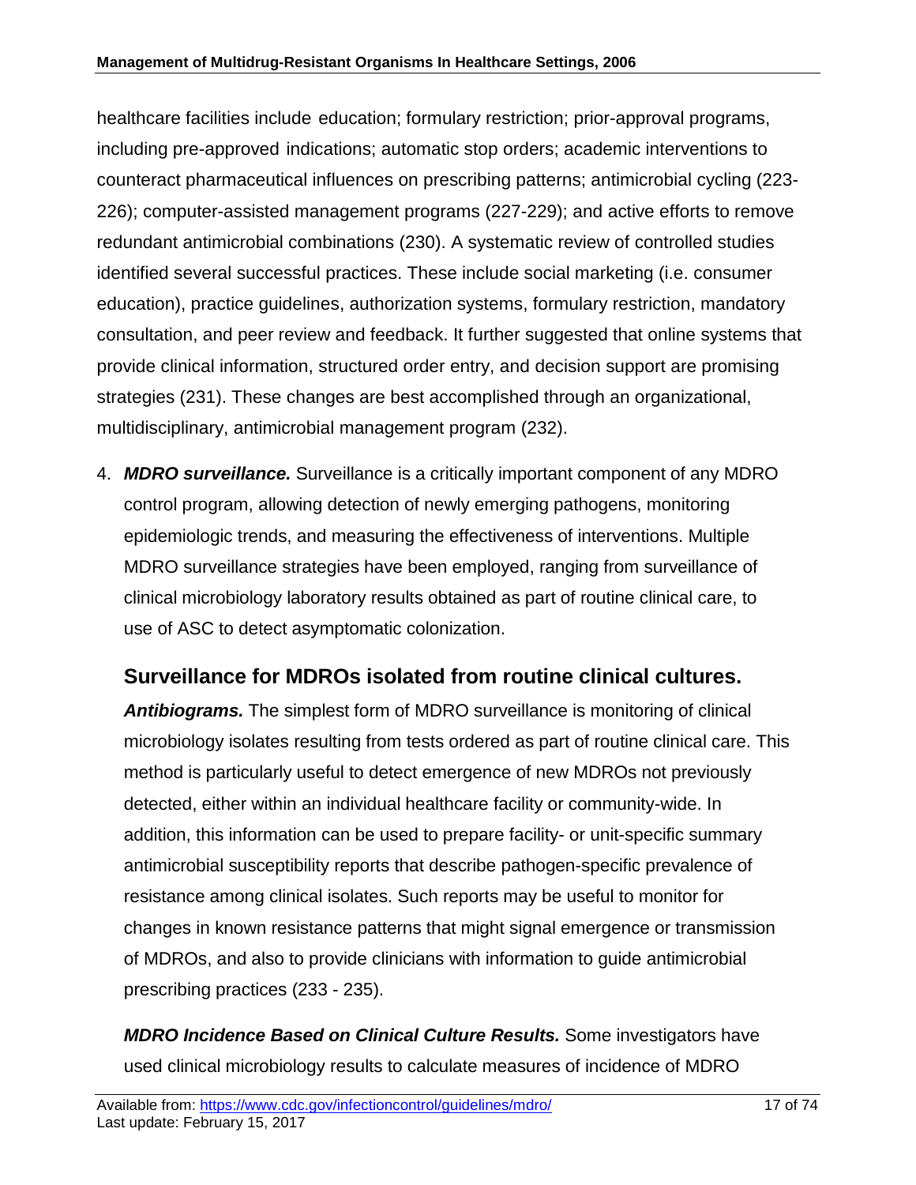healthcare facilities include education; formulary restriction; prior-approval programs, including pre-approved indications; automatic stop orders; academic interventions to counteract pharmaceutical influences on prescribing patterns; antimicrobial cycling (223-226); computer-assisted management programs (227-229); and active efforts to remove redundant antimicrobial combinations (230). A systematic review of controlled studies identified several successful practices. These include social marketing (i.e. consumer education), practice guidelines, authorization systems, formulary restriction, mandatory consultation, and peer review and feedback. It further suggested that online systems that provide clinical information, structured order entry, and decision support are promising strategies (231). These changes are best accomplished through an organizational, multidisciplinary, antimicrobial management program (232).

4. ***MDRO surveillance.*** Surveillance is a critically important component of any MDRO control program, allowing detection of newly emerging pathogens, monitoring epidemiologic trends, and measuring the effectiveness of interventions. Multiple MDRO surveillance strategies have been employed, ranging from surveillance of clinical microbiology laboratory results obtained as part of routine clinical care, to use of ASC to detect asymptomatic colonization.

## Surveillance for MDROs isolated from routine clinical cultures.

***Antibiograms.*** The simplest form of MDRO surveillance is monitoring of clinical microbiology isolates resulting from tests ordered as part of routine clinical care. This method is particularly useful to detect emergence of new MDROs not previously detected, either within an individual healthcare facility or community-wide. In addition, this information can be used to prepare facility- or unit-specific summary antimicrobial susceptibility reports that describe pathogen-specific prevalence of resistance among clinical isolates. Such reports may be useful to monitor for changes in known resistance patterns that might signal emergence or transmission of MDROs, and also to provide clinicians with information to guide antimicrobial prescribing practices (233 - 235).

***MDRO Incidence Based on Clinical Culture Results.*** Some investigators have used clinical microbiology results to calculate measures of incidence of MDRO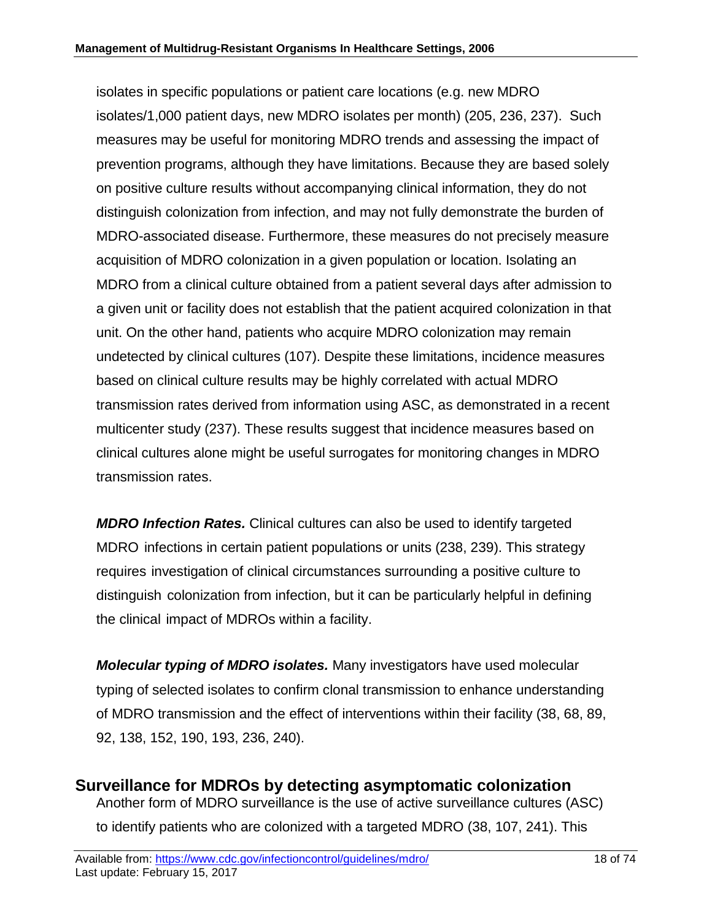isolates in specific populations or patient care locations (e.g. new MDRO isolates/1,000 patient days, new MDRO isolates per month) (205, 236, 237). Such measures may be useful for monitoring MDRO trends and assessing the impact of prevention programs, although they have limitations. Because they are based solely on positive culture results without accompanying clinical information, they do not distinguish colonization from infection, and may not fully demonstrate the burden of MDRO-associated disease. Furthermore, these measures do not precisely measure acquisition of MDRO colonization in a given population or location. Isolating an MDRO from a clinical culture obtained from a patient several days after admission to a given unit or facility does not establish that the patient acquired colonization in that unit. On the other hand, patients who acquire MDRO colonization may remain undetected by clinical cultures (107). Despite these limitations, incidence measures based on clinical culture results may be highly correlated with actual MDRO transmission rates derived from information using ASC, as demonstrated in a recent multicenter study (237). These results suggest that incidence measures based on clinical cultures alone might be useful surrogates for monitoring changes in MDRO transmission rates.

***MDRO Infection Rates.*** Clinical cultures can also be used to identify targeted MDRO infections in certain patient populations or units (238, 239). This strategy requires investigation of clinical circumstances surrounding a positive culture to distinguish colonization from infection, but it can be particularly helpful in defining the clinical impact of MDROs within a facility.

***Molecular typing of MDRO isolates.*** Many investigators have used molecular typing of selected isolates to confirm clonal transmission to enhance understanding of MDRO transmission and the effect of interventions within their facility (38, 68, 89, 92, 138, 152, 190, 193, 236, 240).

## Surveillance for MDROs by detecting asymptomatic colonization

Another form of MDRO surveillance is the use of active surveillance cultures (ASC) to identify patients who are colonized with a targeted MDRO (38, 107, 241). This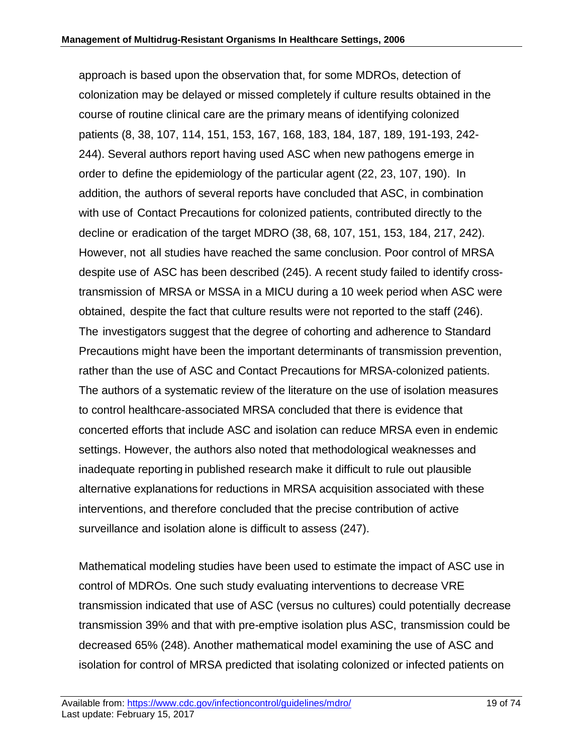approach is based upon the observation that, for some MDROs, detection of colonization may be delayed or missed completely if culture results obtained in the course of routine clinical care are the primary means of identifying colonized patients (8, 38, 107, 114, 151, 153, 167, 168, 183, 184, 187, 189, 191-193, 242-244). Several authors report having used ASC when new pathogens emerge in order to define the epidemiology of the particular agent (22, 23, 107, 190). In addition, the authors of several reports have concluded that ASC, in combination with use of Contact Precautions for colonized patients, contributed directly to the decline or eradication of the target MDRO (38, 68, 107, 151, 153, 184, 217, 242). However, not all studies have reached the same conclusion. Poor control of MRSA despite use of ASC has been described (245). A recent study failed to identify cross-transmission of MRSA or MSSA in a MICU during a 10 week period when ASC were obtained, despite the fact that culture results were not reported to the staff (246). The investigators suggest that the degree of cohorting and adherence to Standard Precautions might have been the important determinants of transmission prevention, rather than the use of ASC and Contact Precautions for MRSA-colonized patients. The authors of a systematic review of the literature on the use of isolation measures to control healthcare-associated MRSA concluded that there is evidence that concerted efforts that include ASC and isolation can reduce MRSA even in endemic settings. However, the authors also noted that methodological weaknesses and inadequate reporting in published research make it difficult to rule out plausible alternative explanations for reductions in MRSA acquisition associated with these interventions, and therefore concluded that the precise contribution of active surveillance and isolation alone is difficult to assess (247).

Mathematical modeling studies have been used to estimate the impact of ASC use in control of MDROs. One such study evaluating interventions to decrease VRE transmission indicated that use of ASC (versus no cultures) could potentially decrease transmission 39% and that with pre-emptive isolation plus ASC, transmission could be decreased 65% (248). Another mathematical model examining the use of ASC and isolation for control of MRSA predicted that isolating colonized or infected patients on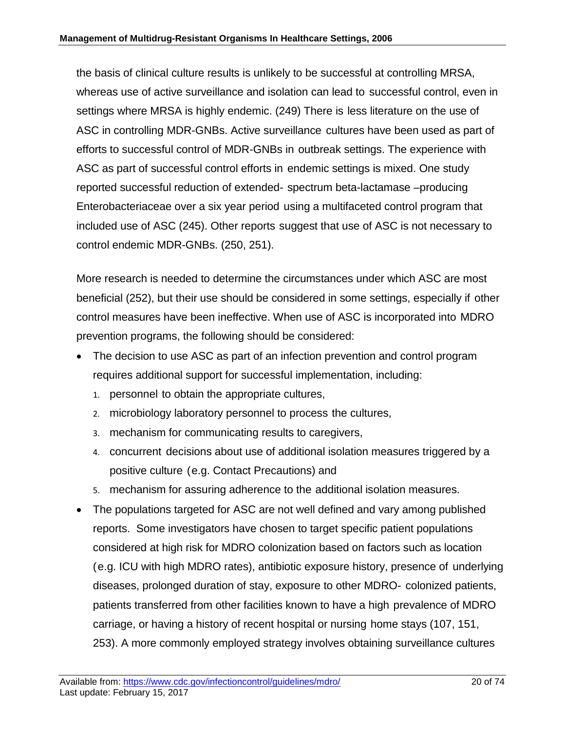the basis of clinical culture results is unlikely to be successful at controlling MRSA, whereas use of active surveillance and isolation can lead to successful control, even in settings where MRSA is highly endemic. (249) There is less literature on the use of ASC in controlling MDR-GNBs. Active surveillance cultures have been used as part of efforts to successful control of MDR-GNBs in outbreak settings. The experience with ASC as part of successful control efforts in endemic settings is mixed. One study reported successful reduction of extended- spectrum beta-lactamase –producing Enterobacteriaceae over a six year period using a multifaceted control program that included use of ASC (245). Other reports suggest that use of ASC is not necessary to control endemic MDR-GNBs. (250, 251).

More research is needed to determine the circumstances under which ASC are most beneficial (252), but their use should be considered in some settings, especially if other control measures have been ineffective. When use of ASC is incorporated into MDRO prevention programs, the following should be considered:

- The decision to use ASC as part of an infection prevention and control program requires additional support for successful implementation, including:
  1. personnel to obtain the appropriate cultures,
  2. microbiology laboratory personnel to process the cultures,
  3. mechanism for communicating results to caregivers,
  4. concurrent decisions about use of additional isolation measures triggered by a positive culture (e.g. Contact Precautions) and
  5. mechanism for assuring adherence to the additional isolation measures.
- The populations targeted for ASC are not well defined and vary among published reports. Some investigators have chosen to target specific patient populations considered at high risk for MDRO colonization based on factors such as location (e.g. ICU with high MDRO rates), antibiotic exposure history, presence of underlying diseases, prolonged duration of stay, exposure to other MDRO- colonized patients, patients transferred from other facilities known to have a high prevalence of MDRO carriage, or having a history of recent hospital or nursing home stays (107, 151, 253). A more commonly employed strategy involves obtaining surveillance cultures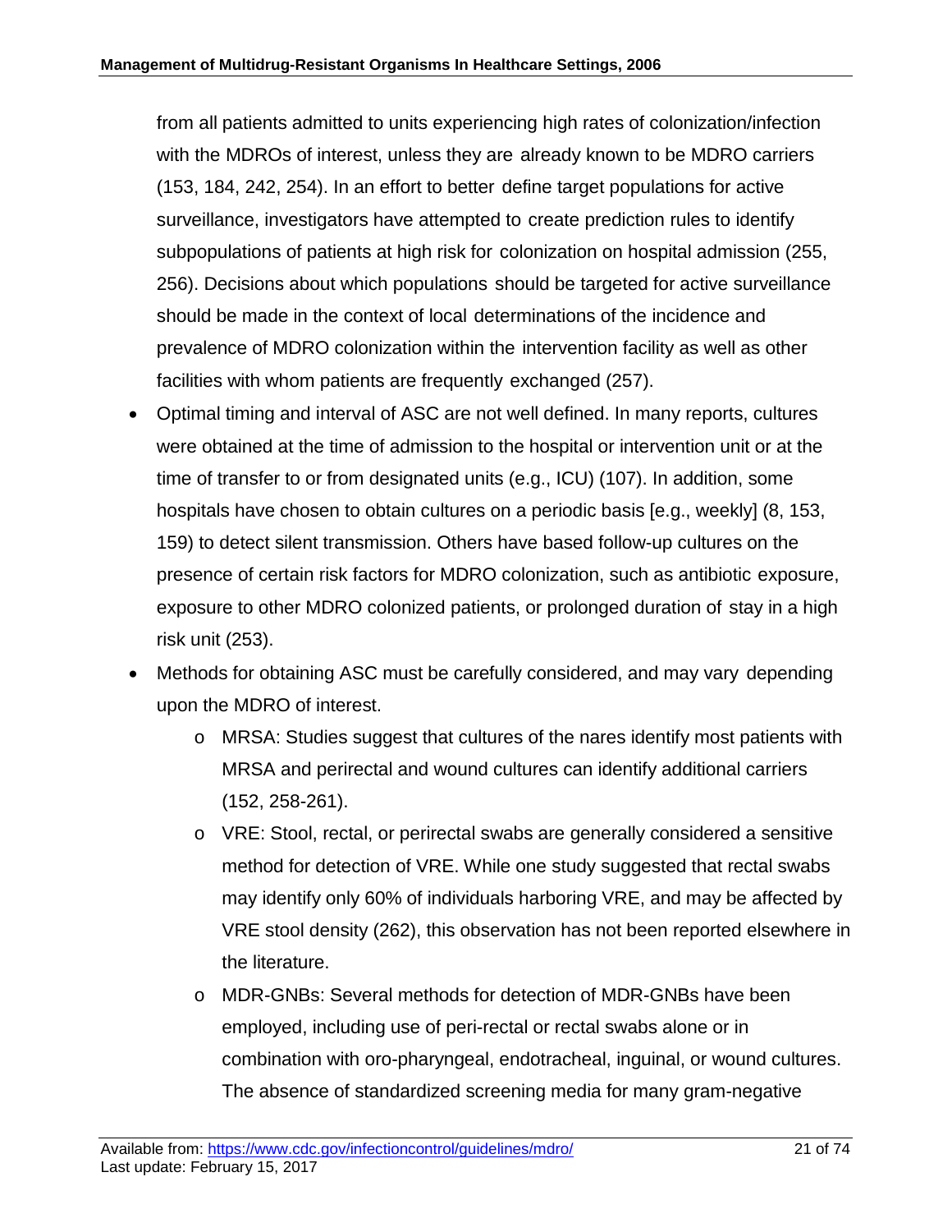from all patients admitted to units experiencing high rates of colonization/infection with the MDROs of interest, unless they are already known to be MDRO carriers (153, 184, 242, 254). In an effort to better define target populations for active surveillance, investigators have attempted to create prediction rules to identify subpopulations of patients at high risk for colonization on hospital admission (255, 256). Decisions about which populations should be targeted for active surveillance should be made in the context of local determinations of the incidence and prevalence of MDRO colonization within the intervention facility as well as other facilities with whom patients are frequently exchanged (257).

- Optimal timing and interval of ASC are not well defined. In many reports, cultures were obtained at the time of admission to the hospital or intervention unit or at the time of transfer to or from designated units (e.g., ICU) (107). In addition, some hospitals have chosen to obtain cultures on a periodic basis [e.g., weekly] (8, 153, 159) to detect silent transmission. Others have based follow-up cultures on the presence of certain risk factors for MDRO colonization, such as antibiotic exposure, exposure to other MDRO colonized patients, or prolonged duration of stay in a high risk unit (253).
- Methods for obtaining ASC must be carefully considered, and may vary depending upon the MDRO of interest.
    - MRSA: Studies suggest that cultures of the nares identify most patients with MRSA and perirectal and wound cultures can identify additional carriers (152, 258-261).
    - VRE: Stool, rectal, or perirectal swabs are generally considered a sensitive method for detection of VRE. While one study suggested that rectal swabs may identify only 60% of individuals harboring VRE, and may be affected by VRE stool density (262), this observation has not been reported elsewhere in the literature.
    - MDR-GNBs: Several methods for detection of MDR-GNBs have been employed, including use of peri-rectal or rectal swabs alone or in combination with oro-pharyngeal, endotracheal, inguinal, or wound cultures. The absence of standardized screening media for many gram-negative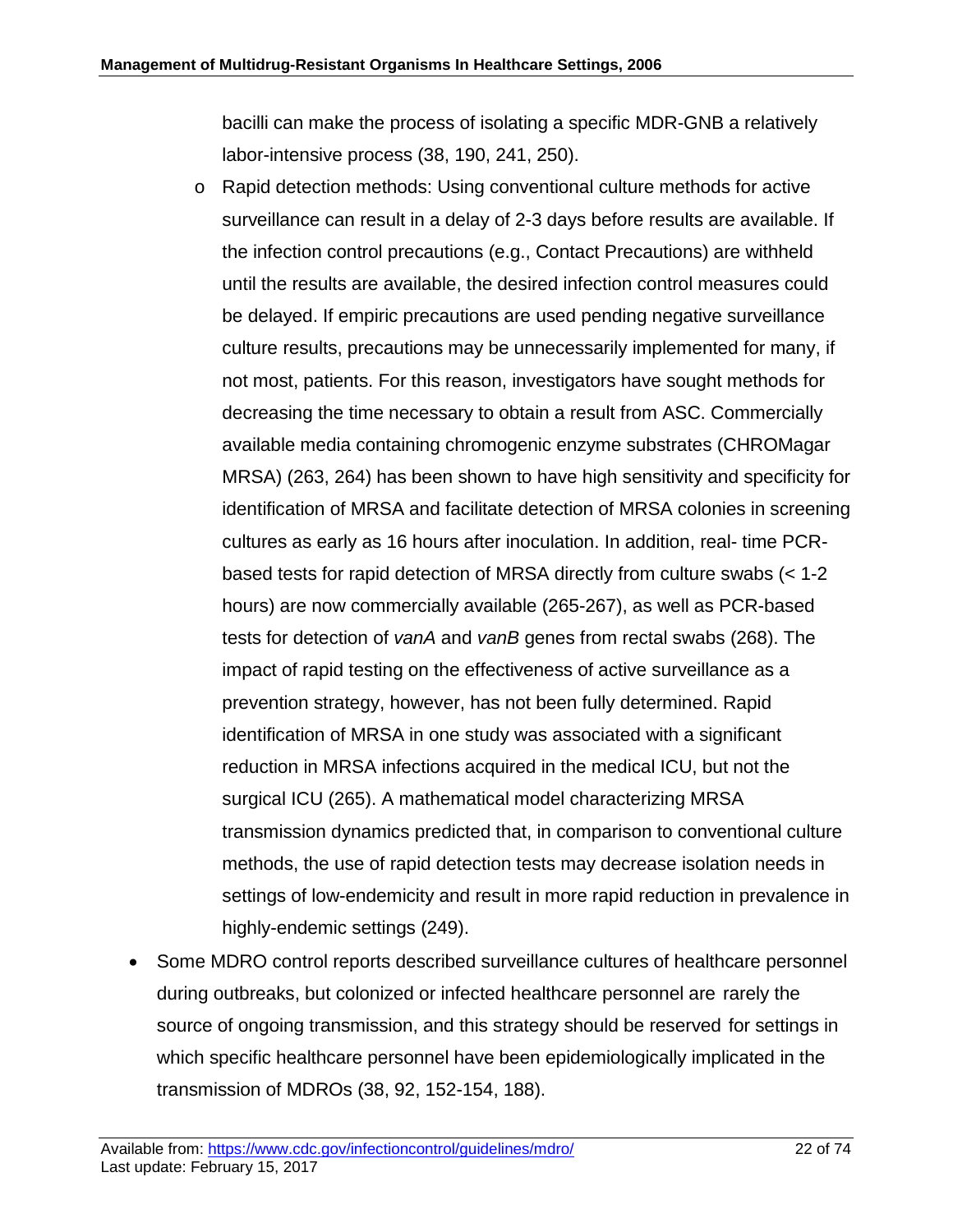bacilli can make the process of isolating a specific MDR-GNB a relatively labor-intensive process (38, 190, 241, 250).

  - Rapid detection methods: Using conventional culture methods for active surveillance can result in a delay of 2-3 days before results are available. If the infection control precautions (e.g., Contact Precautions) are withheld until the results are available, the desired infection control measures could be delayed. If empiric precautions are used pending negative surveillance culture results, precautions may be unnecessarily implemented for many, if not most, patients. For this reason, investigators have sought methods for decreasing the time necessary to obtain a result from ASC. Commercially available media containing chromogenic enzyme substrates (CHROMagar MRSA) (263, 264) has been shown to have high sensitivity and specificity for identification of MRSA and facilitate detection of MRSA colonies in screening cultures as early as 16 hours after inoculation. In addition, real- time PCR-based tests for rapid detection of MRSA directly from culture swabs (< 1-2 hours) are now commercially available (265-267), as well as PCR-based tests for detection of *vanA* and *vanB* genes from rectal swabs (268). The impact of rapid testing on the effectiveness of active surveillance as a prevention strategy, however, has not been fully determined. Rapid identification of MRSA in one study was associated with a significant reduction in MRSA infections acquired in the medical ICU, but not the surgical ICU (265). A mathematical model characterizing MRSA transmission dynamics predicted that, in comparison to conventional culture methods, the use of rapid detection tests may decrease isolation needs in settings of low-endemicity and result in more rapid reduction in prevalence in highly-endemic settings (249).

- Some MDRO control reports described surveillance cultures of healthcare personnel during outbreaks, but colonized or infected healthcare personnel are rarely the source of ongoing transmission, and this strategy should be reserved for settings in which specific healthcare personnel have been epidemiologically implicated in the transmission of MDROs (38, 92, 152-154, 188).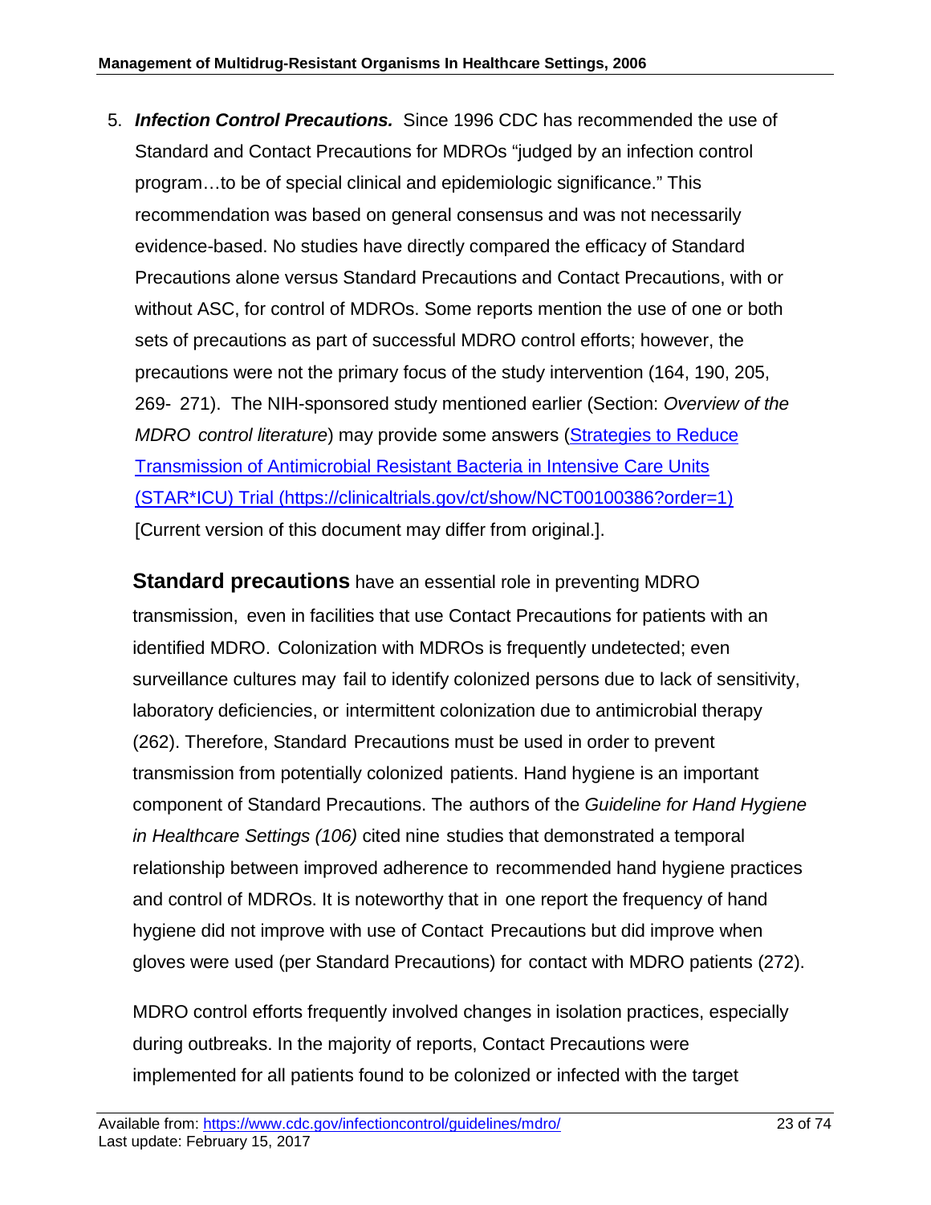5. ***Infection Control Precautions.*** Since 1996 CDC has recommended the use of Standard and Contact Precautions for MDROs "judged by an infection control program…to be of special clinical and epidemiologic significance." This recommendation was based on general consensus and was not necessarily evidence-based. No studies have directly compared the efficacy of Standard Precautions alone versus Standard Precautions and Contact Precautions, with or without ASC, for control of MDROs. Some reports mention the use of one or both sets of precautions as part of successful MDRO control efforts; however, the precautions were not the primary focus of the study intervention (164, 190, 205, 269- 271). The NIH-sponsored study mentioned earlier (Section: *Overview of the MDRO control literature*) may provide some answers ([Strategies to Reduce Transmission of Antimicrobial Resistant Bacteria in Intensive Care Units (STAR*ICU) Trial (https://clinicaltrials.gov/ct/show/NCT00100386?order=1)](https://clinicaltrials.gov/ct/show/NCT00100386?order=1) [Current version of this document may differ from original.].

**Standard precautions** have an essential role in preventing MDRO transmission, even in facilities that use Contact Precautions for patients with an identified MDRO. Colonization with MDROs is frequently undetected; even surveillance cultures may fail to identify colonized persons due to lack of sensitivity, laboratory deficiencies, or intermittent colonization due to antimicrobial therapy (262). Therefore, Standard Precautions must be used in order to prevent transmission from potentially colonized patients. Hand hygiene is an important component of Standard Precautions. The authors of the *Guideline for Hand Hygiene in Healthcare Settings (106)* cited nine studies that demonstrated a temporal relationship between improved adherence to recommended hand hygiene practices and control of MDROs. It is noteworthy that in one report the frequency of hand hygiene did not improve with use of Contact Precautions but did improve when gloves were used (per Standard Precautions) for contact with MDRO patients (272).

MDRO control efforts frequently involved changes in isolation practices, especially during outbreaks. In the majority of reports, Contact Precautions were implemented for all patients found to be colonized or infected with the target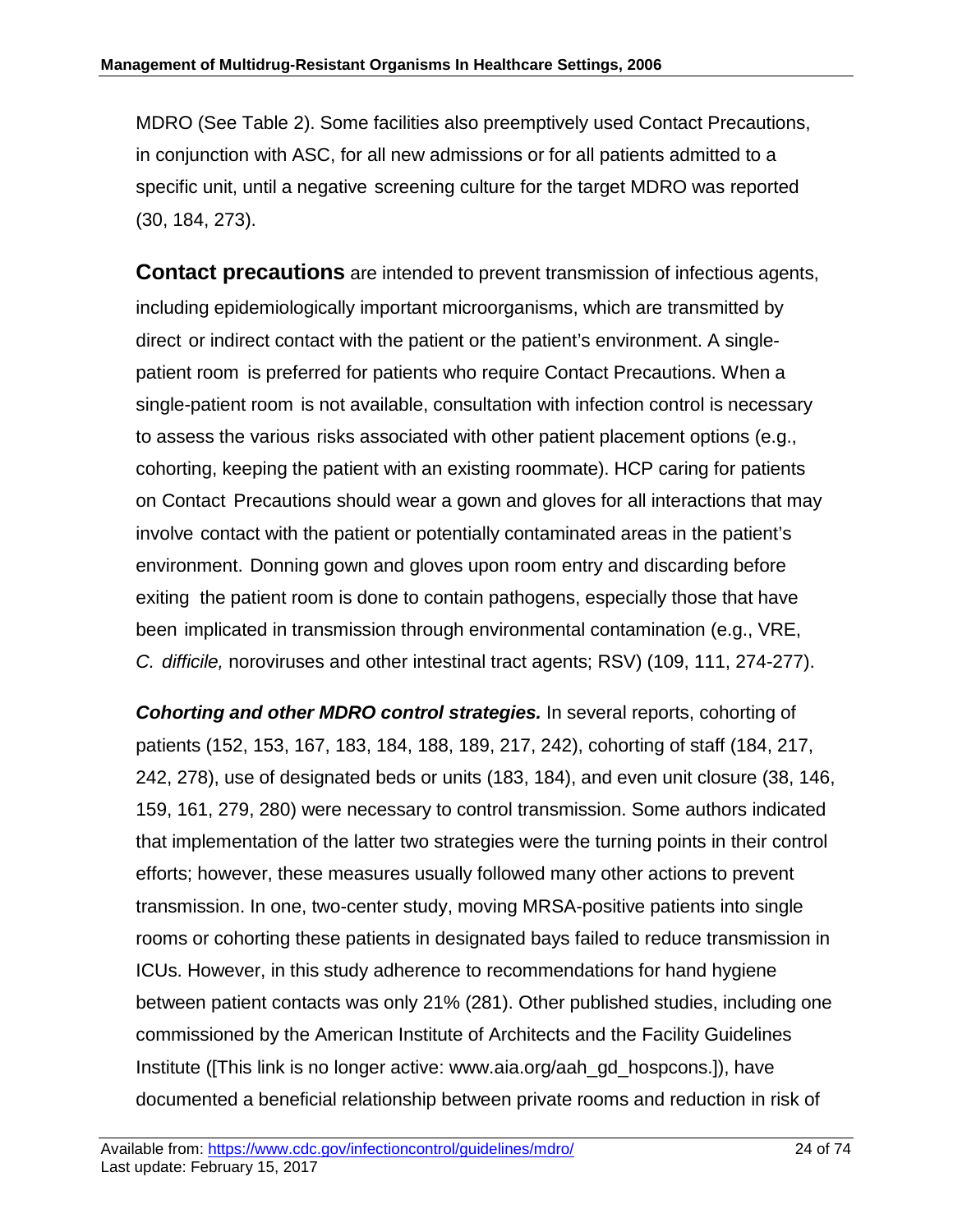MDRO (See Table 2). Some facilities also preemptively used Contact Precautions, in conjunction with ASC, for all new admissions or for all patients admitted to a specific unit, until a negative screening culture for the target MDRO was reported (30, 184, 273).

**Contact precautions** are intended to prevent transmission of infectious agents, including epidemiologically important microorganisms, which are transmitted by direct or indirect contact with the patient or the patient's environment. A single-patient room is preferred for patients who require Contact Precautions. When a single-patient room is not available, consultation with infection control is necessary to assess the various risks associated with other patient placement options (e.g., cohorting, keeping the patient with an existing roommate). HCP caring for patients on Contact Precautions should wear a gown and gloves for all interactions that may involve contact with the patient or potentially contaminated areas in the patient's environment. Donning gown and gloves upon room entry and discarding before exiting the patient room is done to contain pathogens, especially those that have been implicated in transmission through environmental contamination (e.g., VRE, *C. difficile,* noroviruses and other intestinal tract agents; RSV) (109, 111, 274-277).

***Cohorting and other MDRO control strategies.*** In several reports, cohorting of patients (152, 153, 167, 183, 184, 188, 189, 217, 242), cohorting of staff (184, 217, 242, 278), use of designated beds or units (183, 184), and even unit closure (38, 146, 159, 161, 279, 280) were necessary to control transmission. Some authors indicated that implementation of the latter two strategies were the turning points in their control efforts; however, these measures usually followed many other actions to prevent transmission. In one, two-center study, moving MRSA-positive patients into single rooms or cohorting these patients in designated bays failed to reduce transmission in ICUs. However, in this study adherence to recommendations for hand hygiene between patient contacts was only 21% (281). Other published studies, including one commissioned by the American Institute of Architects and the Facility Guidelines Institute ([This link is no longer active: www.aia.org/aah_gd_hospcons.]), have documented a beneficial relationship between private rooms and reduction in risk of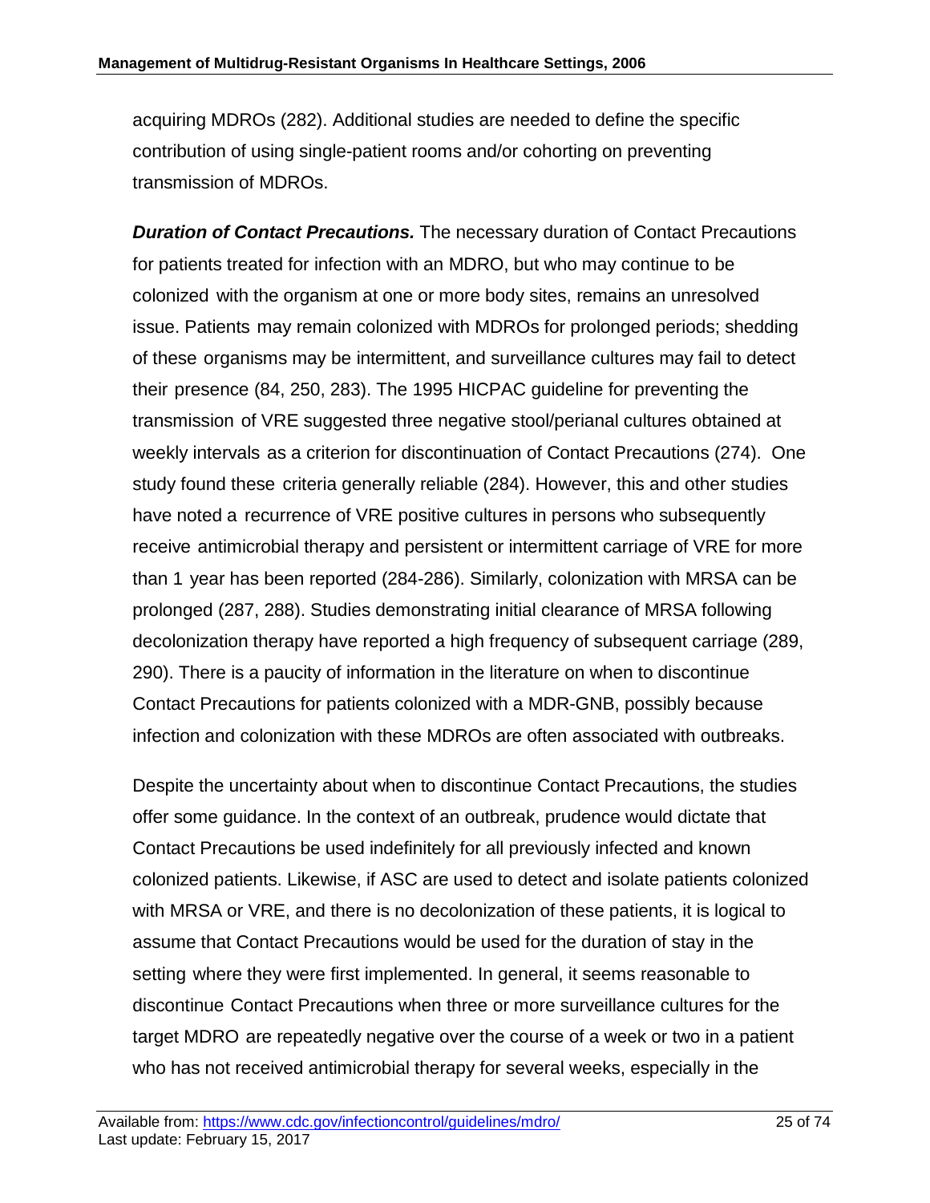acquiring MDROs (282). Additional studies are needed to define the specific contribution of using single-patient rooms and/or cohorting on preventing transmission of MDROs.

***Duration of Contact Precautions.*** The necessary duration of Contact Precautions for patients treated for infection with an MDRO, but who may continue to be colonized with the organism at one or more body sites, remains an unresolved issue. Patients may remain colonized with MDROs for prolonged periods; shedding of these organisms may be intermittent, and surveillance cultures may fail to detect their presence (84, 250, 283). The 1995 HICPAC guideline for preventing the transmission of VRE suggested three negative stool/perianal cultures obtained at weekly intervals as a criterion for discontinuation of Contact Precautions (274). One study found these criteria generally reliable (284). However, this and other studies have noted a recurrence of VRE positive cultures in persons who subsequently receive antimicrobial therapy and persistent or intermittent carriage of VRE for more than 1 year has been reported (284-286). Similarly, colonization with MRSA can be prolonged (287, 288). Studies demonstrating initial clearance of MRSA following decolonization therapy have reported a high frequency of subsequent carriage (289, 290). There is a paucity of information in the literature on when to discontinue Contact Precautions for patients colonized with a MDR-GNB, possibly because infection and colonization with these MDROs are often associated with outbreaks.

Despite the uncertainty about when to discontinue Contact Precautions, the studies offer some guidance. In the context of an outbreak, prudence would dictate that Contact Precautions be used indefinitely for all previously infected and known colonized patients. Likewise, if ASC are used to detect and isolate patients colonized with MRSA or VRE, and there is no decolonization of these patients, it is logical to assume that Contact Precautions would be used for the duration of stay in the setting where they were first implemented. In general, it seems reasonable to discontinue Contact Precautions when three or more surveillance cultures for the target MDRO are repeatedly negative over the course of a week or two in a patient who has not received antimicrobial therapy for several weeks, especially in the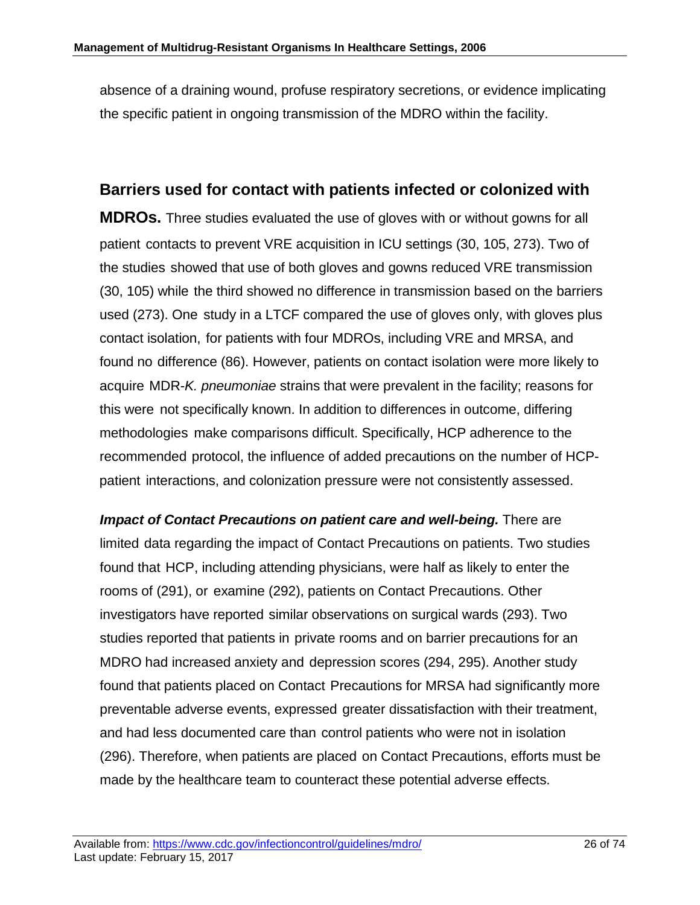absence of a draining wound, profuse respiratory secretions, or evidence implicating the specific patient in ongoing transmission of the MDRO within the facility.

**Barriers used for contact with patients infected or colonized with MDROs.** Three studies evaluated the use of gloves with or without gowns for all patient contacts to prevent VRE acquisition in ICU settings (30, 105, 273). Two of the studies showed that use of both gloves and gowns reduced VRE transmission (30, 105) while the third showed no difference in transmission based on the barriers used (273). One study in a LTCF compared the use of gloves only, with gloves plus contact isolation, for patients with four MDROs, including VRE and MRSA, and found no difference (86). However, patients on contact isolation were more likely to acquire MDR-*K. pneumoniae* strains that were prevalent in the facility; reasons for this were not specifically known. In addition to differences in outcome, differing methodologies make comparisons difficult. Specifically, HCP adherence to the recommended protocol, the influence of added precautions on the number of HCP-patient interactions, and colonization pressure were not consistently assessed.

***Impact of Contact Precautions on patient care and well-being.*** There are limited data regarding the impact of Contact Precautions on patients. Two studies found that HCP, including attending physicians, were half as likely to enter the rooms of (291), or examine (292), patients on Contact Precautions. Other investigators have reported similar observations on surgical wards (293). Two studies reported that patients in private rooms and on barrier precautions for an MDRO had increased anxiety and depression scores (294, 295). Another study found that patients placed on Contact Precautions for MRSA had significantly more preventable adverse events, expressed greater dissatisfaction with their treatment, and had less documented care than control patients who were not in isolation (296). Therefore, when patients are placed on Contact Precautions, efforts must be made by the healthcare team to counteract these potential adverse effects.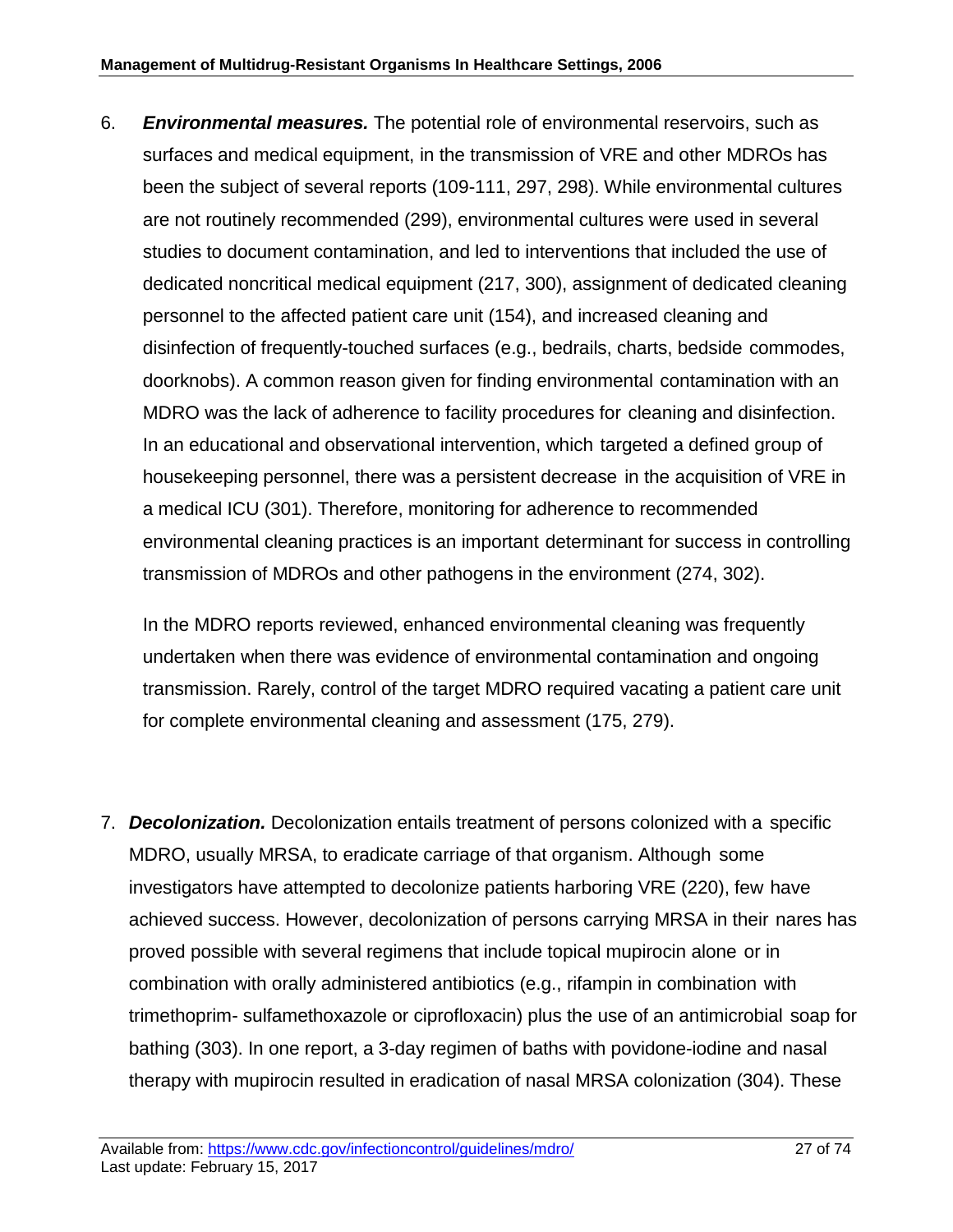6. ***Environmental measures.*** The potential role of environmental reservoirs, such as surfaces and medical equipment, in the transmission of VRE and other MDROs has been the subject of several reports (109-111, 297, 298). While environmental cultures are not routinely recommended (299), environmental cultures were used in several studies to document contamination, and led to interventions that included the use of dedicated noncritical medical equipment (217, 300), assignment of dedicated cleaning personnel to the affected patient care unit (154), and increased cleaning and disinfection of frequently-touched surfaces (e.g., bedrails, charts, bedside commodes, doorknobs). A common reason given for finding environmental contamination with an MDRO was the lack of adherence to facility procedures for cleaning and disinfection. In an educational and observational intervention, which targeted a defined group of housekeeping personnel, there was a persistent decrease in the acquisition of VRE in a medical ICU (301). Therefore, monitoring for adherence to recommended environmental cleaning practices is an important determinant for success in controlling transmission of MDROs and other pathogens in the environment (274, 302).

   In the MDRO reports reviewed, enhanced environmental cleaning was frequently undertaken when there was evidence of environmental contamination and ongoing transmission. Rarely, control of the target MDRO required vacating a patient care unit for complete environmental cleaning and assessment (175, 279).

7. ***Decolonization.*** Decolonization entails treatment of persons colonized with a specific MDRO, usually MRSA, to eradicate carriage of that organism. Although some investigators have attempted to decolonize patients harboring VRE (220), few have achieved success. However, decolonization of persons carrying MRSA in their nares has proved possible with several regimens that include topical mupirocin alone or in combination with orally administered antibiotics (e.g., rifampin in combination with trimethoprim- sulfamethoxazole or ciprofloxacin) plus the use of an antimicrobial soap for bathing (303). In one report, a 3-day regimen of baths with povidone-iodine and nasal therapy with mupirocin resulted in eradication of nasal MRSA colonization (304). These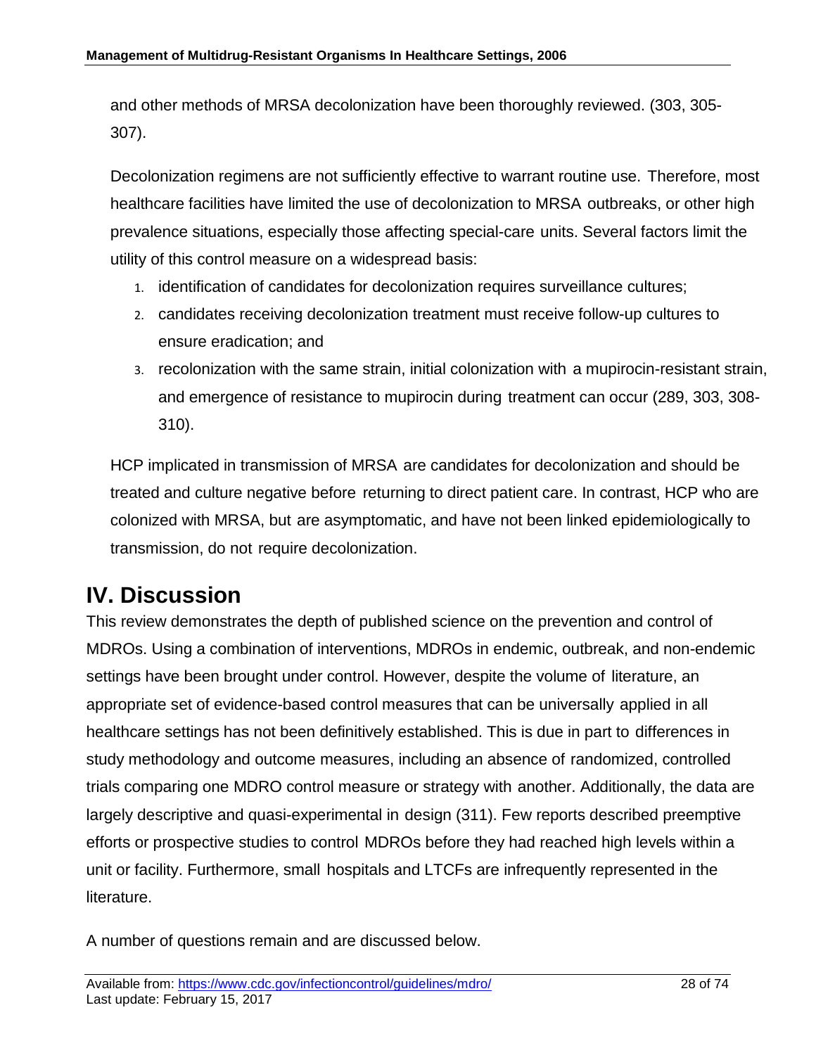and other methods of MRSA decolonization have been thoroughly reviewed. (303, 305-307).

Decolonization regimens are not sufficiently effective to warrant routine use. Therefore, most healthcare facilities have limited the use of decolonization to MRSA outbreaks, or other high prevalence situations, especially those affecting special-care units. Several factors limit the utility of this control measure on a widespread basis:

1. identification of candidates for decolonization requires surveillance cultures;
2. candidates receiving decolonization treatment must receive follow-up cultures to ensure eradication; and
3. recolonization with the same strain, initial colonization with a mupirocin-resistant strain, and emergence of resistance to mupirocin during treatment can occur (289, 303, 308-310).

HCP implicated in transmission of MRSA are candidates for decolonization and should be treated and culture negative before returning to direct patient care. In contrast, HCP who are colonized with MRSA, but are asymptomatic, and have not been linked epidemiologically to transmission, do not require decolonization.

# IV. Discussion

This review demonstrates the depth of published science on the prevention and control of MDROs. Using a combination of interventions, MDROs in endemic, outbreak, and non-endemic settings have been brought under control. However, despite the volume of literature, an appropriate set of evidence-based control measures that can be universally applied in all healthcare settings has not been definitively established. This is due in part to differences in study methodology and outcome measures, including an absence of randomized, controlled trials comparing one MDRO control measure or strategy with another. Additionally, the data are largely descriptive and quasi-experimental in design (311). Few reports described preemptive efforts or prospective studies to control MDROs before they had reached high levels within a unit or facility. Furthermore, small hospitals and LTCFs are infrequently represented in the literature.

A number of questions remain and are discussed below.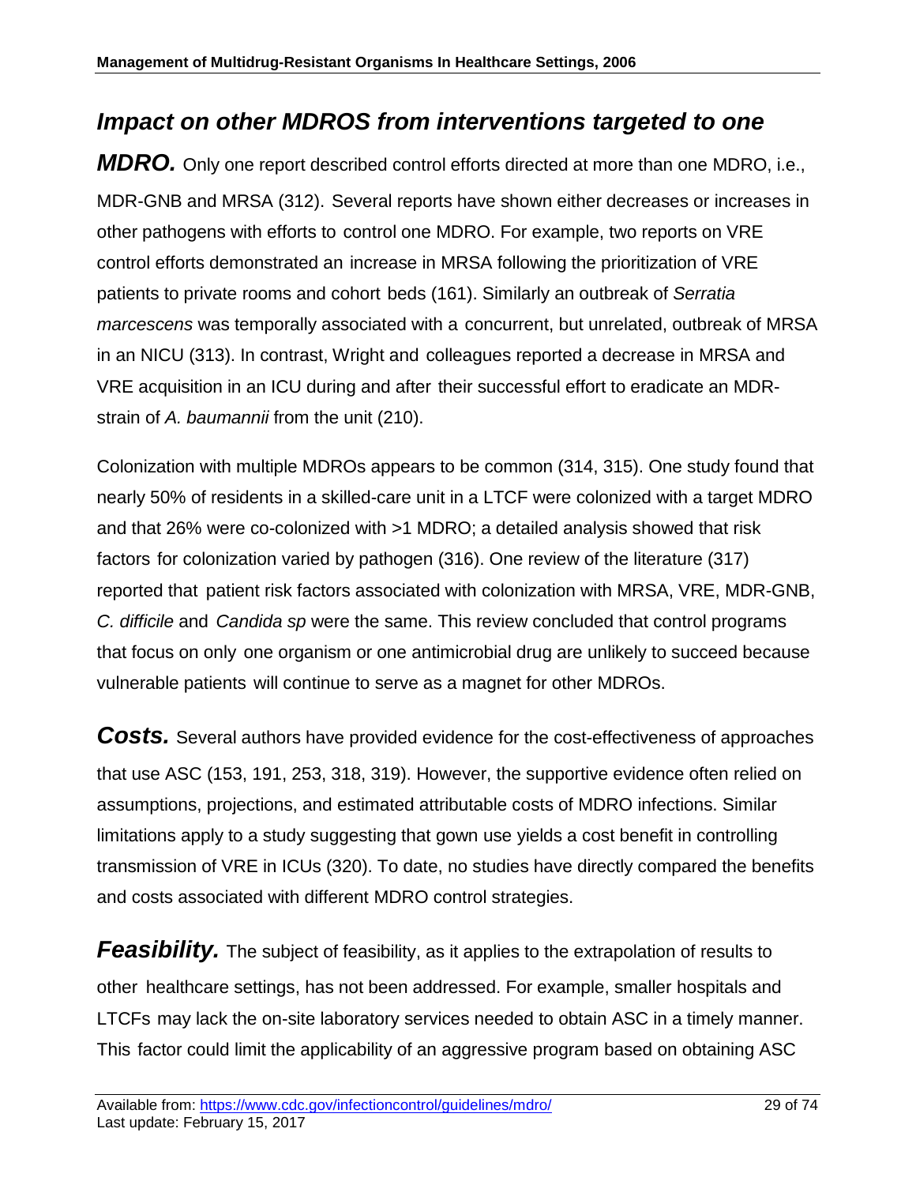***Impact on other MDROS from interventions targeted to one MDRO.*** Only one report described control efforts directed at more than one MDRO, i.e., MDR-GNB and MRSA (312). Several reports have shown either decreases or increases in other pathogens with efforts to control one MDRO. For example, two reports on VRE control efforts demonstrated an increase in MRSA following the prioritization of VRE patients to private rooms and cohort beds (161). Similarly an outbreak of *Serratia marcescens* was temporally associated with a concurrent, but unrelated, outbreak of MRSA in an NICU (313). In contrast, Wright and colleagues reported a decrease in MRSA and VRE acquisition in an ICU during and after their successful effort to eradicate an MDR-strain of *A. baumannii* from the unit (210).

Colonization with multiple MDROs appears to be common (314, 315). One study found that nearly 50% of residents in a skilled-care unit in a LTCF were colonized with a target MDRO and that 26% were co-colonized with >1 MDRO; a detailed analysis showed that risk factors for colonization varied by pathogen (316). One review of the literature (317) reported that patient risk factors associated with colonization with MRSA, VRE, MDR-GNB, *C. difficile* and *Candida sp* were the same. This review concluded that control programs that focus on only one organism or one antimicrobial drug are unlikely to succeed because vulnerable patients will continue to serve as a magnet for other MDROs.

***Costs.*** Several authors have provided evidence for the cost-effectiveness of approaches that use ASC (153, 191, 253, 318, 319). However, the supportive evidence often relied on assumptions, projections, and estimated attributable costs of MDRO infections. Similar limitations apply to a study suggesting that gown use yields a cost benefit in controlling transmission of VRE in ICUs (320). To date, no studies have directly compared the benefits and costs associated with different MDRO control strategies.

***Feasibility.*** The subject of feasibility, as it applies to the extrapolation of results to other healthcare settings, has not been addressed. For example, smaller hospitals and LTCFs may lack the on-site laboratory services needed to obtain ASC in a timely manner. This factor could limit the applicability of an aggressive program based on obtaining ASC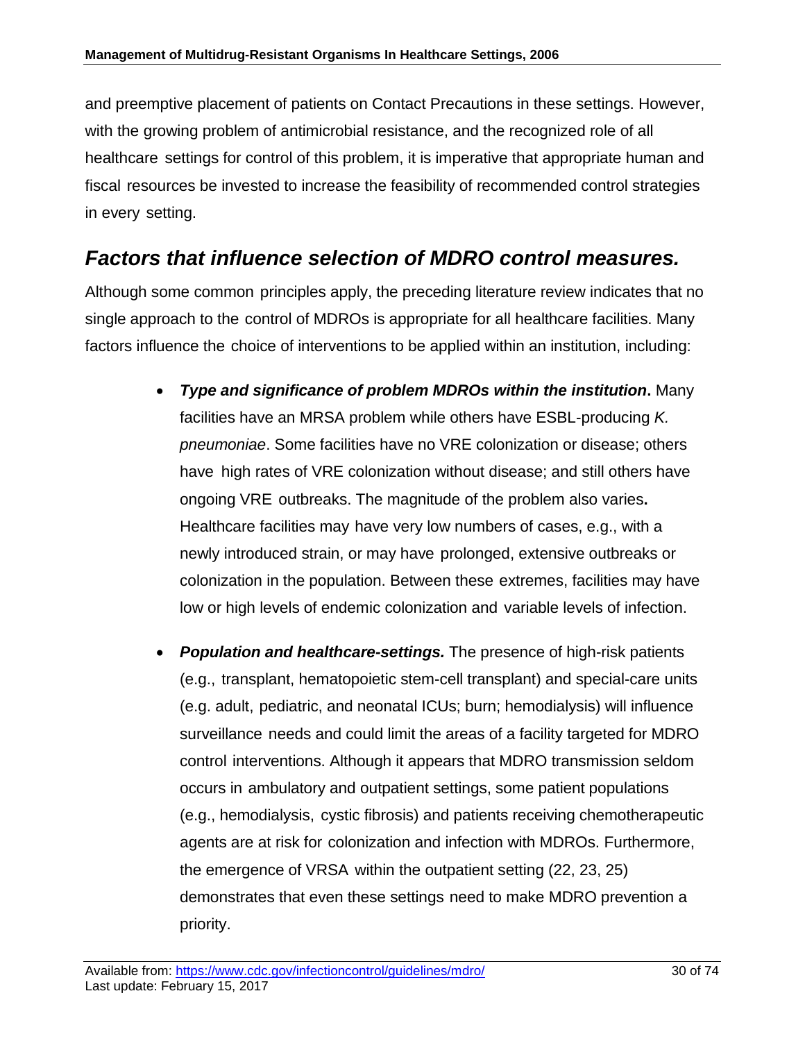and preemptive placement of patients on Contact Precautions in these settings. However, with the growing problem of antimicrobial resistance, and the recognized role of all healthcare settings for control of this problem, it is imperative that appropriate human and fiscal resources be invested to increase the feasibility of recommended control strategies in every setting.

## *Factors that influence selection of MDRO control measures.*

Although some common principles apply, the preceding literature review indicates that no single approach to the control of MDROs is appropriate for all healthcare facilities. Many factors influence the choice of interventions to be applied within an institution, including:

- ***Type and significance of problem MDROs within the institution*.** Many facilities have an MRSA problem while others have ESBL-producing *K. pneumoniae*. Some facilities have no VRE colonization or disease; others have high rates of VRE colonization without disease; and still others have ongoing VRE outbreaks. The magnitude of the problem also varies**.** Healthcare facilities may have very low numbers of cases, e.g., with a newly introduced strain, or may have prolonged, extensive outbreaks or colonization in the population. Between these extremes, facilities may have low or high levels of endemic colonization and variable levels of infection.

- ***Population and healthcare-settings.*** The presence of high-risk patients (e.g., transplant, hematopoietic stem-cell transplant) and special-care units (e.g. adult, pediatric, and neonatal ICUs; burn; hemodialysis) will influence surveillance needs and could limit the areas of a facility targeted for MDRO control interventions. Although it appears that MDRO transmission seldom occurs in ambulatory and outpatient settings, some patient populations (e.g., hemodialysis, cystic fibrosis) and patients receiving chemotherapeutic agents are at risk for colonization and infection with MDROs. Furthermore, the emergence of VRSA within the outpatient setting (22, 23, 25) demonstrates that even these settings need to make MDRO prevention a priority.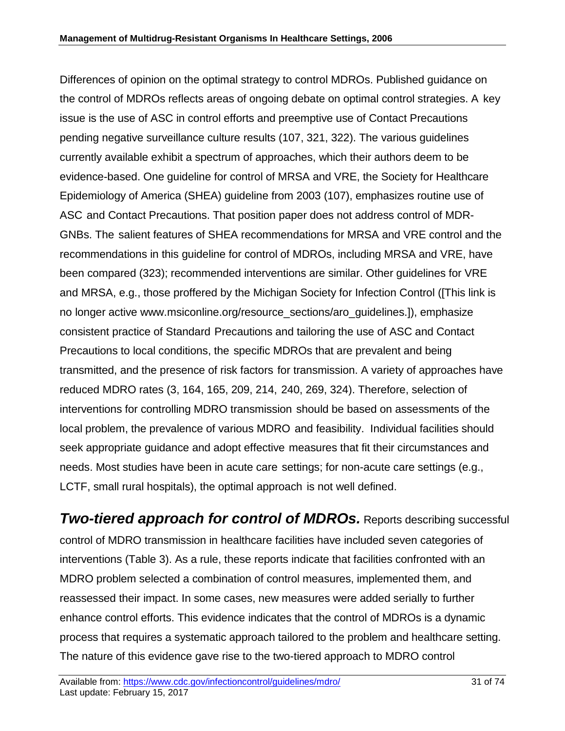Differences of opinion on the optimal strategy to control MDROs. Published guidance on the control of MDROs reflects areas of ongoing debate on optimal control strategies. A key issue is the use of ASC in control efforts and preemptive use of Contact Precautions pending negative surveillance culture results (107, 321, 322). The various guidelines currently available exhibit a spectrum of approaches, which their authors deem to be evidence-based. One guideline for control of MRSA and VRE, the Society for Healthcare Epidemiology of America (SHEA) guideline from 2003 (107), emphasizes routine use of ASC and Contact Precautions. That position paper does not address control of MDR-GNBs. The salient features of SHEA recommendations for MRSA and VRE control and the recommendations in this guideline for control of MDROs, including MRSA and VRE, have been compared (323); recommended interventions are similar. Other guidelines for VRE and MRSA, e.g., those proffered by the Michigan Society for Infection Control ([This link is no longer active www.msiconline.org/resource_sections/aro_guidelines.]), emphasize consistent practice of Standard Precautions and tailoring the use of ASC and Contact Precautions to local conditions, the specific MDROs that are prevalent and being transmitted, and the presence of risk factors for transmission. A variety of approaches have reduced MDRO rates (3, 164, 165, 209, 214, 240, 269, 324). Therefore, selection of interventions for controlling MDRO transmission should be based on assessments of the local problem, the prevalence of various MDRO and feasibility. Individual facilities should seek appropriate guidance and adopt effective measures that fit their circumstances and needs. Most studies have been in acute care settings; for non-acute care settings (e.g., LCTF, small rural hospitals), the optimal approach is not well defined.

***Two-tiered approach for control of MDROs.*** Reports describing successful control of MDRO transmission in healthcare facilities have included seven categories of interventions (Table 3). As a rule, these reports indicate that facilities confronted with an MDRO problem selected a combination of control measures, implemented them, and reassessed their impact. In some cases, new measures were added serially to further enhance control efforts. This evidence indicates that the control of MDROs is a dynamic process that requires a systematic approach tailored to the problem and healthcare setting. The nature of this evidence gave rise to the two-tiered approach to MDRO control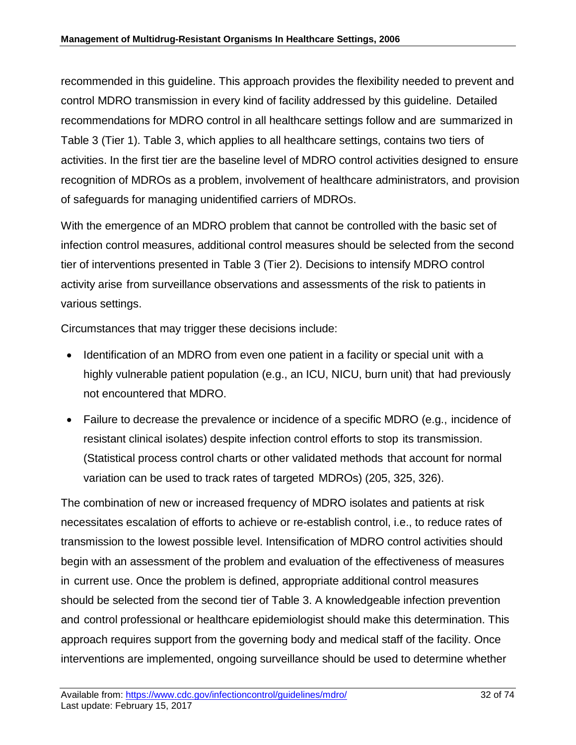recommended in this guideline. This approach provides the flexibility needed to prevent and control MDRO transmission in every kind of facility addressed by this guideline. Detailed recommendations for MDRO control in all healthcare settings follow and are summarized in Table 3 (Tier 1). Table 3, which applies to all healthcare settings, contains two tiers of activities. In the first tier are the baseline level of MDRO control activities designed to ensure recognition of MDROs as a problem, involvement of healthcare administrators, and provision of safeguards for managing unidentified carriers of MDROs.

With the emergence of an MDRO problem that cannot be controlled with the basic set of infection control measures, additional control measures should be selected from the second tier of interventions presented in Table 3 (Tier 2). Decisions to intensify MDRO control activity arise from surveillance observations and assessments of the risk to patients in various settings.

Circumstances that may trigger these decisions include:

- Identification of an MDRO from even one patient in a facility or special unit with a highly vulnerable patient population (e.g., an ICU, NICU, burn unit) that had previously not encountered that MDRO.
- Failure to decrease the prevalence or incidence of a specific MDRO (e.g., incidence of resistant clinical isolates) despite infection control efforts to stop its transmission. (Statistical process control charts or other validated methods that account for normal variation can be used to track rates of targeted MDROs) (205, 325, 326).

The combination of new or increased frequency of MDRO isolates and patients at risk necessitates escalation of efforts to achieve or re-establish control, i.e., to reduce rates of transmission to the lowest possible level. Intensification of MDRO control activities should begin with an assessment of the problem and evaluation of the effectiveness of measures in current use. Once the problem is defined, appropriate additional control measures should be selected from the second tier of Table 3. A knowledgeable infection prevention and control professional or healthcare epidemiologist should make this determination. This approach requires support from the governing body and medical staff of the facility. Once interventions are implemented, ongoing surveillance should be used to determine whether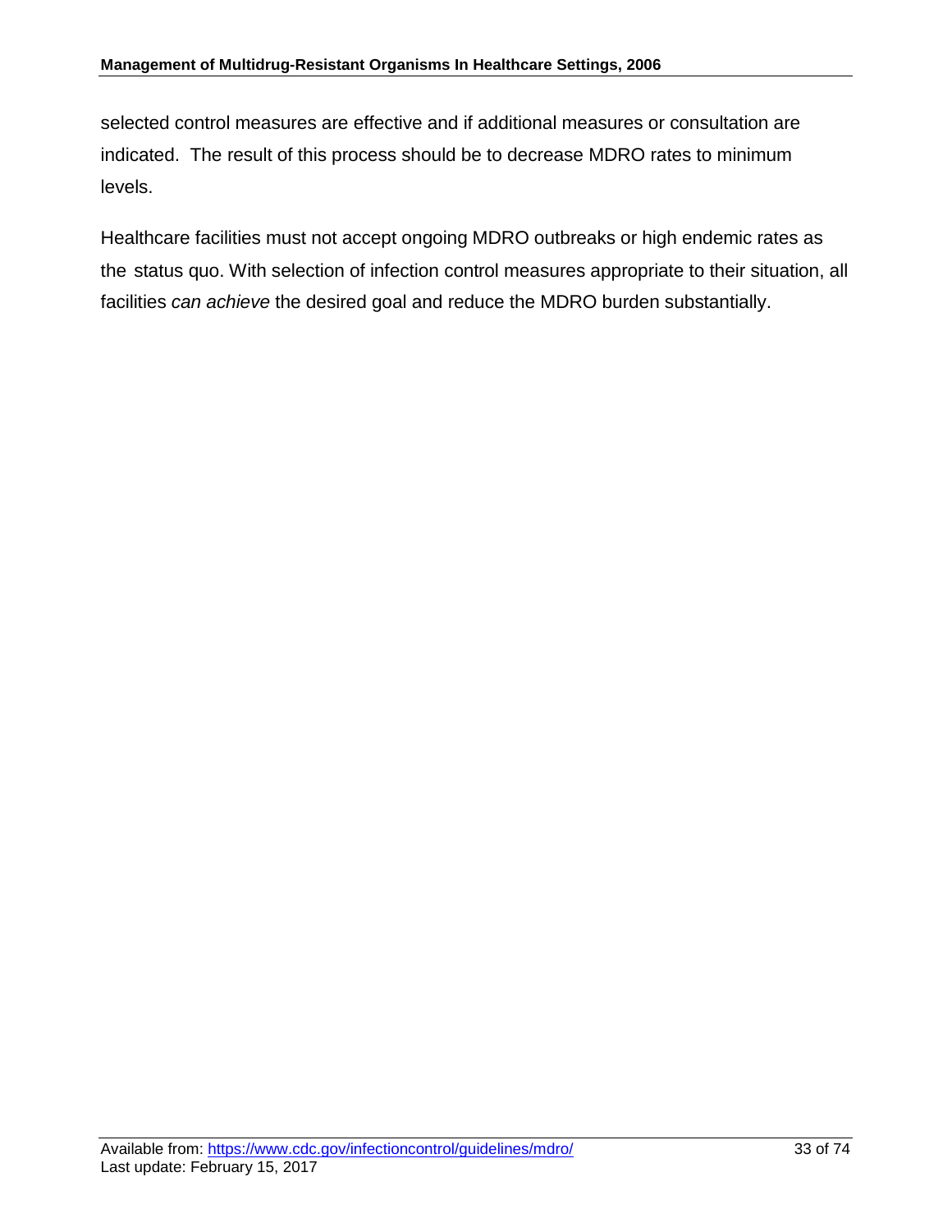selected control measures are effective and if additional measures or consultation are indicated. The result of this process should be to decrease MDRO rates to minimum levels.

Healthcare facilities must not accept ongoing MDRO outbreaks or high endemic rates as the status quo. With selection of infection control measures appropriate to their situation, all facilities *can achieve* the desired goal and reduce the MDRO burden substantially.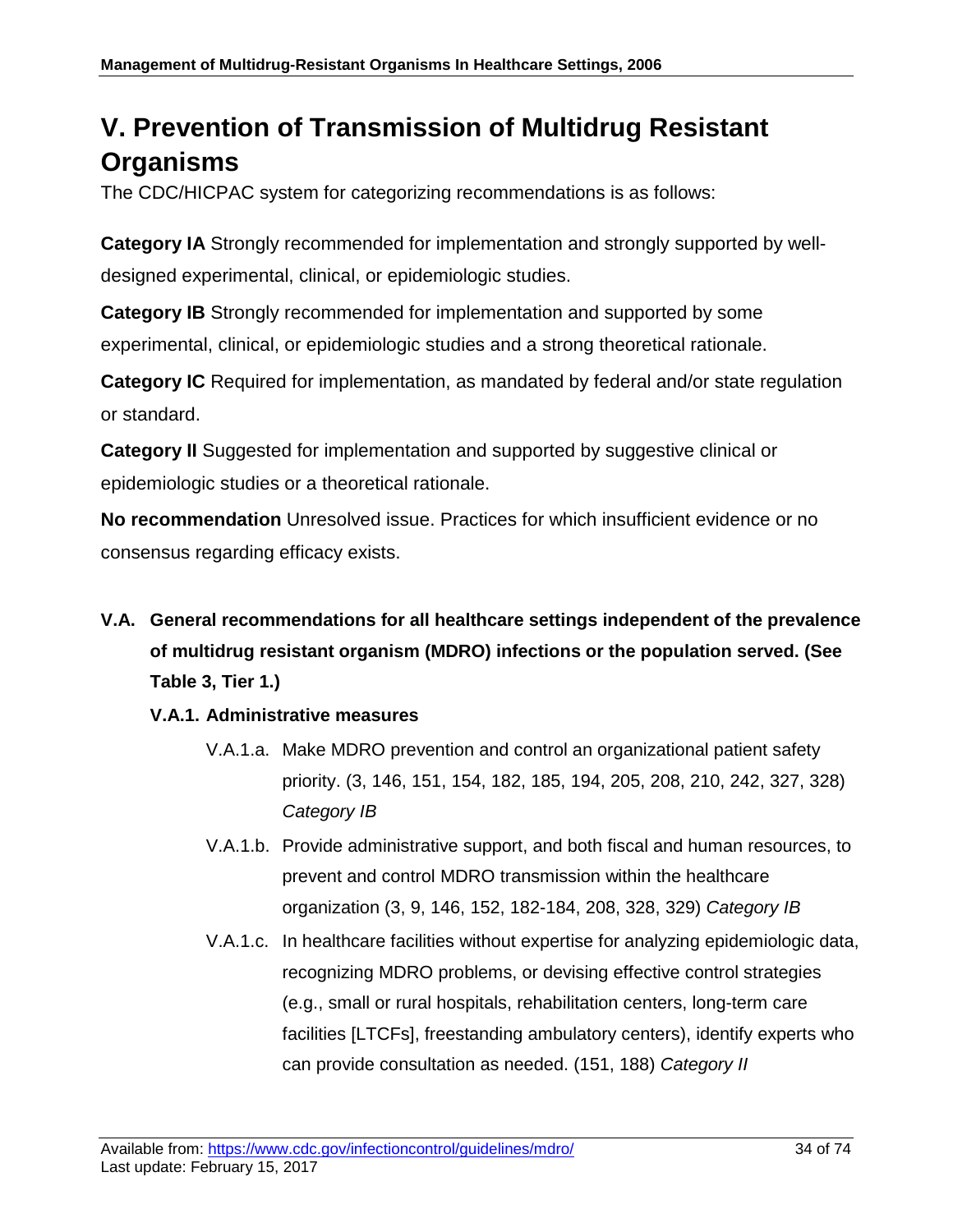# V. Prevention of Transmission of Multidrug Resistant Organisms

The CDC/HICPAC system for categorizing recommendations is as follows:

**Category IA** Strongly recommended for implementation and strongly supported by well-designed experimental, clinical, or epidemiologic studies.

**Category IB** Strongly recommended for implementation and supported by some experimental, clinical, or epidemiologic studies and a strong theoretical rationale.

**Category IC** Required for implementation, as mandated by federal and/or state regulation or standard.

**Category II** Suggested for implementation and supported by suggestive clinical or epidemiologic studies or a theoretical rationale.

**No recommendation** Unresolved issue. Practices for which insufficient evidence or no consensus regarding efficacy exists.

## V.A. General recommendations for all healthcare settings independent of the prevalence of multidrug resistant organism (MDRO) infections or the population served. (See Table 3, Tier 1.)

### V.A.1. Administrative measures

- V.A.1.a. Make MDRO prevention and control an organizational patient safety priority. (3, 146, 151, 154, 182, 185, 194, 205, 208, 210, 242, 327, 328) *Category IB*
- V.A.1.b. Provide administrative support, and both fiscal and human resources, to prevent and control MDRO transmission within the healthcare organization (3, 9, 146, 152, 182-184, 208, 328, 329) *Category IB*
- V.A.1.c. In healthcare facilities without expertise for analyzing epidemiologic data, recognizing MDRO problems, or devising effective control strategies (e.g., small or rural hospitals, rehabilitation centers, long-term care facilities [LTCFs], freestanding ambulatory centers), identify experts who can provide consultation as needed. (151, 188) *Category II*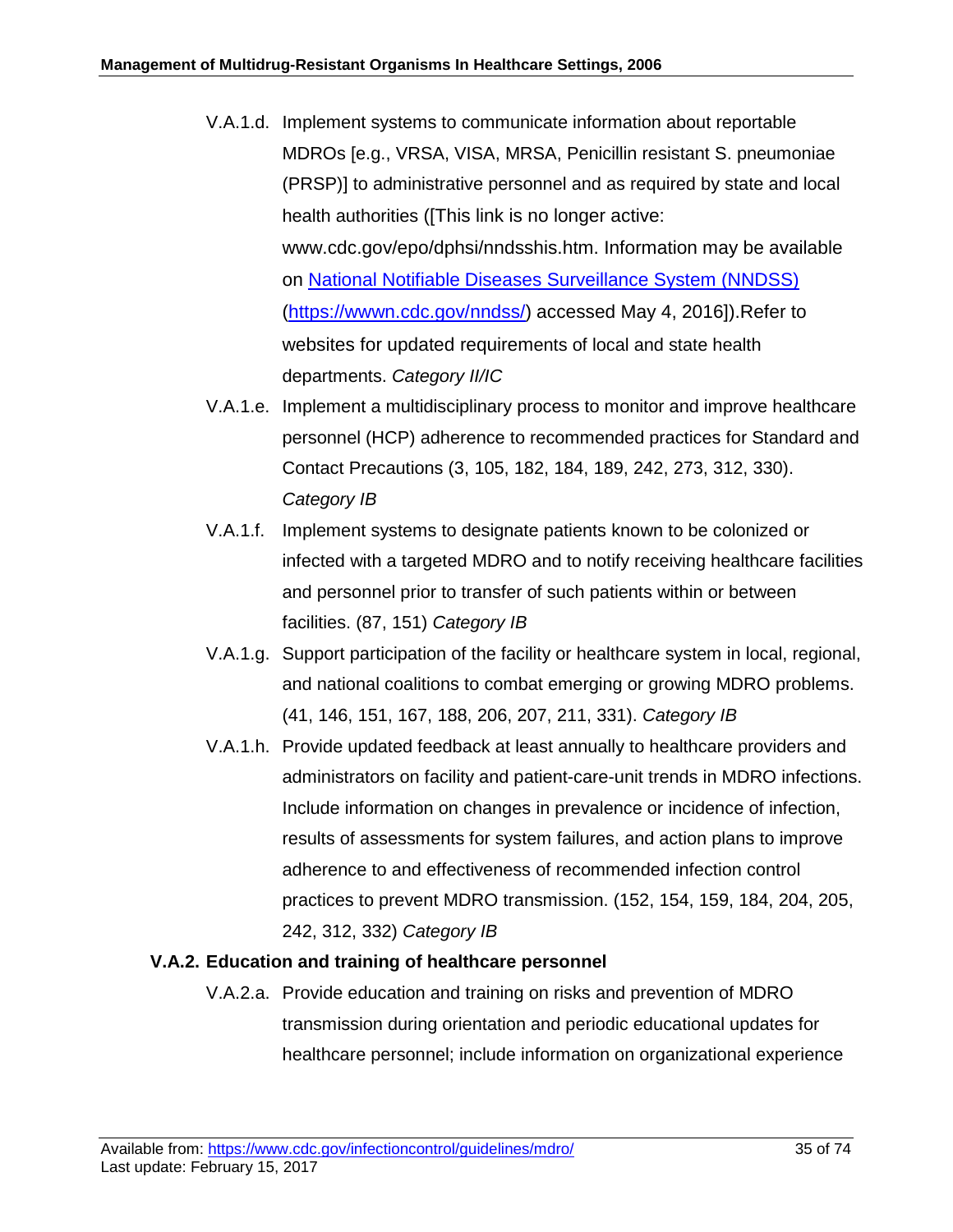V.A.1.d. Implement systems to communicate information about reportable MDROs [e.g., VRSA, VISA, MRSA, Penicillin resistant S. pneumoniae (PRSP)] to administrative personnel and as required by state and local health authorities ([This link is no longer active: www.cdc.gov/epo/dphsi/nndsshis.htm. Information may be available on [National Notifiable Diseases Surveillance System (NNDSS)](https://wwwn.cdc.gov/nndss/) (https://wwwn.cdc.gov/nndss/) accessed May 4, 2016]).Refer to websites for updated requirements of local and state health departments. *Category II/IC*

V.A.1.e. Implement a multidisciplinary process to monitor and improve healthcare personnel (HCP) adherence to recommended practices for Standard and Contact Precautions (3, 105, 182, 184, 189, 242, 273, 312, 330). *Category IB*

V.A.1.f. Implement systems to designate patients known to be colonized or infected with a targeted MDRO and to notify receiving healthcare facilities and personnel prior to transfer of such patients within or between facilities. (87, 151) *Category IB*

V.A.1.g. Support participation of the facility or healthcare system in local, regional, and national coalitions to combat emerging or growing MDRO problems. (41, 146, 151, 167, 188, 206, 207, 211, 331). *Category IB*

V.A.1.h. Provide updated feedback at least annually to healthcare providers and administrators on facility and patient-care-unit trends in MDRO infections. Include information on changes in prevalence or incidence of infection, results of assessments for system failures, and action plans to improve adherence to and effectiveness of recommended infection control practices to prevent MDRO transmission. (152, 154, 159, 184, 204, 205, 242, 312, 332) *Category IB*

### V.A.2. Education and training of healthcare personnel

V.A.2.a. Provide education and training on risks and prevention of MDRO transmission during orientation and periodic educational updates for healthcare personnel; include information on organizational experience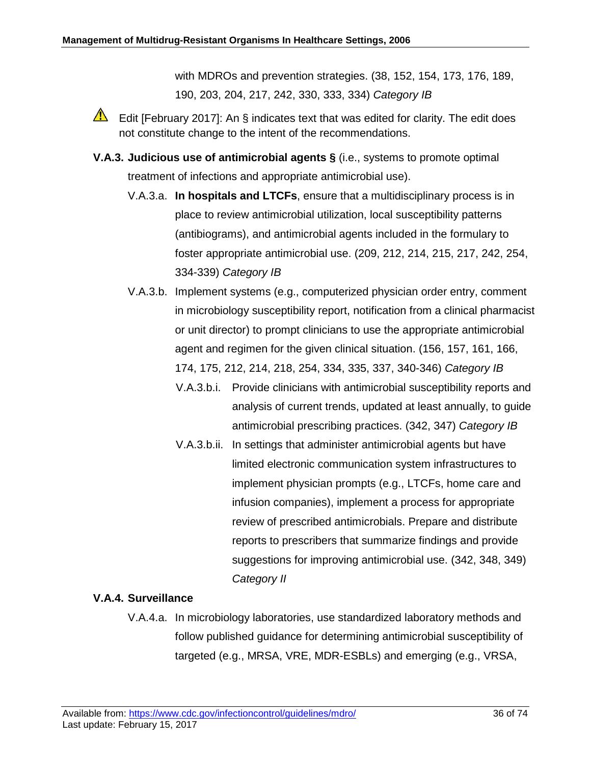with MDROs and prevention strategies. (38, 152, 154, 173, 176, 189, 190, 203, 204, 217, 242, 330, 333, 334) *Category IB*

⚠ Edit [February 2017]: An § indicates text that was edited for clarity. The edit does not constitute change to the intent of the recommendations.

**V.A.3. Judicious use of antimicrobial agents §** (i.e., systems to promote optimal treatment of infections and appropriate antimicrobial use).

- V.A.3.a. **In hospitals and LTCFs**, ensure that a multidisciplinary process is in place to review antimicrobial utilization, local susceptibility patterns (antibiograms), and antimicrobial agents included in the formulary to foster appropriate antimicrobial use. (209, 212, 214, 215, 217, 242, 254, 334-339) *Category IB*
- V.A.3.b. Implement systems (e.g., computerized physician order entry, comment in microbiology susceptibility report, notification from a clinical pharmacist or unit director) to prompt clinicians to use the appropriate antimicrobial agent and regimen for the given clinical situation. (156, 157, 161, 166, 174, 175, 212, 214, 218, 254, 334, 335, 337, 340-346) *Category IB*
  - V.A.3.b.i. Provide clinicians with antimicrobial susceptibility reports and analysis of current trends, updated at least annually, to guide antimicrobial prescribing practices. (342, 347) *Category IB*
  - V.A.3.b.ii. In settings that administer antimicrobial agents but have limited electronic communication system infrastructures to implement physician prompts (e.g., LTCFs, home care and infusion companies), implement a process for appropriate review of prescribed antimicrobials. Prepare and distribute reports to prescribers that summarize findings and provide suggestions for improving antimicrobial use. (342, 348, 349) *Category II*

**V.A.4. Surveillance**

- V.A.4.a. In microbiology laboratories, use standardized laboratory methods and follow published guidance for determining antimicrobial susceptibility of targeted (e.g., MRSA, VRE, MDR-ESBLs) and emerging (e.g., VRSA,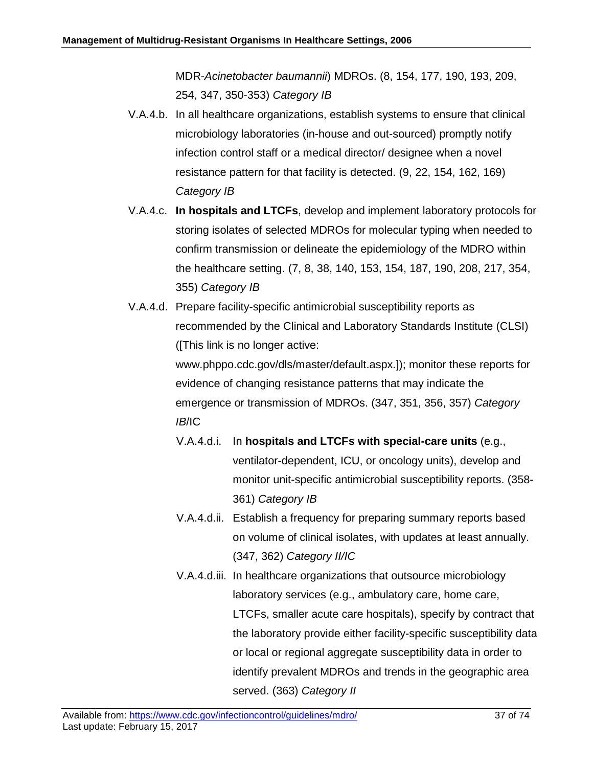MDR-*Acinetobacter baumannii*) MDROs. (8, 154, 177, 190, 193, 209, 254, 347, 350-353) *Category IB*

V.A.4.b. In all healthcare organizations, establish systems to ensure that clinical microbiology laboratories (in-house and out-sourced) promptly notify infection control staff or a medical director/ designee when a novel resistance pattern for that facility is detected. (9, 22, 154, 162, 169) *Category IB*

V.A.4.c. **In hospitals and LTCFs**, develop and implement laboratory protocols for storing isolates of selected MDROs for molecular typing when needed to confirm transmission or delineate the epidemiology of the MDRO within the healthcare setting. (7, 8, 38, 140, 153, 154, 187, 190, 208, 217, 354, 355) *Category IB*

V.A.4.d. Prepare facility-specific antimicrobial susceptibility reports as recommended by the Clinical and Laboratory Standards Institute (CLSI) ([This link is no longer active: www.phppo.cdc.gov/dls/master/default.aspx.]); monitor these reports for evidence of changing resistance patterns that may indicate the emergence or transmission of MDROs. (347, 351, 356, 357) *Category IB*/IC

- V.A.4.d.i. In **hospitals and LTCFs with special-care units** (e.g., ventilator-dependent, ICU, or oncology units), develop and monitor unit-specific antimicrobial susceptibility reports. (358-361) *Category IB*
- V.A.4.d.ii. Establish a frequency for preparing summary reports based on volume of clinical isolates, with updates at least annually. (347, 362) *Category II/IC*
- V.A.4.d.iii. In healthcare organizations that outsource microbiology laboratory services (e.g., ambulatory care, home care, LTCFs, smaller acute care hospitals), specify by contract that the laboratory provide either facility-specific susceptibility data or local or regional aggregate susceptibility data in order to identify prevalent MDROs and trends in the geographic area served. (363) *Category II*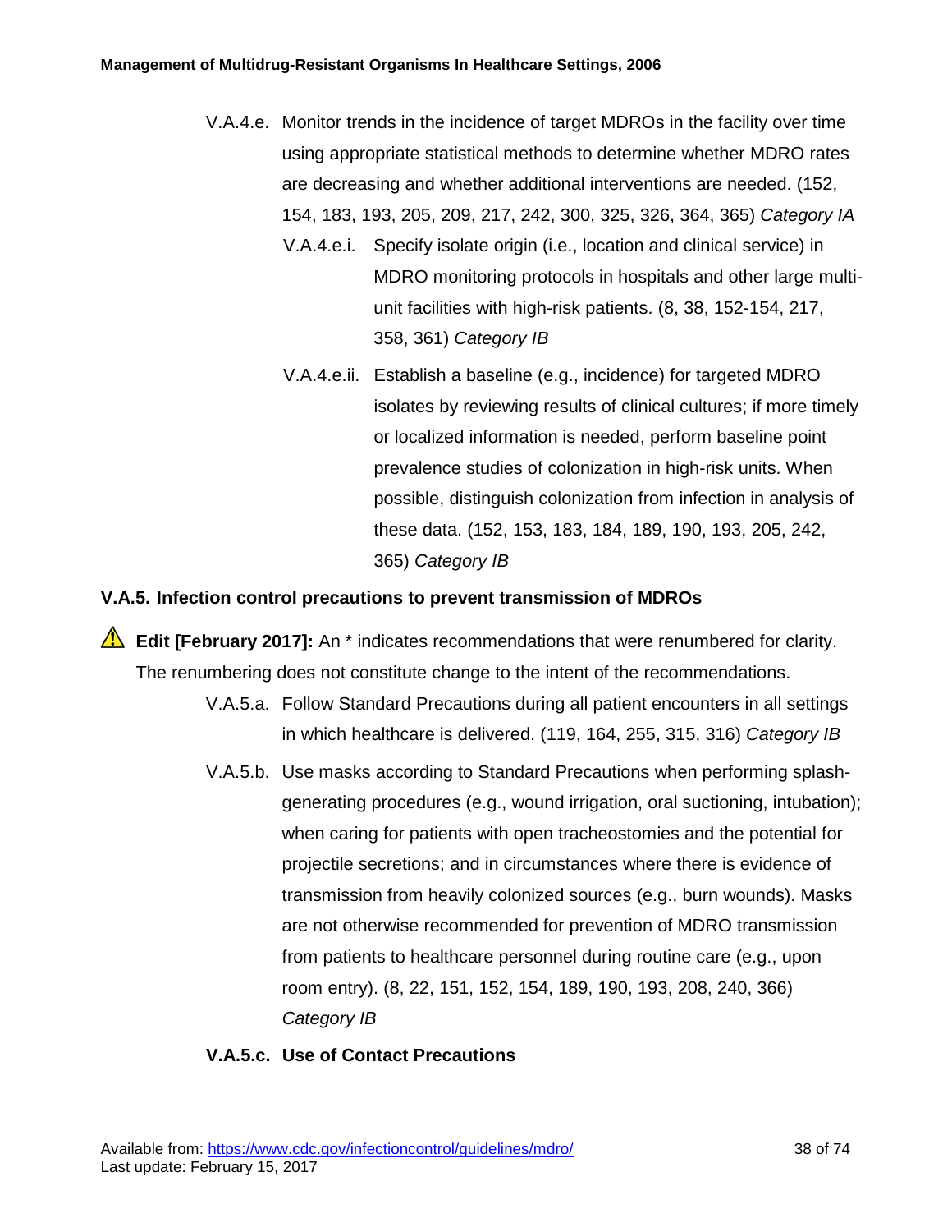V.A.4.e. Monitor trends in the incidence of target MDROs in the facility over time using appropriate statistical methods to determine whether MDRO rates are decreasing and whether additional interventions are needed. (152, 154, 183, 193, 205, 209, 217, 242, 300, 325, 326, 364, 365) *Category IA*

V.A.4.e.i. Specify isolate origin (i.e., location and clinical service) in MDRO monitoring protocols in hospitals and other large multi-unit facilities with high-risk patients. (8, 38, 152-154, 217, 358, 361) *Category IB*

V.A.4.e.ii. Establish a baseline (e.g., incidence) for targeted MDRO isolates by reviewing results of clinical cultures; if more timely or localized information is needed, perform baseline point prevalence studies of colonization in high-risk units. When possible, distinguish colonization from infection in analysis of these data. (152, 153, 183, 184, 189, 190, 193, 205, 242, 365) *Category IB*

### V.A.5. Infection control precautions to prevent transmission of MDROs

⚠ **Edit [February 2017]:** An * indicates recommendations that were renumbered for clarity. The renumbering does not constitute change to the intent of the recommendations.

V.A.5.a. Follow Standard Precautions during all patient encounters in all settings in which healthcare is delivered. (119, 164, 255, 315, 316) *Category IB*

V.A.5.b. Use masks according to Standard Precautions when performing splash-generating procedures (e.g., wound irrigation, oral suctioning, intubation); when caring for patients with open tracheostomies and the potential for projectile secretions; and in circumstances where there is evidence of transmission from heavily colonized sources (e.g., burn wounds). Masks are not otherwise recommended for prevention of MDRO transmission from patients to healthcare personnel during routine care (e.g., upon room entry). (8, 22, 151, 152, 154, 189, 190, 193, 208, 240, 366) *Category IB*

**V.A.5.c. Use of Contact Precautions**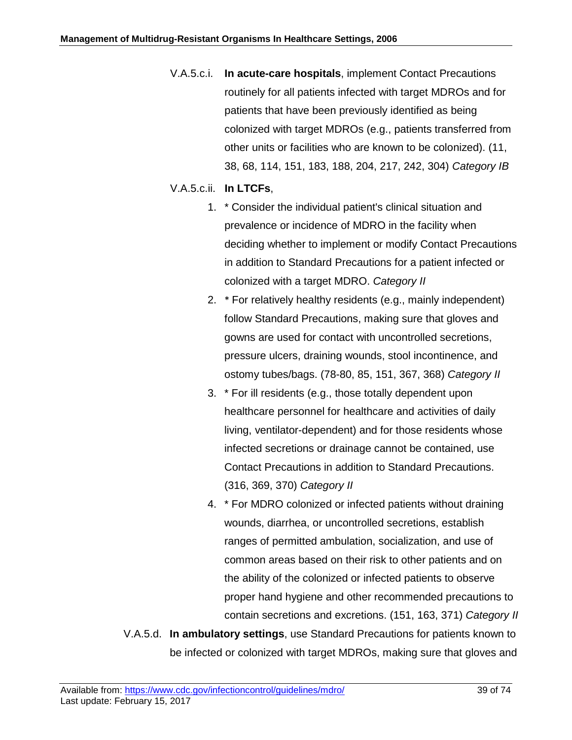V.A.5.c.i. **In acute-care hospitals**, implement Contact Precautions routinely for all patients infected with target MDROs and for patients that have been previously identified as being colonized with target MDROs (e.g., patients transferred from other units or facilities who are known to be colonized). (11, 38, 68, 114, 151, 183, 188, 204, 217, 242, 304) *Category IB*

V.A.5.c.ii. **In LTCFs**,

1. * Consider the individual patient's clinical situation and prevalence or incidence of MDRO in the facility when deciding whether to implement or modify Contact Precautions in addition to Standard Precautions for a patient infected or colonized with a target MDRO. *Category II*
2. * For relatively healthy residents (e.g., mainly independent) follow Standard Precautions, making sure that gloves and gowns are used for contact with uncontrolled secretions, pressure ulcers, draining wounds, stool incontinence, and ostomy tubes/bags. (78-80, 85, 151, 367, 368) *Category II*
3. * For ill residents (e.g., those totally dependent upon healthcare personnel for healthcare and activities of daily living, ventilator-dependent) and for those residents whose infected secretions or drainage cannot be contained, use Contact Precautions in addition to Standard Precautions. (316, 369, 370) *Category II*
4. * For MDRO colonized or infected patients without draining wounds, diarrhea, or uncontrolled secretions, establish ranges of permitted ambulation, socialization, and use of common areas based on their risk to other patients and on the ability of the colonized or infected patients to observe proper hand hygiene and other recommended precautions to contain secretions and excretions. (151, 163, 371) *Category II*

V.A.5.d. **In ambulatory settings**, use Standard Precautions for patients known to be infected or colonized with target MDROs, making sure that gloves and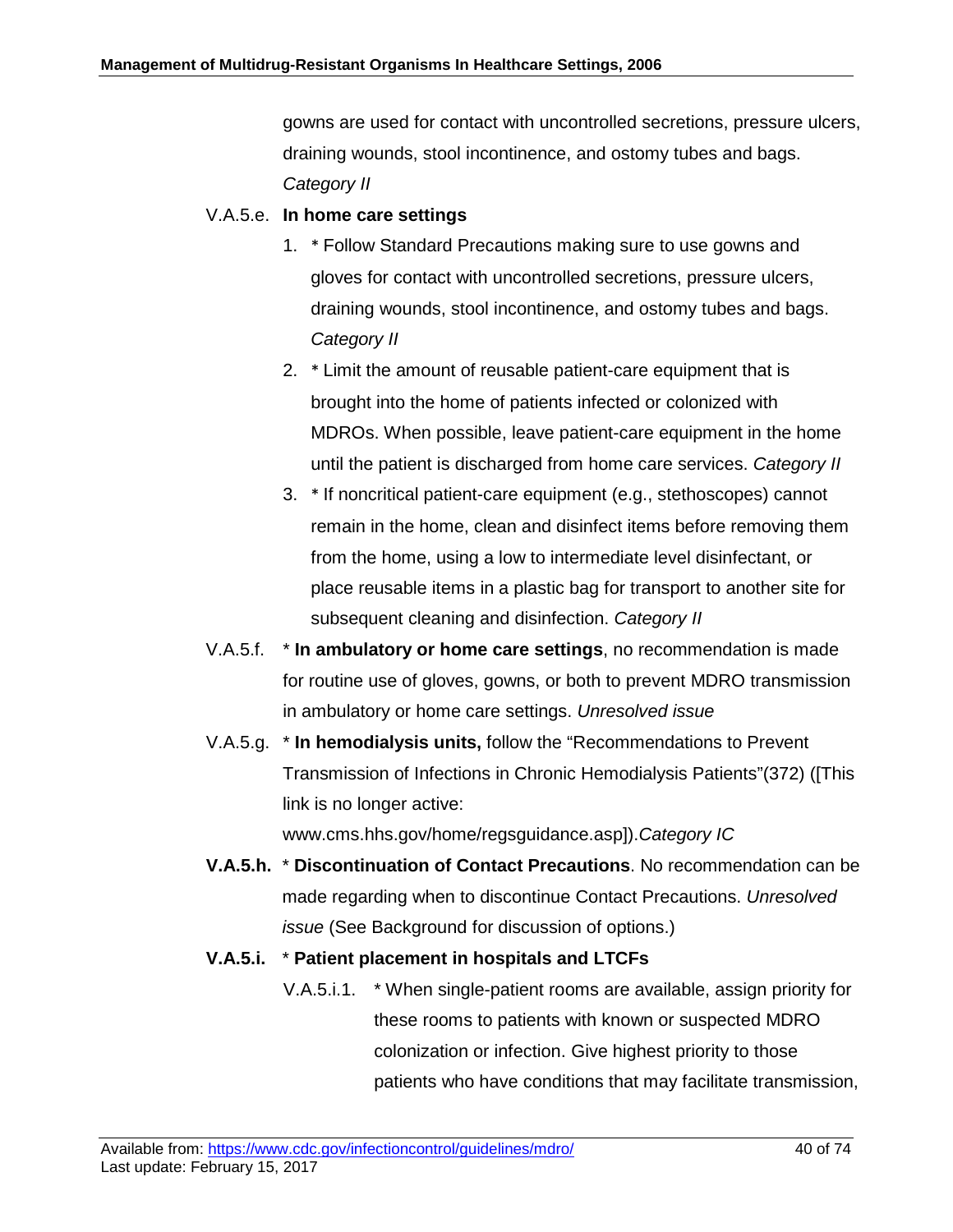gowns are used for contact with uncontrolled secretions, pressure ulcers, draining wounds, stool incontinence, and ostomy tubes and bags. *Category II*

V.A.5.e. **In home care settings**

1. * Follow Standard Precautions making sure to use gowns and gloves for contact with uncontrolled secretions, pressure ulcers, draining wounds, stool incontinence, and ostomy tubes and bags. *Category II*
2. * Limit the amount of reusable patient-care equipment that is brought into the home of patients infected or colonized with MDROs. When possible, leave patient-care equipment in the home until the patient is discharged from home care services. *Category II*
3. * If noncritical patient-care equipment (e.g., stethoscopes) cannot remain in the home, clean and disinfect items before removing them from the home, using a low to intermediate level disinfectant, or place reusable items in a plastic bag for transport to another site for subsequent cleaning and disinfection. *Category II*

V.A.5.f. * **In ambulatory or home care settings**, no recommendation is made for routine use of gloves, gowns, or both to prevent MDRO transmission in ambulatory or home care settings. *Unresolved issue*

V.A.5.g. * **In hemodialysis units,** follow the "Recommendations to Prevent Transmission of Infections in Chronic Hemodialysis Patients"(372) ([This link is no longer active: www.cms.hhs.gov/home/regsguidance.asp]).*Category IC*

**V.A.5.h.** * **Discontinuation of Contact Precautions**. No recommendation can be made regarding when to discontinue Contact Precautions. *Unresolved issue* (See Background for discussion of options.)

**V.A.5.i.** * **Patient placement in hospitals and LTCFs**

V.A.5.i.1. * When single-patient rooms are available, assign priority for these rooms to patients with known or suspected MDRO colonization or infection. Give highest priority to those patients who have conditions that may facilitate transmission,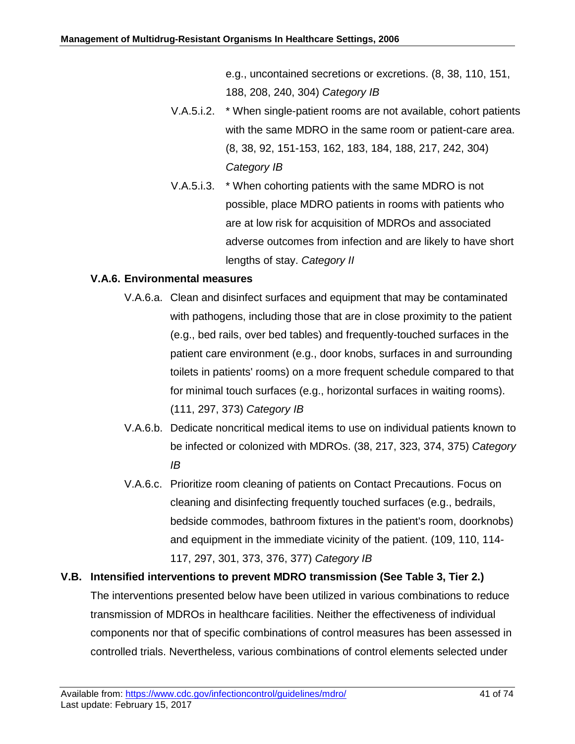e.g., uncontained secretions or excretions. (8, 38, 110, 151, 188, 208, 240, 304) *Category IB*

V.A.5.i.2. * When single-patient rooms are not available, cohort patients with the same MDRO in the same room or patient-care area. (8, 38, 92, 151-153, 162, 183, 184, 188, 217, 242, 304) *Category IB*

V.A.5.i.3. * When cohorting patients with the same MDRO is not possible, place MDRO patients in rooms with patients who are at low risk for acquisition of MDROs and associated adverse outcomes from infection and are likely to have short lengths of stay. *Category II*

**V.A.6. Environmental measures**

V.A.6.a. Clean and disinfect surfaces and equipment that may be contaminated with pathogens, including those that are in close proximity to the patient (e.g., bed rails, over bed tables) and frequently-touched surfaces in the patient care environment (e.g., door knobs, surfaces in and surrounding toilets in patients' rooms) on a more frequent schedule compared to that for minimal touch surfaces (e.g., horizontal surfaces in waiting rooms). (111, 297, 373) *Category IB*

V.A.6.b. Dedicate noncritical medical items to use on individual patients known to be infected or colonized with MDROs. (38, 217, 323, 374, 375) *Category IB*

V.A.6.c. Prioritize room cleaning of patients on Contact Precautions. Focus on cleaning and disinfecting frequently touched surfaces (e.g., bedrails, bedside commodes, bathroom fixtures in the patient's room, doorknobs) and equipment in the immediate vicinity of the patient. (109, 110, 114-117, 297, 301, 373, 376, 377) *Category IB*

**V.B. Intensified interventions to prevent MDRO transmission (See Table 3, Tier 2.)**

The interventions presented below have been utilized in various combinations to reduce transmission of MDROs in healthcare facilities. Neither the effectiveness of individual components nor that of specific combinations of control measures has been assessed in controlled trials. Nevertheless, various combinations of control elements selected under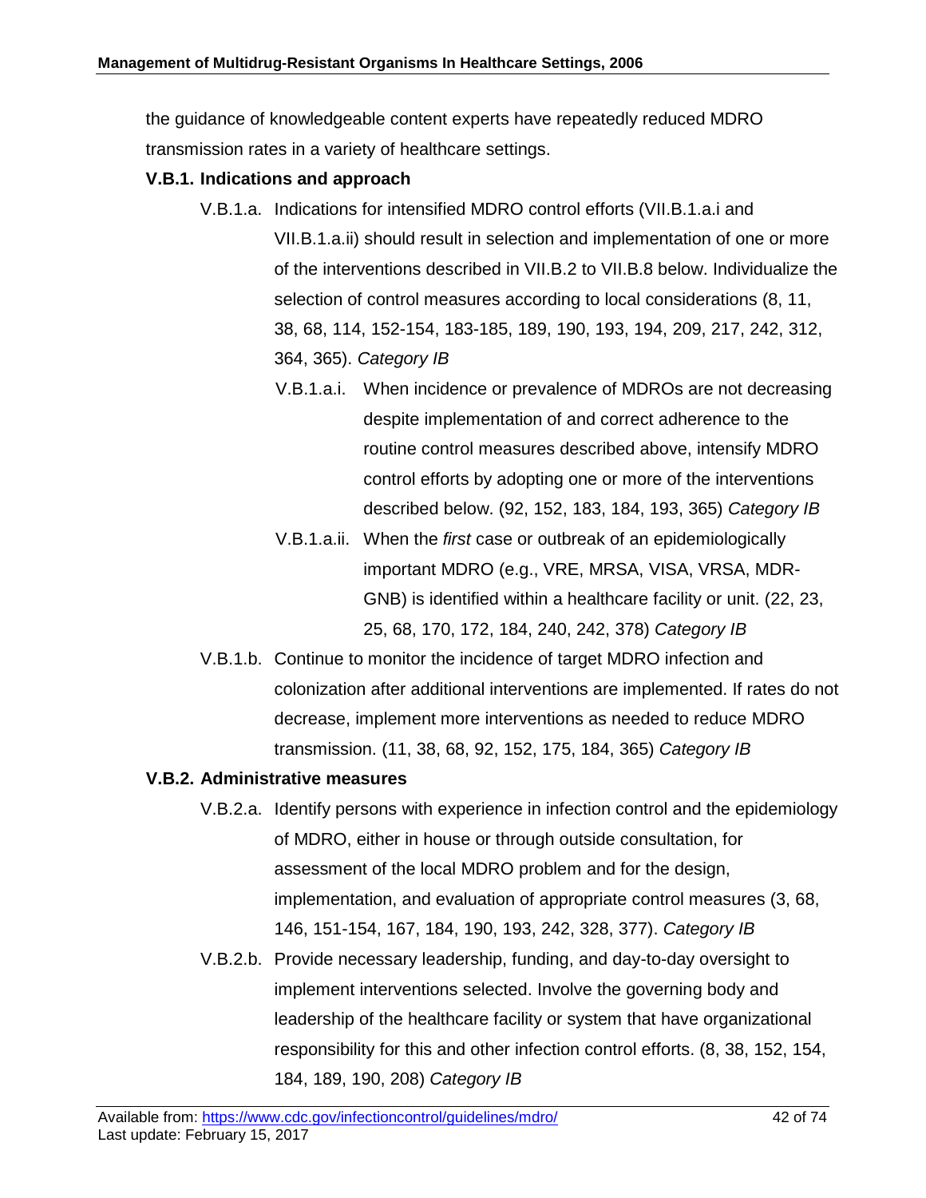the guidance of knowledgeable content experts have repeatedly reduced MDRO transmission rates in a variety of healthcare settings.

**V.B.1. Indications and approach**

V.B.1.a. Indications for intensified MDRO control efforts (VII.B.1.a.i and VII.B.1.a.ii) should result in selection and implementation of one or more of the interventions described in VII.B.2 to VII.B.8 below. Individualize the selection of control measures according to local considerations (8, 11, 38, 68, 114, 152-154, 183-185, 189, 190, 193, 194, 209, 217, 242, 312, 364, 365). *Category IB*

V.B.1.a.i. When incidence or prevalence of MDROs are not decreasing despite implementation of and correct adherence to the routine control measures described above, intensify MDRO control efforts by adopting one or more of the interventions described below. (92, 152, 183, 184, 193, 365) *Category IB*

V.B.1.a.ii. When the *first* case or outbreak of an epidemiologically important MDRO (e.g., VRE, MRSA, VISA, VRSA, MDR-GNB) is identified within a healthcare facility or unit. (22, 23, 25, 68, 170, 172, 184, 240, 242, 378) *Category IB*

V.B.1.b. Continue to monitor the incidence of target MDRO infection and colonization after additional interventions are implemented. If rates do not decrease, implement more interventions as needed to reduce MDRO transmission. (11, 38, 68, 92, 152, 175, 184, 365) *Category IB*

**V.B.2. Administrative measures**

V.B.2.a. Identify persons with experience in infection control and the epidemiology of MDRO, either in house or through outside consultation, for assessment of the local MDRO problem and for the design, implementation, and evaluation of appropriate control measures (3, 68, 146, 151-154, 167, 184, 190, 193, 242, 328, 377). *Category IB*

V.B.2.b. Provide necessary leadership, funding, and day-to-day oversight to implement interventions selected. Involve the governing body and leadership of the healthcare facility or system that have organizational responsibility for this and other infection control efforts. (8, 38, 152, 154, 184, 189, 190, 208) *Category IB*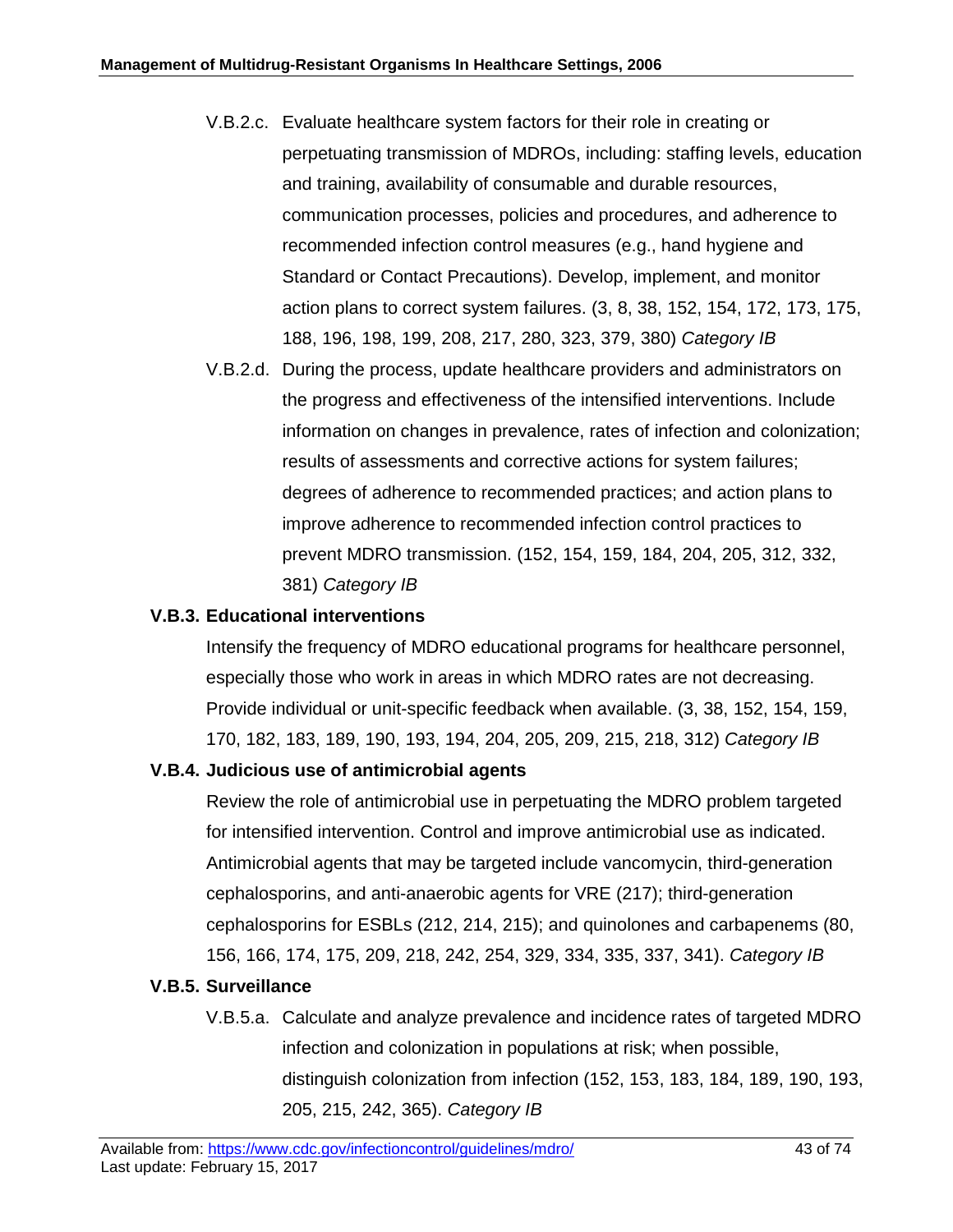V.B.2.c. Evaluate healthcare system factors for their role in creating or perpetuating transmission of MDROs, including: staffing levels, education and training, availability of consumable and durable resources, communication processes, policies and procedures, and adherence to recommended infection control measures (e.g., hand hygiene and Standard or Contact Precautions). Develop, implement, and monitor action plans to correct system failures. (3, 8, 38, 152, 154, 172, 173, 175, 188, 196, 198, 199, 208, 217, 280, 323, 379, 380) *Category IB*

V.B.2.d. During the process, update healthcare providers and administrators on the progress and effectiveness of the intensified interventions. Include information on changes in prevalence, rates of infection and colonization; results of assessments and corrective actions for system failures; degrees of adherence to recommended practices; and action plans to improve adherence to recommended infection control practices to prevent MDRO transmission. (152, 154, 159, 184, 204, 205, 312, 332, 381) *Category IB*

**V.B.3. Educational interventions**

Intensify the frequency of MDRO educational programs for healthcare personnel, especially those who work in areas in which MDRO rates are not decreasing. Provide individual or unit-specific feedback when available. (3, 38, 152, 154, 159, 170, 182, 183, 189, 190, 193, 194, 204, 205, 209, 215, 218, 312) *Category IB*

**V.B.4. Judicious use of antimicrobial agents**

Review the role of antimicrobial use in perpetuating the MDRO problem targeted for intensified intervention. Control and improve antimicrobial use as indicated. Antimicrobial agents that may be targeted include vancomycin, third-generation cephalosporins, and anti-anaerobic agents for VRE (217); third-generation cephalosporins for ESBLs (212, 214, 215); and quinolones and carbapenems (80, 156, 166, 174, 175, 209, 218, 242, 254, 329, 334, 335, 337, 341). *Category IB*

**V.B.5. Surveillance**

V.B.5.a. Calculate and analyze prevalence and incidence rates of targeted MDRO infection and colonization in populations at risk; when possible, distinguish colonization from infection (152, 153, 183, 184, 189, 190, 193, 205, 215, 242, 365). *Category IB*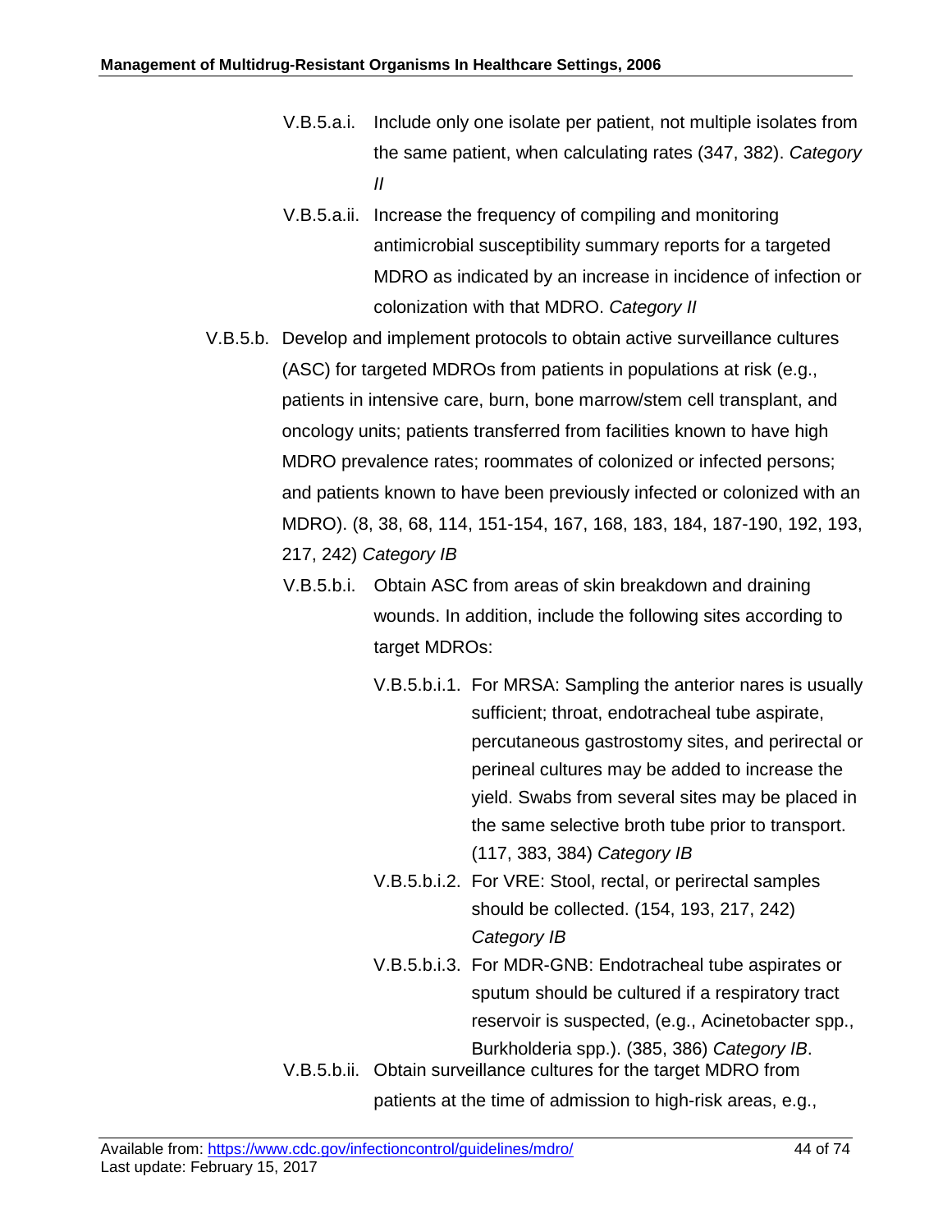V.B.5.a.i. Include only one isolate per patient, not multiple isolates from the same patient, when calculating rates (347, 382). *Category II*

V.B.5.a.ii. Increase the frequency of compiling and monitoring antimicrobial susceptibility summary reports for a targeted MDRO as indicated by an increase in incidence of infection or colonization with that MDRO. *Category II*

V.B.5.b. Develop and implement protocols to obtain active surveillance cultures (ASC) for targeted MDROs from patients in populations at risk (e.g., patients in intensive care, burn, bone marrow/stem cell transplant, and oncology units; patients transferred from facilities known to have high MDRO prevalence rates; roommates of colonized or infected persons; and patients known to have been previously infected or colonized with an MDRO). (8, 38, 68, 114, 151-154, 167, 168, 183, 184, 187-190, 192, 193, 217, 242) *Category IB*

V.B.5.b.i. Obtain ASC from areas of skin breakdown and draining wounds. In addition, include the following sites according to target MDROs:

V.B.5.b.i.1. For MRSA: Sampling the anterior nares is usually sufficient; throat, endotracheal tube aspirate, percutaneous gastrostomy sites, and perirectal or perineal cultures may be added to increase the yield. Swabs from several sites may be placed in the same selective broth tube prior to transport. (117, 383, 384) *Category IB*

V.B.5.b.i.2. For VRE: Stool, rectal, or perirectal samples should be collected. (154, 193, 217, 242) *Category IB*

V.B.5.b.i.3. For MDR-GNB: Endotracheal tube aspirates or sputum should be cultured if a respiratory tract reservoir is suspected, (e.g., Acinetobacter spp., Burkholderia spp.). (385, 386) *Category IB*.

V.B.5.b.ii. Obtain surveillance cultures for the target MDRO from patients at the time of admission to high-risk areas, e.g.,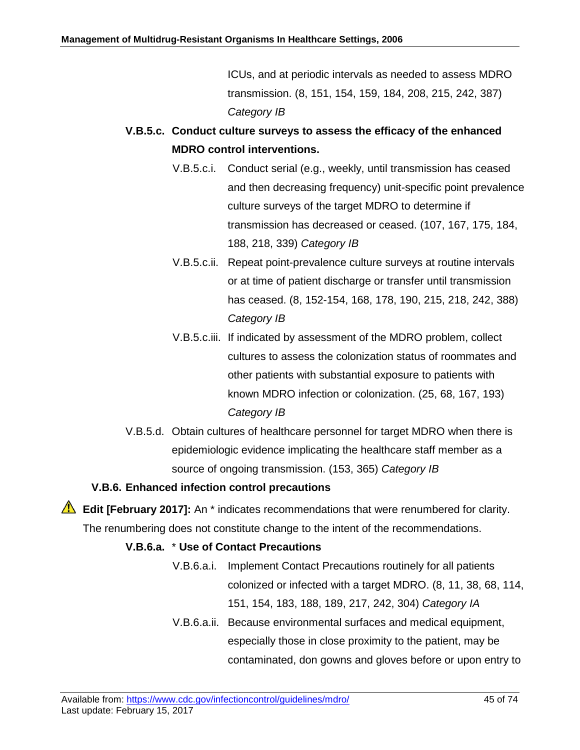ICUs, and at periodic intervals as needed to assess MDRO transmission. (8, 151, 154, 159, 184, 208, 215, 242, 387) *Category IB*

**V.B.5.c. Conduct culture surveys to assess the efficacy of the enhanced MDRO control interventions.**

V.B.5.c.i. Conduct serial (e.g., weekly, until transmission has ceased and then decreasing frequency) unit-specific point prevalence culture surveys of the target MDRO to determine if transmission has decreased or ceased. (107, 167, 175, 184, 188, 218, 339) *Category IB*

V.B.5.c.ii. Repeat point-prevalence culture surveys at routine intervals or at time of patient discharge or transfer until transmission has ceased. (8, 152-154, 168, 178, 190, 215, 218, 242, 388) *Category IB*

V.B.5.c.iii. If indicated by assessment of the MDRO problem, collect cultures to assess the colonization status of roommates and other patients with substantial exposure to patients with known MDRO infection or colonization. (25, 68, 167, 193) *Category IB*

V.B.5.d. Obtain cultures of healthcare personnel for target MDRO when there is epidemiologic evidence implicating the healthcare staff member as a source of ongoing transmission. (153, 365) *Category IB*

**V.B.6. Enhanced infection control precautions**

⚠ **Edit [February 2017]:** An * indicates recommendations that were renumbered for clarity. The renumbering does not constitute change to the intent of the recommendations.

**V.B.6.a.** * **Use of Contact Precautions**

V.B.6.a.i. Implement Contact Precautions routinely for all patients colonized or infected with a target MDRO. (8, 11, 38, 68, 114, 151, 154, 183, 188, 189, 217, 242, 304) *Category IA*

V.B.6.a.ii. Because environmental surfaces and medical equipment, especially those in close proximity to the patient, may be contaminated, don gowns and gloves before or upon entry to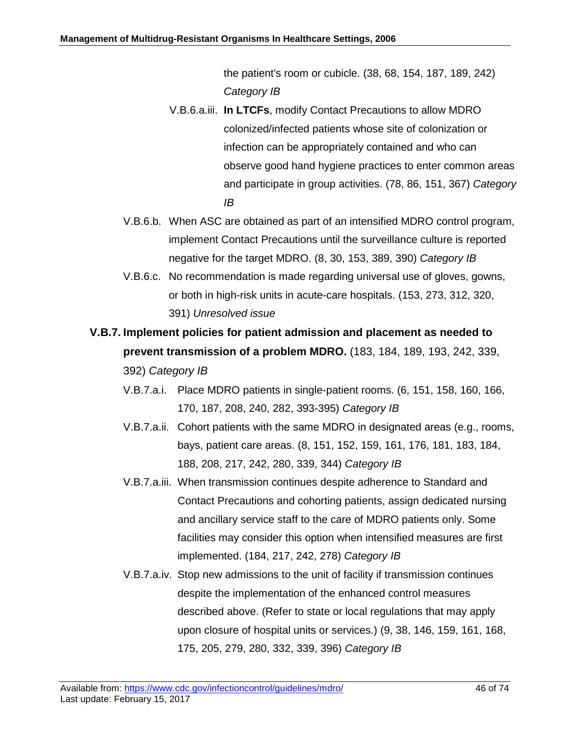the patient's room or cubicle. (38, 68, 154, 187, 189, 242) *Category IB*

V.B.6.a.iii. **In LTCFs**, modify Contact Precautions to allow MDRO colonized/infected patients whose site of colonization or infection can be appropriately contained and who can observe good hand hygiene practices to enter common areas and participate in group activities. (78, 86, 151, 367) *Category IB*

V.B.6.b. When ASC are obtained as part of an intensified MDRO control program, implement Contact Precautions until the surveillance culture is reported negative for the target MDRO. (8, 30, 153, 389, 390) *Category IB*

V.B.6.c. No recommendation is made regarding universal use of gloves, gowns, or both in high-risk units in acute-care hospitals. (153, 273, 312, 320, 391) *Unresolved issue*

**V.B.7. Implement policies for patient admission and placement as needed to prevent transmission of a problem MDRO.** (183, 184, 189, 193, 242, 339, 392) *Category IB*

V.B.7.a.i. Place MDRO patients in single-patient rooms. (6, 151, 158, 160, 166, 170, 187, 208, 240, 282, 393-395) *Category IB*

V.B.7.a.ii. Cohort patients with the same MDRO in designated areas (e.g., rooms, bays, patient care areas. (8, 151, 152, 159, 161, 176, 181, 183, 184, 188, 208, 217, 242, 280, 339, 344) *Category IB*

V.B.7.a.iii. When transmission continues despite adherence to Standard and Contact Precautions and cohorting patients, assign dedicated nursing and ancillary service staff to the care of MDRO patients only. Some facilities may consider this option when intensified measures are first implemented. (184, 217, 242, 278) *Category IB*

V.B.7.a.iv. Stop new admissions to the unit of facility if transmission continues despite the implementation of the enhanced control measures described above. (Refer to state or local regulations that may apply upon closure of hospital units or services.) (9, 38, 146, 159, 161, 168, 175, 205, 279, 280, 332, 339, 396) *Category IB*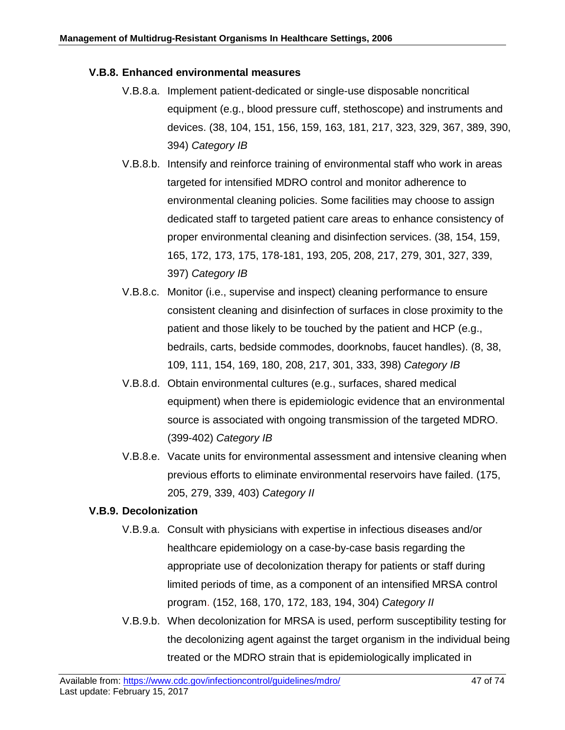#### V.B.8. Enhanced environmental measures

- V.B.8.a. Implement patient-dedicated or single-use disposable noncritical equipment (e.g., blood pressure cuff, stethoscope) and instruments and devices. (38, 104, 151, 156, 159, 163, 181, 217, 323, 329, 367, 389, 390, 394) *Category IB*
- V.B.8.b. Intensify and reinforce training of environmental staff who work in areas targeted for intensified MDRO control and monitor adherence to environmental cleaning policies. Some facilities may choose to assign dedicated staff to targeted patient care areas to enhance consistency of proper environmental cleaning and disinfection services. (38, 154, 159, 165, 172, 173, 175, 178-181, 193, 205, 208, 217, 279, 301, 327, 339, 397) *Category IB*
- V.B.8.c. Monitor (i.e., supervise and inspect) cleaning performance to ensure consistent cleaning and disinfection of surfaces in close proximity to the patient and those likely to be touched by the patient and HCP (e.g., bedrails, carts, bedside commodes, doorknobs, faucet handles). (8, 38, 109, 111, 154, 169, 180, 208, 217, 301, 333, 398) *Category IB*
- V.B.8.d. Obtain environmental cultures (e.g., surfaces, shared medical equipment) when there is epidemiologic evidence that an environmental source is associated with ongoing transmission of the targeted MDRO. (399-402) *Category IB*
- V.B.8.e. Vacate units for environmental assessment and intensive cleaning when previous efforts to eliminate environmental reservoirs have failed. (175, 205, 279, 339, 403) *Category II*

#### V.B.9. Decolonization

- V.B.9.a. Consult with physicians with expertise in infectious diseases and/or healthcare epidemiology on a case-by-case basis regarding the appropriate use of decolonization therapy for patients or staff during limited periods of time, as a component of an intensified MRSA control program. (152, 168, 170, 172, 183, 194, 304) *Category II*
- V.B.9.b. When decolonization for MRSA is used, perform susceptibility testing for the decolonizing agent against the target organism in the individual being treated or the MDRO strain that is epidemiologically implicated in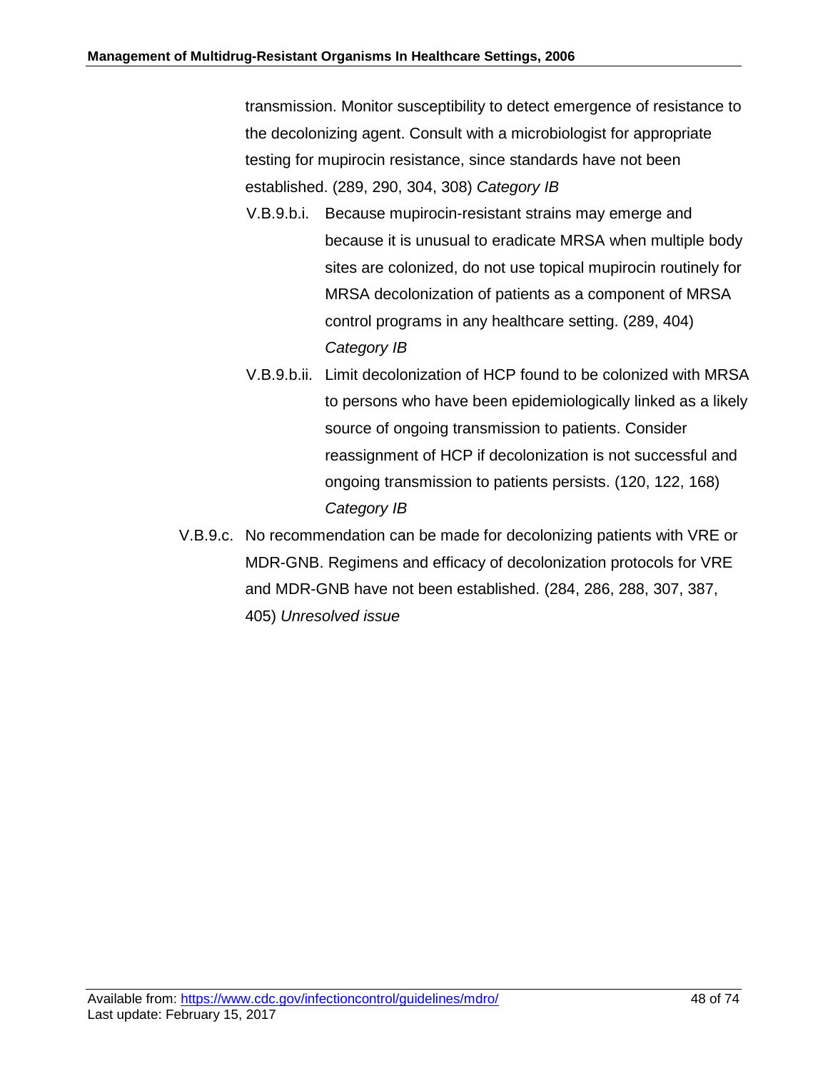transmission. Monitor susceptibility to detect emergence of resistance to the decolonizing agent. Consult with a microbiologist for appropriate testing for mupirocin resistance, since standards have not been established. (289, 290, 304, 308) *Category IB*

- V.B.9.b.i. Because mupirocin-resistant strains may emerge and because it is unusual to eradicate MRSA when multiple body sites are colonized, do not use topical mupirocin routinely for MRSA decolonization of patients as a component of MRSA control programs in any healthcare setting. (289, 404) *Category IB*
- V.B.9.b.ii. Limit decolonization of HCP found to be colonized with MRSA to persons who have been epidemiologically linked as a likely source of ongoing transmission to patients. Consider reassignment of HCP if decolonization is not successful and ongoing transmission to patients persists. (120, 122, 168) *Category IB*

V.B.9.c. No recommendation can be made for decolonizing patients with VRE or MDR-GNB. Regimens and efficacy of decolonization protocols for VRE and MDR-GNB have not been established. (284, 286, 288, 307, 387, 405) *Unresolved issue*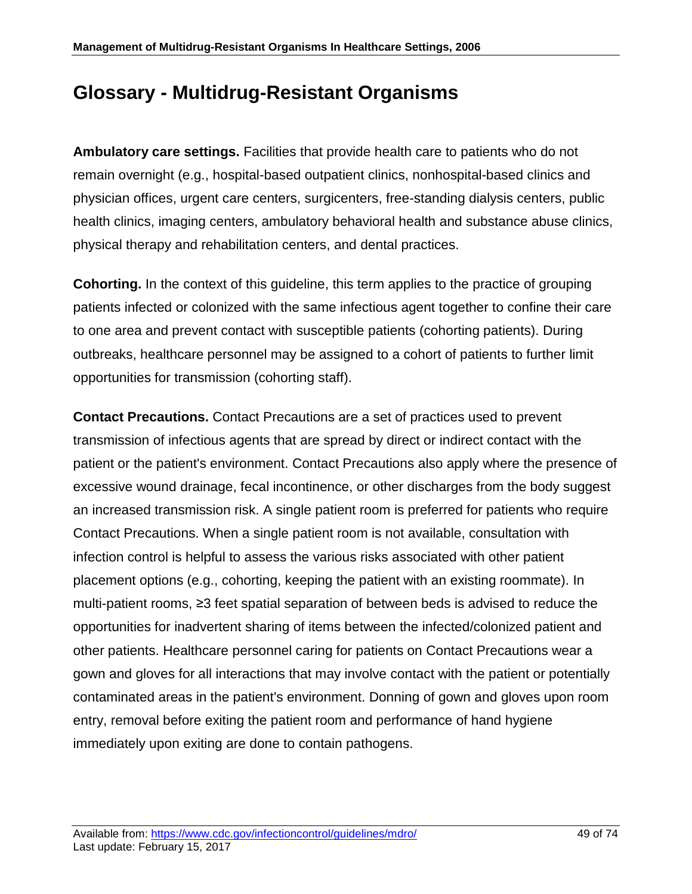# Glossary - Multidrug-Resistant Organisms

**Ambulatory care settings.** Facilities that provide health care to patients who do not remain overnight (e.g., hospital-based outpatient clinics, nonhospital-based clinics and physician offices, urgent care centers, surgicenters, free-standing dialysis centers, public health clinics, imaging centers, ambulatory behavioral health and substance abuse clinics, physical therapy and rehabilitation centers, and dental practices.

**Cohorting.** In the context of this guideline, this term applies to the practice of grouping patients infected or colonized with the same infectious agent together to confine their care to one area and prevent contact with susceptible patients (cohorting patients). During outbreaks, healthcare personnel may be assigned to a cohort of patients to further limit opportunities for transmission (cohorting staff).

**Contact Precautions.** Contact Precautions are a set of practices used to prevent transmission of infectious agents that are spread by direct or indirect contact with the patient or the patient's environment. Contact Precautions also apply where the presence of excessive wound drainage, fecal incontinence, or other discharges from the body suggest an increased transmission risk. A single patient room is preferred for patients who require Contact Precautions. When a single patient room is not available, consultation with infection control is helpful to assess the various risks associated with other patient placement options (e.g., cohorting, keeping the patient with an existing roommate). In multi-patient rooms, ≥3 feet spatial separation of between beds is advised to reduce the opportunities for inadvertent sharing of items between the infected/colonized patient and other patients. Healthcare personnel caring for patients on Contact Precautions wear a gown and gloves for all interactions that may involve contact with the patient or potentially contaminated areas in the patient's environment. Donning of gown and gloves upon room entry, removal before exiting the patient room and performance of hand hygiene immediately upon exiting are done to contain pathogens.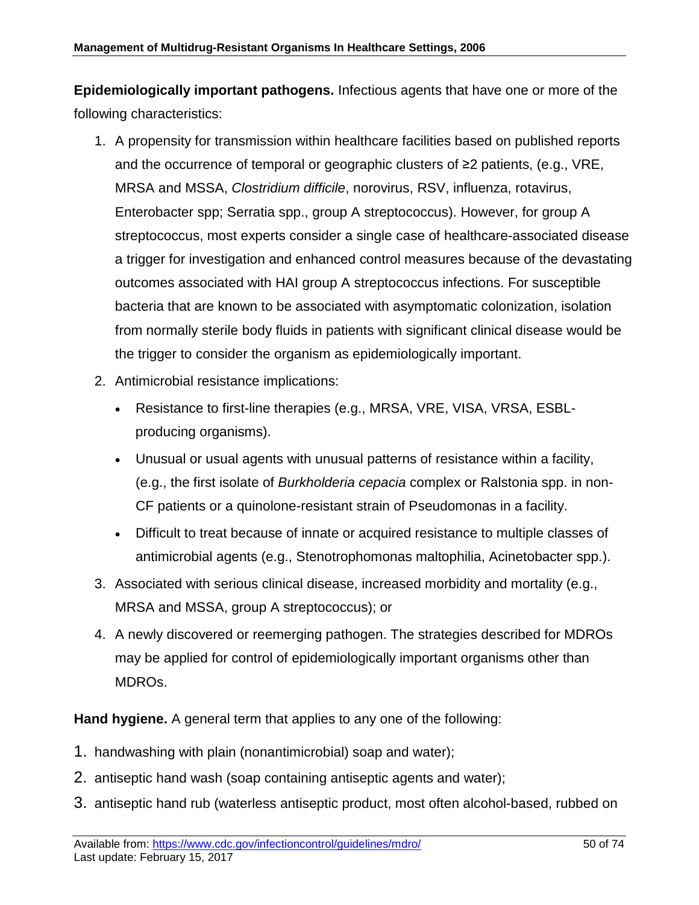**Epidemiologically important pathogens.** Infectious agents that have one or more of the following characteristics:

1. A propensity for transmission within healthcare facilities based on published reports and the occurrence of temporal or geographic clusters of ≥2 patients, (e.g., VRE, MRSA and MSSA, *Clostridium difficile*, norovirus, RSV, influenza, rotavirus, Enterobacter spp; Serratia spp., group A streptococcus). However, for group A streptococcus, most experts consider a single case of healthcare-associated disease a trigger for investigation and enhanced control measures because of the devastating outcomes associated with HAI group A streptococcus infections. For susceptible bacteria that are known to be associated with asymptomatic colonization, isolation from normally sterile body fluids in patients with significant clinical disease would be the trigger to consider the organism as epidemiologically important.
2. Antimicrobial resistance implications:
   - Resistance to first-line therapies (e.g., MRSA, VRE, VISA, VRSA, ESBL-producing organisms).
   - Unusual or usual agents with unusual patterns of resistance within a facility, (e.g., the first isolate of *Burkholderia cepacia* complex or Ralstonia spp. in non-CF patients or a quinolone-resistant strain of Pseudomonas in a facility.
   - Difficult to treat because of innate or acquired resistance to multiple classes of antimicrobial agents (e.g., Stenotrophomonas maltophilia, Acinetobacter spp.).
3. Associated with serious clinical disease, increased morbidity and mortality (e.g., MRSA and MSSA, group A streptococcus); or
4. A newly discovered or reemerging pathogen. The strategies described for MDROs may be applied for control of epidemiologically important organisms other than MDROs.

**Hand hygiene.** A general term that applies to any one of the following:

1. handwashing with plain (nonantimicrobial) soap and water;
2. antiseptic hand wash (soap containing antiseptic agents and water);
3. antiseptic hand rub (waterless antiseptic product, most often alcohol-based, rubbed on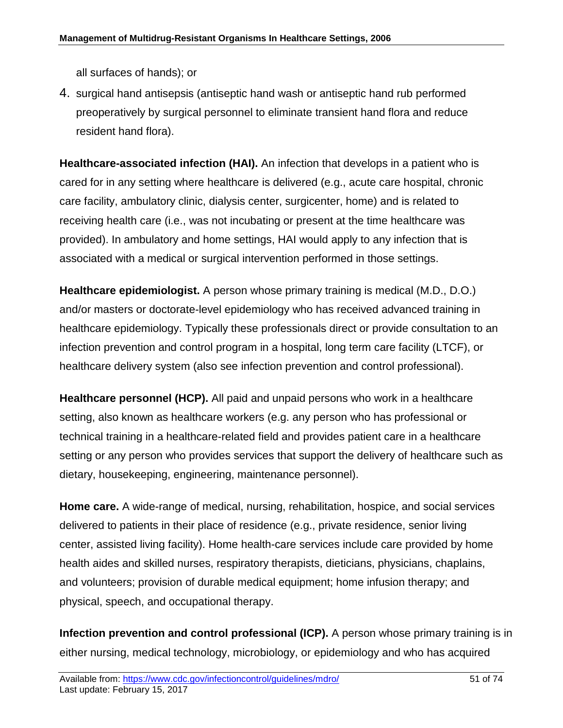all surfaces of hands); or

4. surgical hand antisepsis (antiseptic hand wash or antiseptic hand rub performed preoperatively by surgical personnel to eliminate transient hand flora and reduce resident hand flora).

**Healthcare-associated infection (HAI).** An infection that develops in a patient who is cared for in any setting where healthcare is delivered (e.g., acute care hospital, chronic care facility, ambulatory clinic, dialysis center, surgicenter, home) and is related to receiving health care (i.e., was not incubating or present at the time healthcare was provided). In ambulatory and home settings, HAI would apply to any infection that is associated with a medical or surgical intervention performed in those settings.

**Healthcare epidemiologist.** A person whose primary training is medical (M.D., D.O.) and/or masters or doctorate-level epidemiology who has received advanced training in healthcare epidemiology. Typically these professionals direct or provide consultation to an infection prevention and control program in a hospital, long term care facility (LTCF), or healthcare delivery system (also see infection prevention and control professional).

**Healthcare personnel (HCP).** All paid and unpaid persons who work in a healthcare setting, also known as healthcare workers (e.g. any person who has professional or technical training in a healthcare-related field and provides patient care in a healthcare setting or any person who provides services that support the delivery of healthcare such as dietary, housekeeping, engineering, maintenance personnel).

**Home care.** A wide-range of medical, nursing, rehabilitation, hospice, and social services delivered to patients in their place of residence (e.g., private residence, senior living center, assisted living facility). Home health-care services include care provided by home health aides and skilled nurses, respiratory therapists, dieticians, physicians, chaplains, and volunteers; provision of durable medical equipment; home infusion therapy; and physical, speech, and occupational therapy.

**Infection prevention and control professional (ICP).** A person whose primary training is in either nursing, medical technology, microbiology, or epidemiology and who has acquired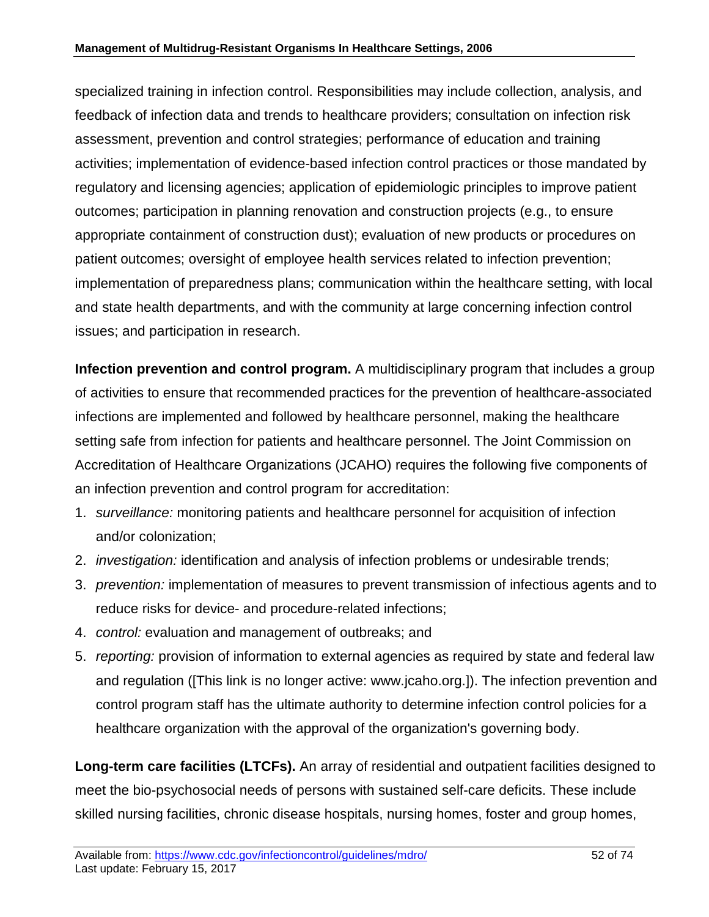specialized training in infection control. Responsibilities may include collection, analysis, and feedback of infection data and trends to healthcare providers; consultation on infection risk assessment, prevention and control strategies; performance of education and training activities; implementation of evidence-based infection control practices or those mandated by regulatory and licensing agencies; application of epidemiologic principles to improve patient outcomes; participation in planning renovation and construction projects (e.g., to ensure appropriate containment of construction dust); evaluation of new products or procedures on patient outcomes; oversight of employee health services related to infection prevention; implementation of preparedness plans; communication within the healthcare setting, with local and state health departments, and with the community at large concerning infection control issues; and participation in research.

**Infection prevention and control program.** A multidisciplinary program that includes a group of activities to ensure that recommended practices for the prevention of healthcare-associated infections are implemented and followed by healthcare personnel, making the healthcare setting safe from infection for patients and healthcare personnel. The Joint Commission on Accreditation of Healthcare Organizations (JCAHO) requires the following five components of an infection prevention and control program for accreditation:

1. *surveillance:* monitoring patients and healthcare personnel for acquisition of infection and/or colonization;
2. *investigation:* identification and analysis of infection problems or undesirable trends;
3. *prevention:* implementation of measures to prevent transmission of infectious agents and to reduce risks for device- and procedure-related infections;
4. *control:* evaluation and management of outbreaks; and
5. *reporting:* provision of information to external agencies as required by state and federal law and regulation ([This link is no longer active: www.jcaho.org.]). The infection prevention and control program staff has the ultimate authority to determine infection control policies for a healthcare organization with the approval of the organization's governing body.

**Long-term care facilities (LTCFs).** An array of residential and outpatient facilities designed to meet the bio-psychosocial needs of persons with sustained self-care deficits. These include skilled nursing facilities, chronic disease hospitals, nursing homes, foster and group homes,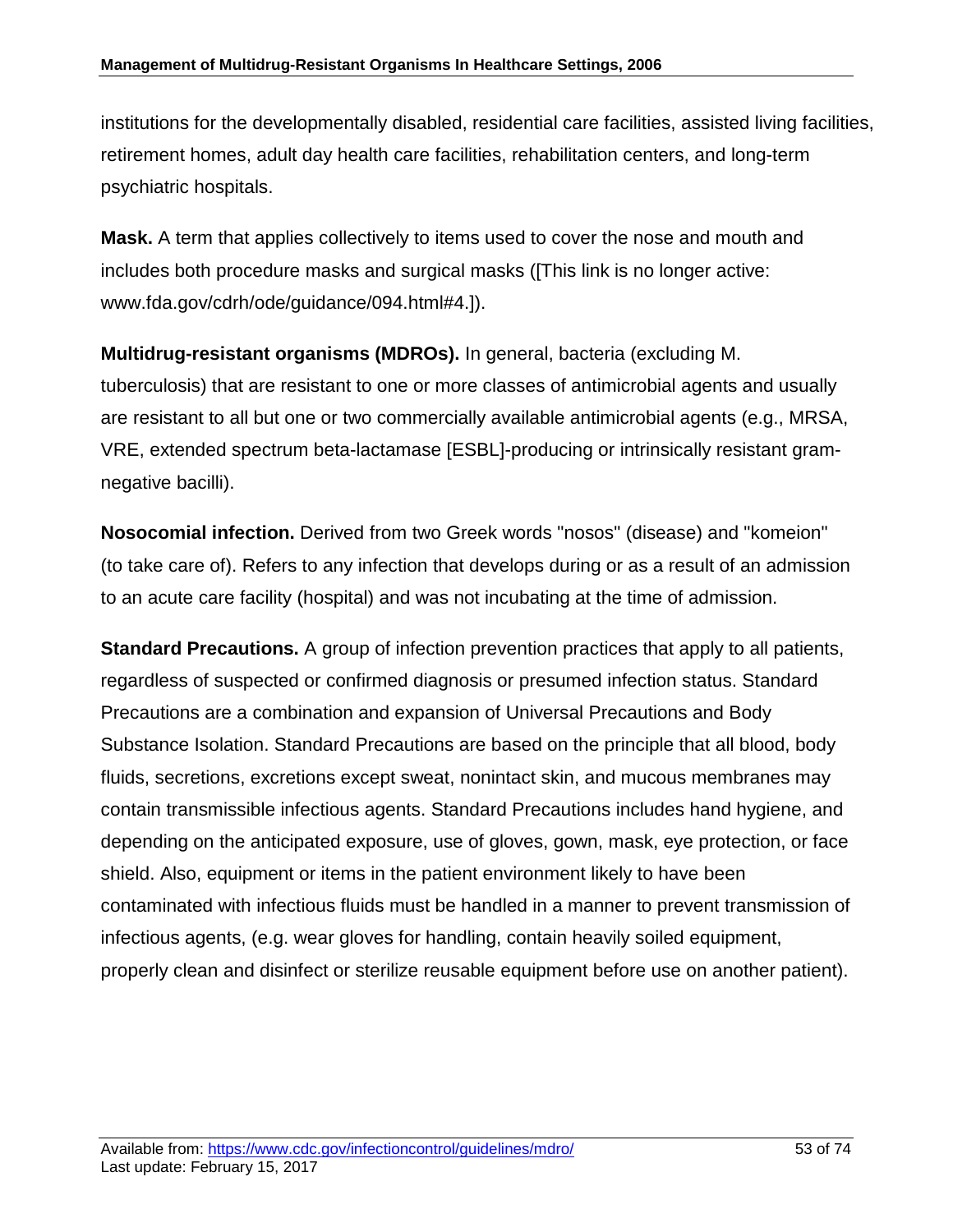institutions for the developmentally disabled, residential care facilities, assisted living facilities, retirement homes, adult day health care facilities, rehabilitation centers, and long-term psychiatric hospitals.

**Mask.** A term that applies collectively to items used to cover the nose and mouth and includes both procedure masks and surgical masks ([This link is no longer active: www.fda.gov/cdrh/ode/guidance/094.html#4.]).

**Multidrug-resistant organisms (MDROs).** In general, bacteria (excluding M. tuberculosis) that are resistant to one or more classes of antimicrobial agents and usually are resistant to all but one or two commercially available antimicrobial agents (e.g., MRSA, VRE, extended spectrum beta-lactamase [ESBL]-producing or intrinsically resistant gram-negative bacilli).

**Nosocomial infection.** Derived from two Greek words "nosos" (disease) and "komeion" (to take care of). Refers to any infection that develops during or as a result of an admission to an acute care facility (hospital) and was not incubating at the time of admission.

**Standard Precautions.** A group of infection prevention practices that apply to all patients, regardless of suspected or confirmed diagnosis or presumed infection status. Standard Precautions are a combination and expansion of Universal Precautions and Body Substance Isolation. Standard Precautions are based on the principle that all blood, body fluids, secretions, excretions except sweat, nonintact skin, and mucous membranes may contain transmissible infectious agents. Standard Precautions includes hand hygiene, and depending on the anticipated exposure, use of gloves, gown, mask, eye protection, or face shield. Also, equipment or items in the patient environment likely to have been contaminated with infectious fluids must be handled in a manner to prevent transmission of infectious agents, (e.g. wear gloves for handling, contain heavily soiled equipment, properly clean and disinfect or sterilize reusable equipment before use on another patient).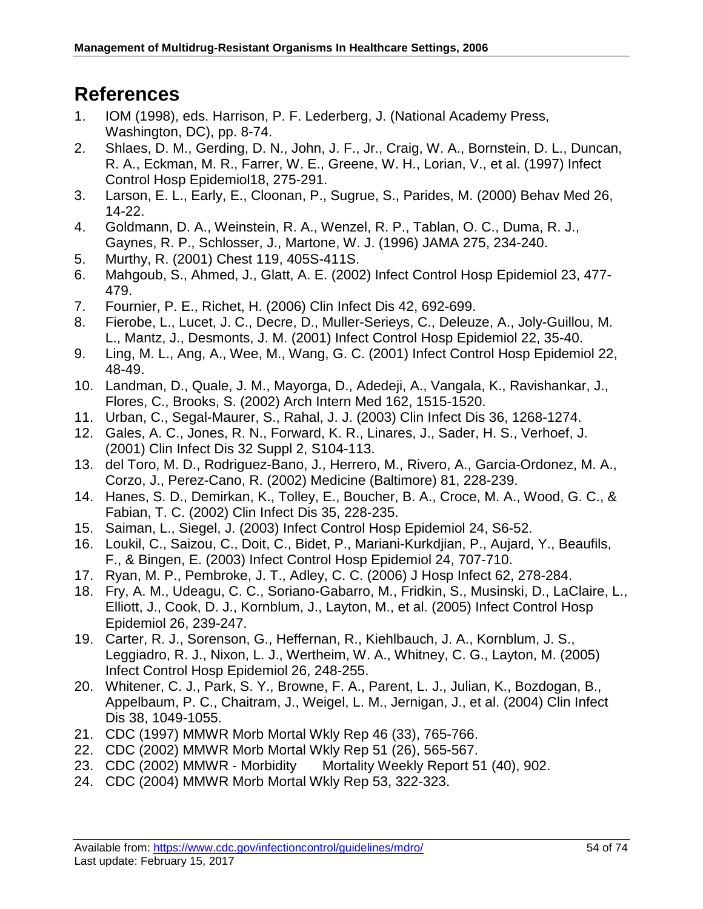# References

1. IOM (1998), eds. Harrison, P. F. Lederberg, J. (National Academy Press, Washington, DC), pp. 8-74.
2. Shlaes, D. M., Gerding, D. N., John, J. F., Jr., Craig, W. A., Bornstein, D. L., Duncan, R. A., Eckman, M. R., Farrer, W. E., Greene, W. H., Lorian, V., et al. (1997) Infect Control Hosp Epidemiol18, 275-291.
3. Larson, E. L., Early, E., Cloonan, P., Sugrue, S., Parides, M. (2000) Behav Med 26, 14-22.
4. Goldmann, D. A., Weinstein, R. A., Wenzel, R. P., Tablan, O. C., Duma, R. J., Gaynes, R. P., Schlosser, J., Martone, W. J. (1996) JAMA 275, 234-240.
5. Murthy, R. (2001) Chest 119, 405S-411S.
6. Mahgoub, S., Ahmed, J., Glatt, A. E. (2002) Infect Control Hosp Epidemiol 23, 477-479.
7. Fournier, P. E., Richet, H. (2006) Clin Infect Dis 42, 692-699.
8. Fierobe, L., Lucet, J. C., Decre, D., Muller-Serieys, C., Deleuze, A., Joly-Guillou, M. L., Mantz, J., Desmonts, J. M. (2001) Infect Control Hosp Epidemiol 22, 35-40.
9. Ling, M. L., Ang, A., Wee, M., Wang, G. C. (2001) Infect Control Hosp Epidemiol 22, 48-49.
10. Landman, D., Quale, J. M., Mayorga, D., Adedeji, A., Vangala, K., Ravishankar, J., Flores, C., Brooks, S. (2002) Arch Intern Med 162, 1515-1520.
11. Urban, C., Segal-Maurer, S., Rahal, J. J. (2003) Clin Infect Dis 36, 1268-1274.
12. Gales, A. C., Jones, R. N., Forward, K. R., Linares, J., Sader, H. S., Verhoef, J. (2001) Clin Infect Dis 32 Suppl 2, S104-113.
13. del Toro, M. D., Rodriguez-Bano, J., Herrero, M., Rivero, A., Garcia-Ordonez, M. A., Corzo, J., Perez-Cano, R. (2002) Medicine (Baltimore) 81, 228-239.
14. Hanes, S. D., Demirkan, K., Tolley, E., Boucher, B. A., Croce, M. A., Wood, G. C., & Fabian, T. C. (2002) Clin Infect Dis 35, 228-235.
15. Saiman, L., Siegel, J. (2003) Infect Control Hosp Epidemiol 24, S6-52.
16. Loukil, C., Saizou, C., Doit, C., Bidet, P., Mariani-Kurkdjian, P., Aujard, Y., Beaufils, F., & Bingen, E. (2003) Infect Control Hosp Epidemiol 24, 707-710.
17. Ryan, M. P., Pembroke, J. T., Adley, C. C. (2006) J Hosp Infect 62, 278-284.
18. Fry, A. M., Udeagu, C. C., Soriano-Gabarro, M., Fridkin, S., Musinski, D., LaClaire, L., Elliott, J., Cook, D. J., Kornblum, J., Layton, M., et al. (2005) Infect Control Hosp Epidemiol 26, 239-247.
19. Carter, R. J., Sorenson, G., Heffernan, R., Kiehlbauch, J. A., Kornblum, J. S., Leggiadro, R. J., Nixon, L. J., Wertheim, W. A., Whitney, C. G., Layton, M. (2005) Infect Control Hosp Epidemiol 26, 248-255.
20. Whitener, C. J., Park, S. Y., Browne, F. A., Parent, L. J., Julian, K., Bozdogan, B., Appelbaum, P. C., Chaitram, J., Weigel, L. M., Jernigan, J., et al. (2004) Clin Infect Dis 38, 1049-1055.
21. CDC (1997) MMWR Morb Mortal Wkly Rep 46 (33), 765-766.
22. CDC (2002) MMWR Morb Mortal Wkly Rep 51 (26), 565-567.
23. CDC (2002) MMWR - Morbidity Mortality Weekly Report 51 (40), 902.
24. CDC (2004) MMWR Morb Mortal Wkly Rep 53, 322-323.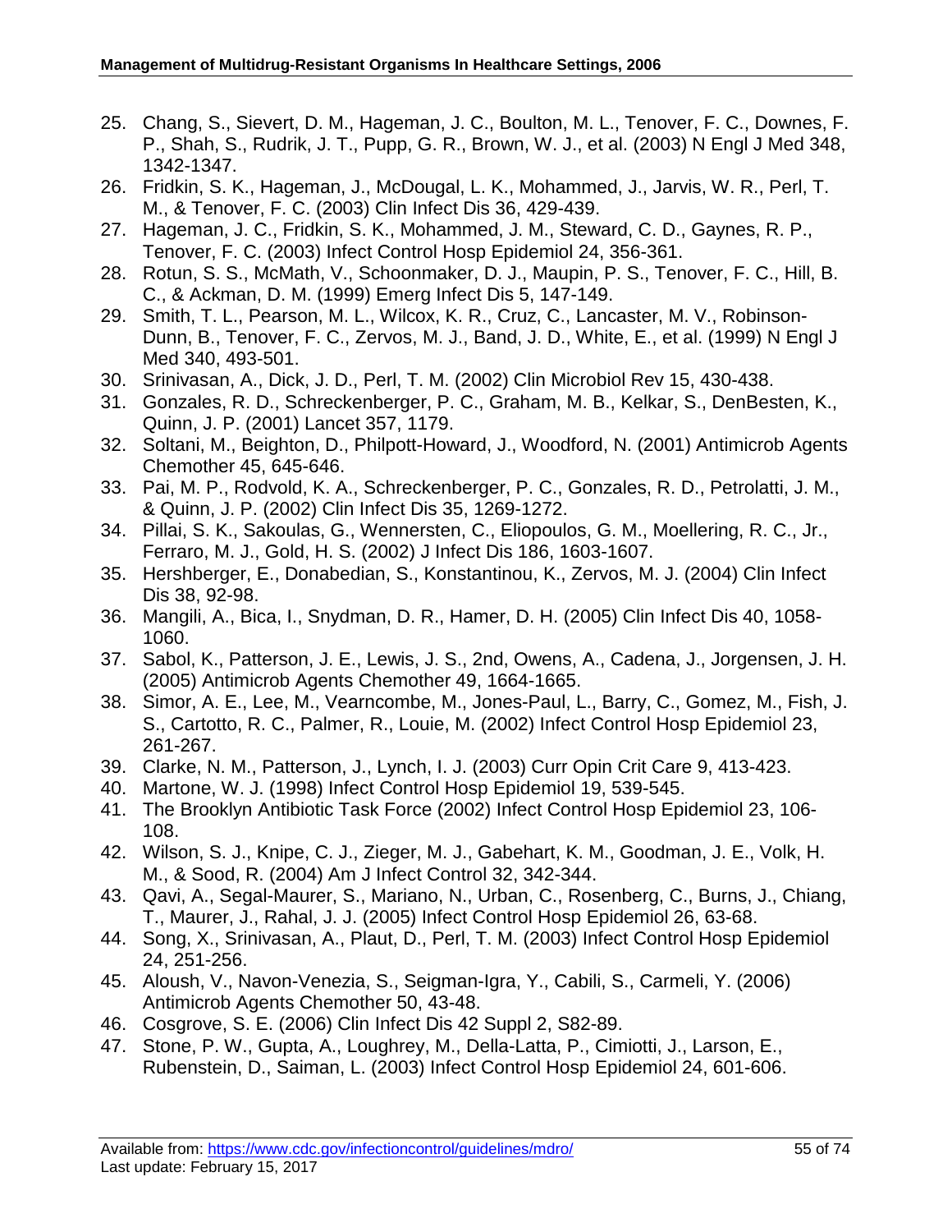25. Chang, S., Sievert, D. M., Hageman, J. C., Boulton, M. L., Tenover, F. C., Downes, F. P., Shah, S., Rudrik, J. T., Pupp, G. R., Brown, W. J., et al. (2003) N Engl J Med 348, 1342-1347.
26. Fridkin, S. K., Hageman, J., McDougal, L. K., Mohammed, J., Jarvis, W. R., Perl, T. M., & Tenover, F. C. (2003) Clin Infect Dis 36, 429-439.
27. Hageman, J. C., Fridkin, S. K., Mohammed, J. M., Steward, C. D., Gaynes, R. P., Tenover, F. C. (2003) Infect Control Hosp Epidemiol 24, 356-361.
28. Rotun, S. S., McMath, V., Schoonmaker, D. J., Maupin, P. S., Tenover, F. C., Hill, B. C., & Ackman, D. M. (1999) Emerg Infect Dis 5, 147-149.
29. Smith, T. L., Pearson, M. L., Wilcox, K. R., Cruz, C., Lancaster, M. V., Robinson-Dunn, B., Tenover, F. C., Zervos, M. J., Band, J. D., White, E., et al. (1999) N Engl J Med 340, 493-501.
30. Srinivasan, A., Dick, J. D., Perl, T. M. (2002) Clin Microbiol Rev 15, 430-438.
31. Gonzales, R. D., Schreckenberger, P. C., Graham, M. B., Kelkar, S., DenBesten, K., Quinn, J. P. (2001) Lancet 357, 1179.
32. Soltani, M., Beighton, D., Philpott-Howard, J., Woodford, N. (2001) Antimicrob Agents Chemother 45, 645-646.
33. Pai, M. P., Rodvold, K. A., Schreckenberger, P. C., Gonzales, R. D., Petrolatti, J. M., & Quinn, J. P. (2002) Clin Infect Dis 35, 1269-1272.
34. Pillai, S. K., Sakoulas, G., Wennersten, C., Eliopoulos, G. M., Moellering, R. C., Jr., Ferraro, M. J., Gold, H. S. (2002) J Infect Dis 186, 1603-1607.
35. Hershberger, E., Donabedian, S., Konstantinou, K., Zervos, M. J. (2004) Clin Infect Dis 38, 92-98.
36. Mangili, A., Bica, I., Snydman, D. R., Hamer, D. H. (2005) Clin Infect Dis 40, 1058-1060.
37. Sabol, K., Patterson, J. E., Lewis, J. S., 2nd, Owens, A., Cadena, J., Jorgensen, J. H. (2005) Antimicrob Agents Chemother 49, 1664-1665.
38. Simor, A. E., Lee, M., Vearncombe, M., Jones-Paul, L., Barry, C., Gomez, M., Fish, J. S., Cartotto, R. C., Palmer, R., Louie, M. (2002) Infect Control Hosp Epidemiol 23, 261-267.
39. Clarke, N. M., Patterson, J., Lynch, I. J. (2003) Curr Opin Crit Care 9, 413-423.
40. Martone, W. J. (1998) Infect Control Hosp Epidemiol 19, 539-545.
41. The Brooklyn Antibiotic Task Force (2002) Infect Control Hosp Epidemiol 23, 106-108.
42. Wilson, S. J., Knipe, C. J., Zieger, M. J., Gabehart, K. M., Goodman, J. E., Volk, H. M., & Sood, R. (2004) Am J Infect Control 32, 342-344.
43. Qavi, A., Segal-Maurer, S., Mariano, N., Urban, C., Rosenberg, C., Burns, J., Chiang, T., Maurer, J., Rahal, J. J. (2005) Infect Control Hosp Epidemiol 26, 63-68.
44. Song, X., Srinivasan, A., Plaut, D., Perl, T. M. (2003) Infect Control Hosp Epidemiol 24, 251-256.
45. Aloush, V., Navon-Venezia, S., Seigman-Igra, Y., Cabili, S., Carmeli, Y. (2006) Antimicrob Agents Chemother 50, 43-48.
46. Cosgrove, S. E. (2006) Clin Infect Dis 42 Suppl 2, S82-89.
47. Stone, P. W., Gupta, A., Loughrey, M., Della-Latta, P., Cimiotti, J., Larson, E., Rubenstein, D., Saiman, L. (2003) Infect Control Hosp Epidemiol 24, 601-606.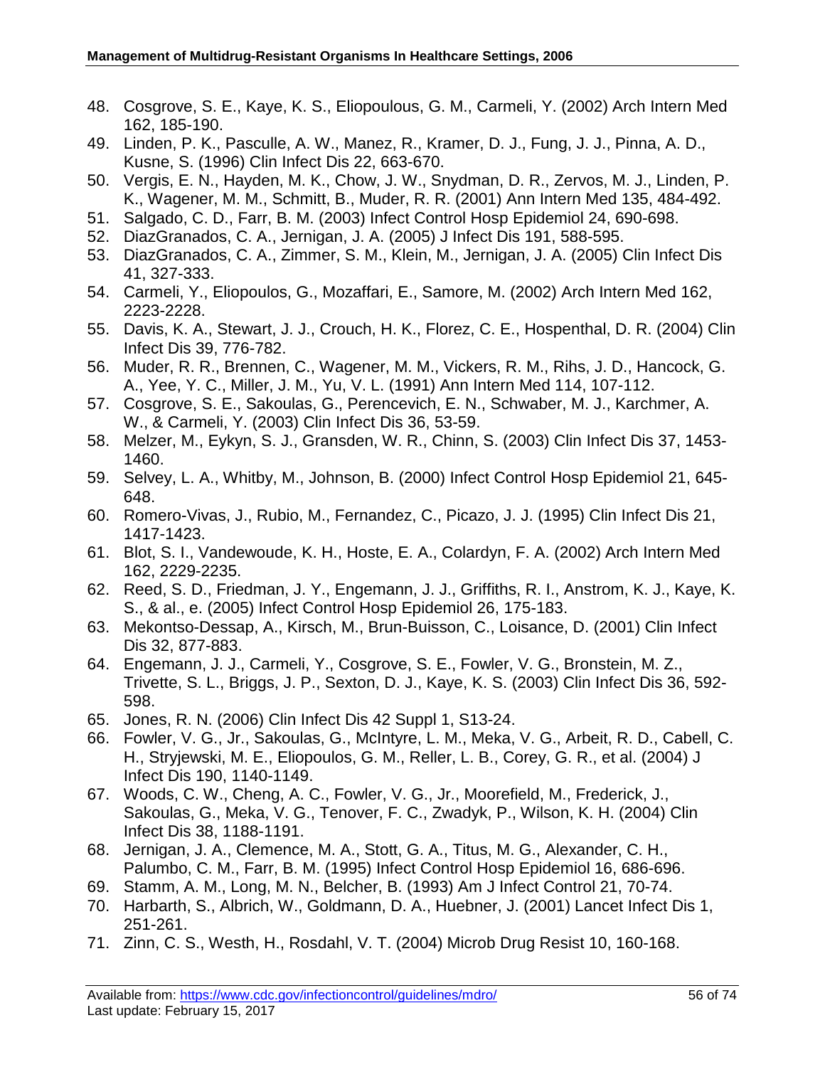48. Cosgrove, S. E., Kaye, K. S., Eliopoulous, G. M., Carmeli, Y. (2002) Arch Intern Med 162, 185-190.
49. Linden, P. K., Pasculle, A. W., Manez, R., Kramer, D. J., Fung, J. J., Pinna, A. D., Kusne, S. (1996) Clin Infect Dis 22, 663-670.
50. Vergis, E. N., Hayden, M. K., Chow, J. W., Snydman, D. R., Zervos, M. J., Linden, P. K., Wagener, M. M., Schmitt, B., Muder, R. R. (2001) Ann Intern Med 135, 484-492.
51. Salgado, C. D., Farr, B. M. (2003) Infect Control Hosp Epidemiol 24, 690-698.
52. DiazGranados, C. A., Jernigan, J. A. (2005) J Infect Dis 191, 588-595.
53. DiazGranados, C. A., Zimmer, S. M., Klein, M., Jernigan, J. A. (2005) Clin Infect Dis 41, 327-333.
54. Carmeli, Y., Eliopoulos, G., Mozaffari, E., Samore, M. (2002) Arch Intern Med 162, 2223-2228.
55. Davis, K. A., Stewart, J. J., Crouch, H. K., Florez, C. E., Hospenthal, D. R. (2004) Clin Infect Dis 39, 776-782.
56. Muder, R. R., Brennen, C., Wagener, M. M., Vickers, R. M., Rihs, J. D., Hancock, G. A., Yee, Y. C., Miller, J. M., Yu, V. L. (1991) Ann Intern Med 114, 107-112.
57. Cosgrove, S. E., Sakoulas, G., Perencevich, E. N., Schwaber, M. J., Karchmer, A. W., & Carmeli, Y. (2003) Clin Infect Dis 36, 53-59.
58. Melzer, M., Eykyn, S. J., Gransden, W. R., Chinn, S. (2003) Clin Infect Dis 37, 1453-1460.
59. Selvey, L. A., Whitby, M., Johnson, B. (2000) Infect Control Hosp Epidemiol 21, 645-648.
60. Romero-Vivas, J., Rubio, M., Fernandez, C., Picazo, J. J. (1995) Clin Infect Dis 21, 1417-1423.
61. Blot, S. I., Vandewoude, K. H., Hoste, E. A., Colardyn, F. A. (2002) Arch Intern Med 162, 2229-2235.
62. Reed, S. D., Friedman, J. Y., Engemann, J. J., Griffiths, R. I., Anstrom, K. J., Kaye, K. S., & al., e. (2005) Infect Control Hosp Epidemiol 26, 175-183.
63. Mekontso-Dessap, A., Kirsch, M., Brun-Buisson, C., Loisance, D. (2001) Clin Infect Dis 32, 877-883.
64. Engemann, J. J., Carmeli, Y., Cosgrove, S. E., Fowler, V. G., Bronstein, M. Z., Trivette, S. L., Briggs, J. P., Sexton, D. J., Kaye, K. S. (2003) Clin Infect Dis 36, 592-598.
65. Jones, R. N. (2006) Clin Infect Dis 42 Suppl 1, S13-24.
66. Fowler, V. G., Jr., Sakoulas, G., McIntyre, L. M., Meka, V. G., Arbeit, R. D., Cabell, C. H., Stryjewski, M. E., Eliopoulos, G. M., Reller, L. B., Corey, G. R., et al. (2004) J Infect Dis 190, 1140-1149.
67. Woods, C. W., Cheng, A. C., Fowler, V. G., Jr., Moorefield, M., Frederick, J., Sakoulas, G., Meka, V. G., Tenover, F. C., Zwadyk, P., Wilson, K. H. (2004) Clin Infect Dis 38, 1188-1191.
68. Jernigan, J. A., Clemence, M. A., Stott, G. A., Titus, M. G., Alexander, C. H., Palumbo, C. M., Farr, B. M. (1995) Infect Control Hosp Epidemiol 16, 686-696.
69. Stamm, A. M., Long, M. N., Belcher, B. (1993) Am J Infect Control 21, 70-74.
70. Harbarth, S., Albrich, W., Goldmann, D. A., Huebner, J. (2001) Lancet Infect Dis 1, 251-261.
71. Zinn, C. S., Westh, H., Rosdahl, V. T. (2004) Microb Drug Resist 10, 160-168.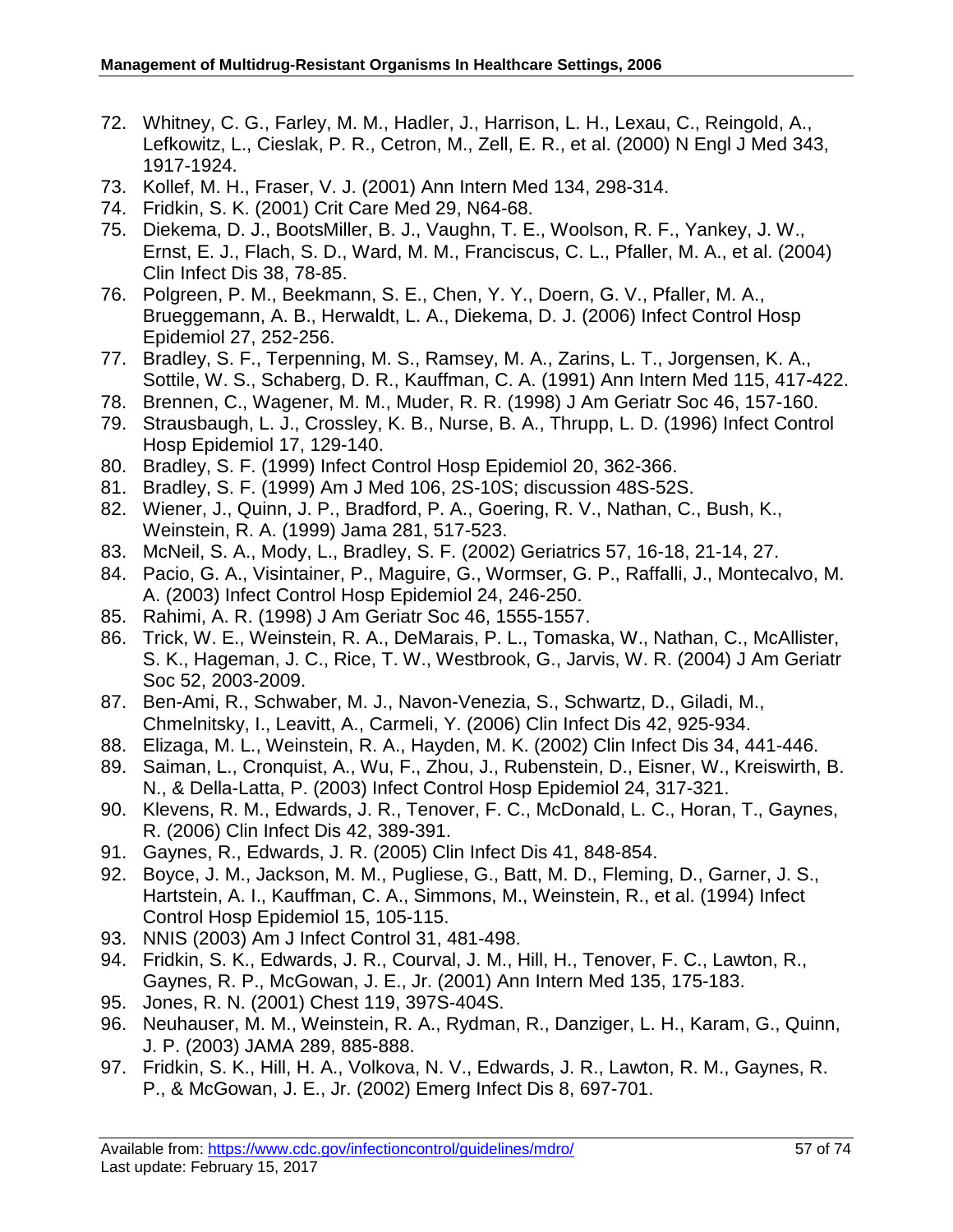72. Whitney, C. G., Farley, M. M., Hadler, J., Harrison, L. H., Lexau, C., Reingold, A., Lefkowitz, L., Cieslak, P. R., Cetron, M., Zell, E. R., et al. (2000) N Engl J Med 343, 1917-1924.
73. Kollef, M. H., Fraser, V. J. (2001) Ann Intern Med 134, 298-314.
74. Fridkin, S. K. (2001) Crit Care Med 29, N64-68.
75. Diekema, D. J., BootsMiller, B. J., Vaughn, T. E., Woolson, R. F., Yankey, J. W., Ernst, E. J., Flach, S. D., Ward, M. M., Franciscus, C. L., Pfaller, M. A., et al. (2004) Clin Infect Dis 38, 78-85.
76. Polgreen, P. M., Beekmann, S. E., Chen, Y. Y., Doern, G. V., Pfaller, M. A., Brueggemann, A. B., Herwaldt, L. A., Diekema, D. J. (2006) Infect Control Hosp Epidemiol 27, 252-256.
77. Bradley, S. F., Terpenning, M. S., Ramsey, M. A., Zarins, L. T., Jorgensen, K. A., Sottile, W. S., Schaberg, D. R., Kauffman, C. A. (1991) Ann Intern Med 115, 417-422.
78. Brennen, C., Wagener, M. M., Muder, R. R. (1998) J Am Geriatr Soc 46, 157-160.
79. Strausbaugh, L. J., Crossley, K. B., Nurse, B. A., Thrupp, L. D. (1996) Infect Control Hosp Epidemiol 17, 129-140.
80. Bradley, S. F. (1999) Infect Control Hosp Epidemiol 20, 362-366.
81. Bradley, S. F. (1999) Am J Med 106, 2S-10S; discussion 48S-52S.
82. Wiener, J., Quinn, J. P., Bradford, P. A., Goering, R. V., Nathan, C., Bush, K., Weinstein, R. A. (1999) Jama 281, 517-523.
83. McNeil, S. A., Mody, L., Bradley, S. F. (2002) Geriatrics 57, 16-18, 21-14, 27.
84. Pacio, G. A., Visintainer, P., Maguire, G., Wormser, G. P., Raffalli, J., Montecalvo, M. A. (2003) Infect Control Hosp Epidemiol 24, 246-250.
85. Rahimi, A. R. (1998) J Am Geriatr Soc 46, 1555-1557.
86. Trick, W. E., Weinstein, R. A., DeMarais, P. L., Tomaska, W., Nathan, C., McAllister, S. K., Hageman, J. C., Rice, T. W., Westbrook, G., Jarvis, W. R. (2004) J Am Geriatr Soc 52, 2003-2009.
87. Ben-Ami, R., Schwaber, M. J., Navon-Venezia, S., Schwartz, D., Giladi, M., Chmelnitsky, I., Leavitt, A., Carmeli, Y. (2006) Clin Infect Dis 42, 925-934.
88. Elizaga, M. L., Weinstein, R. A., Hayden, M. K. (2002) Clin Infect Dis 34, 441-446.
89. Saiman, L., Cronquist, A., Wu, F., Zhou, J., Rubenstein, D., Eisner, W., Kreiswirth, B. N., & Della-Latta, P. (2003) Infect Control Hosp Epidemiol 24, 317-321.
90. Klevens, R. M., Edwards, J. R., Tenover, F. C., McDonald, L. C., Horan, T., Gaynes, R. (2006) Clin Infect Dis 42, 389-391.
91. Gaynes, R., Edwards, J. R. (2005) Clin Infect Dis 41, 848-854.
92. Boyce, J. M., Jackson, M. M., Pugliese, G., Batt, M. D., Fleming, D., Garner, J. S., Hartstein, A. I., Kauffman, C. A., Simmons, M., Weinstein, R., et al. (1994) Infect Control Hosp Epidemiol 15, 105-115.
93. NNIS (2003) Am J Infect Control 31, 481-498.
94. Fridkin, S. K., Edwards, J. R., Courval, J. M., Hill, H., Tenover, F. C., Lawton, R., Gaynes, R. P., McGowan, J. E., Jr. (2001) Ann Intern Med 135, 175-183.
95. Jones, R. N. (2001) Chest 119, 397S-404S.
96. Neuhauser, M. M., Weinstein, R. A., Rydman, R., Danziger, L. H., Karam, G., Quinn, J. P. (2003) JAMA 289, 885-888.
97. Fridkin, S. K., Hill, H. A., Volkova, N. V., Edwards, J. R., Lawton, R. M., Gaynes, R. P., & McGowan, J. E., Jr. (2002) Emerg Infect Dis 8, 697-701.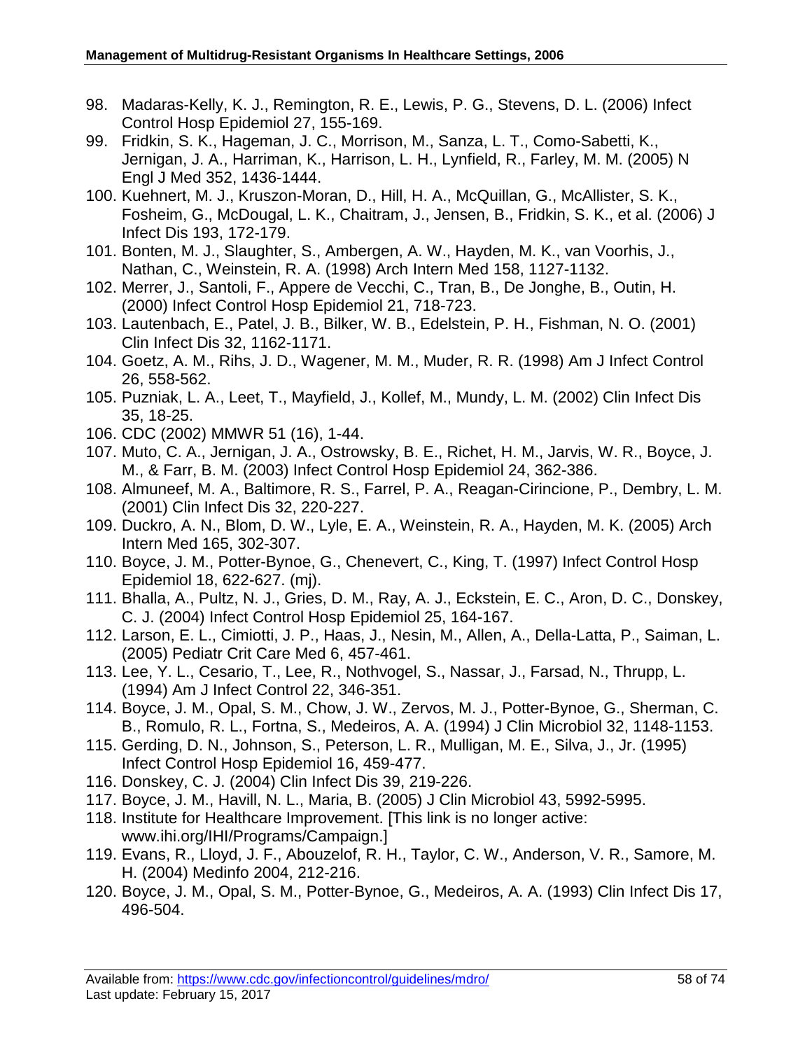98. Madaras-Kelly, K. J., Remington, R. E., Lewis, P. G., Stevens, D. L. (2006) Infect Control Hosp Epidemiol 27, 155-169.
99. Fridkin, S. K., Hageman, J. C., Morrison, M., Sanza, L. T., Como-Sabetti, K., Jernigan, J. A., Harriman, K., Harrison, L. H., Lynfield, R., Farley, M. M. (2005) N Engl J Med 352, 1436-1444.
100. Kuehnert, M. J., Kruszon-Moran, D., Hill, H. A., McQuillan, G., McAllister, S. K., Fosheim, G., McDougal, L. K., Chaitram, J., Jensen, B., Fridkin, S. K., et al. (2006) J Infect Dis 193, 172-179.
101. Bonten, M. J., Slaughter, S., Ambergen, A. W., Hayden, M. K., van Voorhis, J., Nathan, C., Weinstein, R. A. (1998) Arch Intern Med 158, 1127-1132.
102. Merrer, J., Santoli, F., Appere de Vecchi, C., Tran, B., De Jonghe, B., Outin, H. (2000) Infect Control Hosp Epidemiol 21, 718-723.
103. Lautenbach, E., Patel, J. B., Bilker, W. B., Edelstein, P. H., Fishman, N. O. (2001) Clin Infect Dis 32, 1162-1171.
104. Goetz, A. M., Rihs, J. D., Wagener, M. M., Muder, R. R. (1998) Am J Infect Control 26, 558-562.
105. Puzniak, L. A., Leet, T., Mayfield, J., Kollef, M., Mundy, L. M. (2002) Clin Infect Dis 35, 18-25.
106. CDC (2002) MMWR 51 (16), 1-44.
107. Muto, C. A., Jernigan, J. A., Ostrowsky, B. E., Richet, H. M., Jarvis, W. R., Boyce, J. M., & Farr, B. M. (2003) Infect Control Hosp Epidemiol 24, 362-386.
108. Almuneef, M. A., Baltimore, R. S., Farrel, P. A., Reagan-Cirincione, P., Dembry, L. M. (2001) Clin Infect Dis 32, 220-227.
109. Duckro, A. N., Blom, D. W., Lyle, E. A., Weinstein, R. A., Hayden, M. K. (2005) Arch Intern Med 165, 302-307.
110. Boyce, J. M., Potter-Bynoe, G., Chenevert, C., King, T. (1997) Infect Control Hosp Epidemiol 18, 622-627. (mj).
111. Bhalla, A., Pultz, N. J., Gries, D. M., Ray, A. J., Eckstein, E. C., Aron, D. C., Donskey, C. J. (2004) Infect Control Hosp Epidemiol 25, 164-167.
112. Larson, E. L., Cimiotti, J. P., Haas, J., Nesin, M., Allen, A., Della-Latta, P., Saiman, L. (2005) Pediatr Crit Care Med 6, 457-461.
113. Lee, Y. L., Cesario, T., Lee, R., Nothvogel, S., Nassar, J., Farsad, N., Thrupp, L. (1994) Am J Infect Control 22, 346-351.
114. Boyce, J. M., Opal, S. M., Chow, J. W., Zervos, M. J., Potter-Bynoe, G., Sherman, C. B., Romulo, R. L., Fortna, S., Medeiros, A. A. (1994) J Clin Microbiol 32, 1148-1153.
115. Gerding, D. N., Johnson, S., Peterson, L. R., Mulligan, M. E., Silva, J., Jr. (1995) Infect Control Hosp Epidemiol 16, 459-477.
116. Donskey, C. J. (2004) Clin Infect Dis 39, 219-226.
117. Boyce, J. M., Havill, N. L., Maria, B. (2005) J Clin Microbiol 43, 5992-5995.
118. Institute for Healthcare Improvement. [This link is no longer active: www.ihi.org/IHI/Programs/Campaign.]
119. Evans, R., Lloyd, J. F., Abouzelof, R. H., Taylor, C. W., Anderson, V. R., Samore, M. H. (2004) Medinfo 2004, 212-216.
120. Boyce, J. M., Opal, S. M., Potter-Bynoe, G., Medeiros, A. A. (1993) Clin Infect Dis 17, 496-504.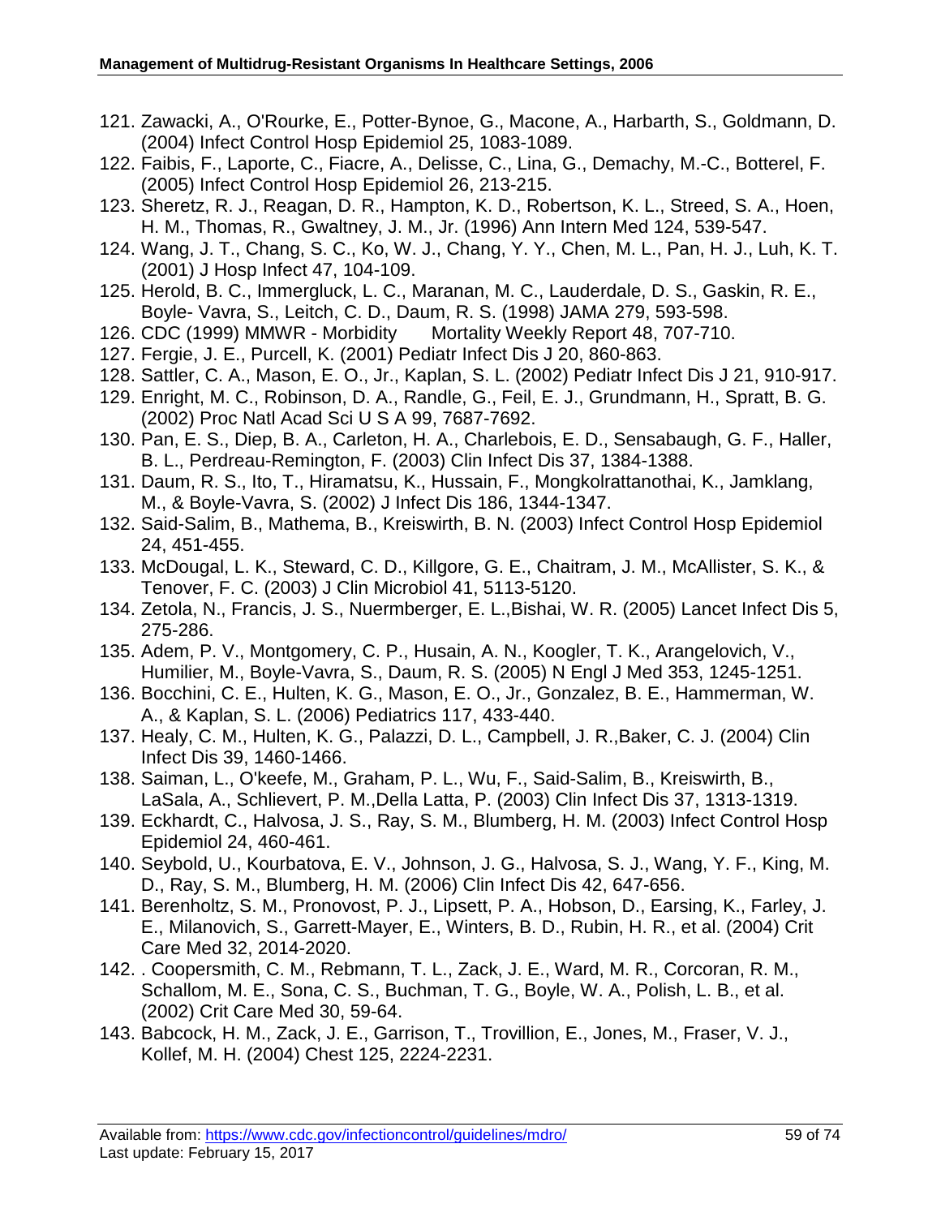121. Zawacki, A., O'Rourke, E., Potter-Bynoe, G., Macone, A., Harbarth, S., Goldmann, D. (2004) Infect Control Hosp Epidemiol 25, 1083-1089.
122. Faibis, F., Laporte, C., Fiacre, A., Delisse, C., Lina, G., Demachy, M.-C., Botterel, F. (2005) Infect Control Hosp Epidemiol 26, 213-215.
123. Sheretz, R. J., Reagan, D. R., Hampton, K. D., Robertson, K. L., Streed, S. A., Hoen, H. M., Thomas, R., Gwaltney, J. M., Jr. (1996) Ann Intern Med 124, 539-547.
124. Wang, J. T., Chang, S. C., Ko, W. J., Chang, Y. Y., Chen, M. L., Pan, H. J., Luh, K. T. (2001) J Hosp Infect 47, 104-109.
125. Herold, B. C., Immergluck, L. C., Maranan, M. C., Lauderdale, D. S., Gaskin, R. E., Boyle- Vavra, S., Leitch, C. D., Daum, R. S. (1998) JAMA 279, 593-598.
126. CDC (1999) MMWR - Morbidity Mortality Weekly Report 48, 707-710.
127. Fergie, J. E., Purcell, K. (2001) Pediatr Infect Dis J 20, 860-863.
128. Sattler, C. A., Mason, E. O., Jr., Kaplan, S. L. (2002) Pediatr Infect Dis J 21, 910-917.
129. Enright, M. C., Robinson, D. A., Randle, G., Feil, E. J., Grundmann, H., Spratt, B. G. (2002) Proc Natl Acad Sci U S A 99, 7687-7692.
130. Pan, E. S., Diep, B. A., Carleton, H. A., Charlebois, E. D., Sensabaugh, G. F., Haller, B. L., Perdreau-Remington, F. (2003) Clin Infect Dis 37, 1384-1388.
131. Daum, R. S., Ito, T., Hiramatsu, K., Hussain, F., Mongkolrattanothai, K., Jamklang, M., & Boyle-Vavra, S. (2002) J Infect Dis 186, 1344-1347.
132. Said-Salim, B., Mathema, B., Kreiswirth, B. N. (2003) Infect Control Hosp Epidemiol 24, 451-455.
133. McDougal, L. K., Steward, C. D., Killgore, G. E., Chaitram, J. M., McAllister, S. K., & Tenover, F. C. (2003) J Clin Microbiol 41, 5113-5120.
134. Zetola, N., Francis, J. S., Nuermberger, E. L.,Bishai, W. R. (2005) Lancet Infect Dis 5, 275-286.
135. Adem, P. V., Montgomery, C. P., Husain, A. N., Koogler, T. K., Arangelovich, V., Humilier, M., Boyle-Vavra, S., Daum, R. S. (2005) N Engl J Med 353, 1245-1251.
136. Bocchini, C. E., Hulten, K. G., Mason, E. O., Jr., Gonzalez, B. E., Hammerman, W. A., & Kaplan, S. L. (2006) Pediatrics 117, 433-440.
137. Healy, C. M., Hulten, K. G., Palazzi, D. L., Campbell, J. R.,Baker, C. J. (2004) Clin Infect Dis 39, 1460-1466.
138. Saiman, L., O'keefe, M., Graham, P. L., Wu, F., Said-Salim, B., Kreiswirth, B., LaSala, A., Schlievert, P. M.,Della Latta, P. (2003) Clin Infect Dis 37, 1313-1319.
139. Eckhardt, C., Halvosa, J. S., Ray, S. M., Blumberg, H. M. (2003) Infect Control Hosp Epidemiol 24, 460-461.
140. Seybold, U., Kourbatova, E. V., Johnson, J. G., Halvosa, S. J., Wang, Y. F., King, M. D., Ray, S. M., Blumberg, H. M. (2006) Clin Infect Dis 42, 647-656.
141. Berenholtz, S. M., Pronovost, P. J., Lipsett, P. A., Hobson, D., Earsing, K., Farley, J. E., Milanovich, S., Garrett-Mayer, E., Winters, B. D., Rubin, H. R., et al. (2004) Crit Care Med 32, 2014-2020.
142. . Coopersmith, C. M., Rebmann, T. L., Zack, J. E., Ward, M. R., Corcoran, R. M., Schallom, M. E., Sona, C. S., Buchman, T. G., Boyle, W. A., Polish, L. B., et al. (2002) Crit Care Med 30, 59-64.
143. Babcock, H. M., Zack, J. E., Garrison, T., Trovillion, E., Jones, M., Fraser, V. J., Kollef, M. H. (2004) Chest 125, 2224-2231.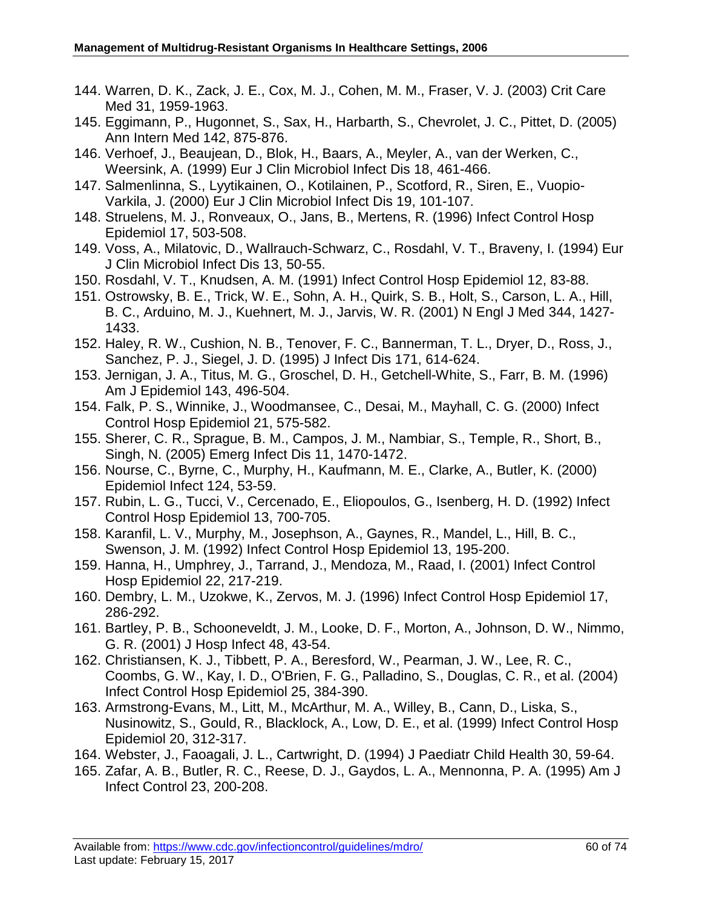144. Warren, D. K., Zack, J. E., Cox, M. J., Cohen, M. M., Fraser, V. J. (2003) Crit Care Med 31, 1959-1963.
145. Eggimann, P., Hugonnet, S., Sax, H., Harbarth, S., Chevrolet, J. C., Pittet, D. (2005) Ann Intern Med 142, 875-876.
146. Verhoef, J., Beaujean, D., Blok, H., Baars, A., Meyler, A., van der Werken, C., Weersink, A. (1999) Eur J Clin Microbiol Infect Dis 18, 461-466.
147. Salmenlinna, S., Lyytikainen, O., Kotilainen, P., Scotford, R., Siren, E., Vuopio-Varkila, J. (2000) Eur J Clin Microbiol Infect Dis 19, 101-107.
148. Struelens, M. J., Ronveaux, O., Jans, B., Mertens, R. (1996) Infect Control Hosp Epidemiol 17, 503-508.
149. Voss, A., Milatovic, D., Wallrauch-Schwarz, C., Rosdahl, V. T., Braveny, I. (1994) Eur J Clin Microbiol Infect Dis 13, 50-55.
150. Rosdahl, V. T., Knudsen, A. M. (1991) Infect Control Hosp Epidemiol 12, 83-88.
151. Ostrowsky, B. E., Trick, W. E., Sohn, A. H., Quirk, S. B., Holt, S., Carson, L. A., Hill, B. C., Arduino, M. J., Kuehnert, M. J., Jarvis, W. R. (2001) N Engl J Med 344, 1427-1433.
152. Haley, R. W., Cushion, N. B., Tenover, F. C., Bannerman, T. L., Dryer, D., Ross, J., Sanchez, P. J., Siegel, J. D. (1995) J Infect Dis 171, 614-624.
153. Jernigan, J. A., Titus, M. G., Groschel, D. H., Getchell-White, S., Farr, B. M. (1996) Am J Epidemiol 143, 496-504.
154. Falk, P. S., Winnike, J., Woodmansee, C., Desai, M., Mayhall, C. G. (2000) Infect Control Hosp Epidemiol 21, 575-582.
155. Sherer, C. R., Sprague, B. M., Campos, J. M., Nambiar, S., Temple, R., Short, B., Singh, N. (2005) Emerg Infect Dis 11, 1470-1472.
156. Nourse, C., Byrne, C., Murphy, H., Kaufmann, M. E., Clarke, A., Butler, K. (2000) Epidemiol Infect 124, 53-59.
157. Rubin, L. G., Tucci, V., Cercenado, E., Eliopoulos, G., Isenberg, H. D. (1992) Infect Control Hosp Epidemiol 13, 700-705.
158. Karanfil, L. V., Murphy, M., Josephson, A., Gaynes, R., Mandel, L., Hill, B. C., Swenson, J. M. (1992) Infect Control Hosp Epidemiol 13, 195-200.
159. Hanna, H., Umphrey, J., Tarrand, J., Mendoza, M., Raad, I. (2001) Infect Control Hosp Epidemiol 22, 217-219.
160. Dembry, L. M., Uzokwe, K., Zervos, M. J. (1996) Infect Control Hosp Epidemiol 17, 286-292.
161. Bartley, P. B., Schooneveldt, J. M., Looke, D. F., Morton, A., Johnson, D. W., Nimmo, G. R. (2001) J Hosp Infect 48, 43-54.
162. Christiansen, K. J., Tibbett, P. A., Beresford, W., Pearman, J. W., Lee, R. C., Coombs, G. W., Kay, I. D., O'Brien, F. G., Palladino, S., Douglas, C. R., et al. (2004) Infect Control Hosp Epidemiol 25, 384-390.
163. Armstrong-Evans, M., Litt, M., McArthur, M. A., Willey, B., Cann, D., Liska, S., Nusinowitz, S., Gould, R., Blacklock, A., Low, D. E., et al. (1999) Infect Control Hosp Epidemiol 20, 312-317.
164. Webster, J., Faoagali, J. L., Cartwright, D. (1994) J Paediatr Child Health 30, 59-64.
165. Zafar, A. B., Butler, R. C., Reese, D. J., Gaydos, L. A., Mennonna, P. A. (1995) Am J Infect Control 23, 200-208.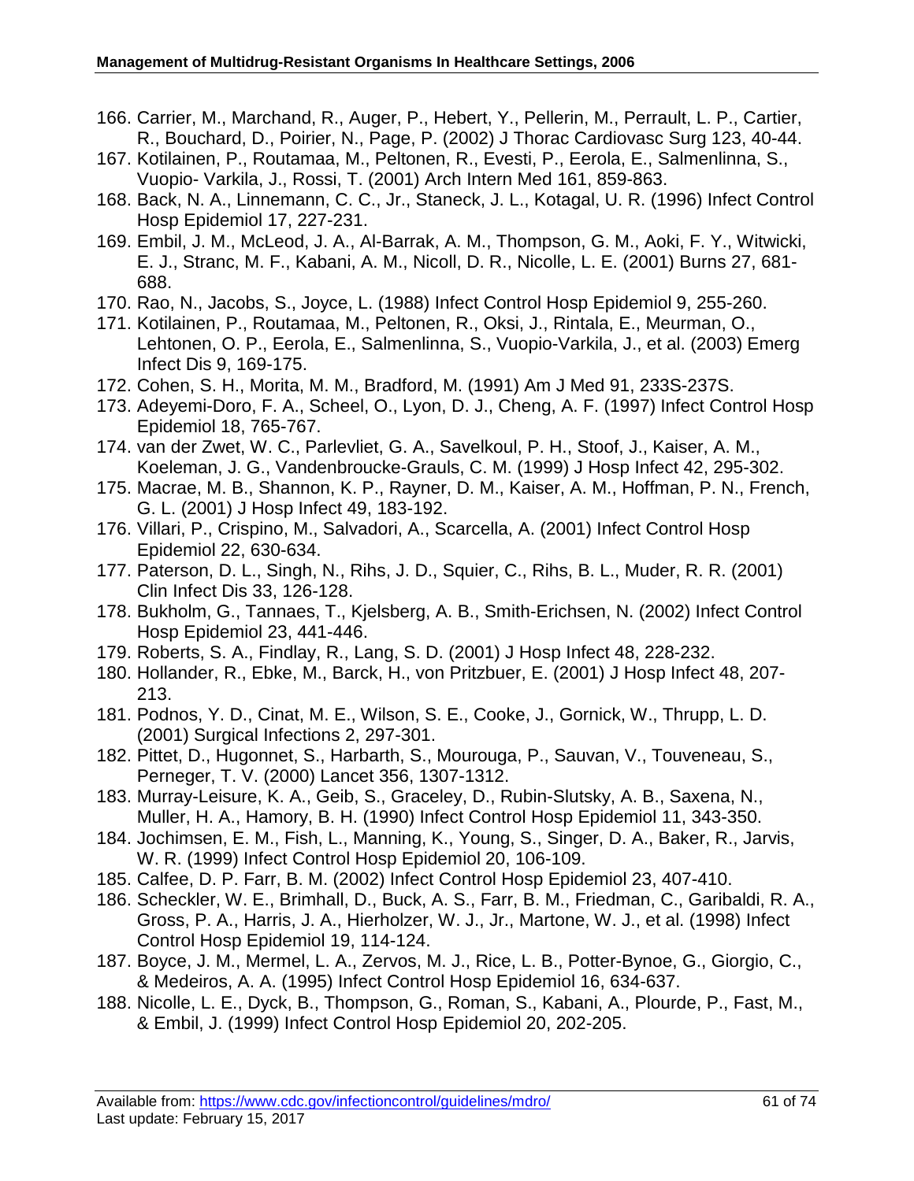166. Carrier, M., Marchand, R., Auger, P., Hebert, Y., Pellerin, M., Perrault, L. P., Cartier, R., Bouchard, D., Poirier, N., Page, P. (2002) J Thorac Cardiovasc Surg 123, 40-44.
167. Kotilainen, P., Routamaa, M., Peltonen, R., Evesti, P., Eerola, E., Salmenlinna, S., Vuopio- Varkila, J., Rossi, T. (2001) Arch Intern Med 161, 859-863.
168. Back, N. A., Linnemann, C. C., Jr., Staneck, J. L., Kotagal, U. R. (1996) Infect Control Hosp Epidemiol 17, 227-231.
169. Embil, J. M., McLeod, J. A., Al-Barrak, A. M., Thompson, G. M., Aoki, F. Y., Witwicki, E. J., Stranc, M. F., Kabani, A. M., Nicoll, D. R., Nicolle, L. E. (2001) Burns 27, 681-688.
170. Rao, N., Jacobs, S., Joyce, L. (1988) Infect Control Hosp Epidemiol 9, 255-260.
171. Kotilainen, P., Routamaa, M., Peltonen, R., Oksi, J., Rintala, E., Meurman, O., Lehtonen, O. P., Eerola, E., Salmenlinna, S., Vuopio-Varkila, J., et al. (2003) Emerg Infect Dis 9, 169-175.
172. Cohen, S. H., Morita, M. M., Bradford, M. (1991) Am J Med 91, 233S-237S.
173. Adeyemi-Doro, F. A., Scheel, O., Lyon, D. J., Cheng, A. F. (1997) Infect Control Hosp Epidemiol 18, 765-767.
174. van der Zwet, W. C., Parlevliet, G. A., Savelkoul, P. H., Stoof, J., Kaiser, A. M., Koeleman, J. G., Vandenbroucke-Grauls, C. M. (1999) J Hosp Infect 42, 295-302.
175. Macrae, M. B., Shannon, K. P., Rayner, D. M., Kaiser, A. M., Hoffman, P. N., French, G. L. (2001) J Hosp Infect 49, 183-192.
176. Villari, P., Crispino, M., Salvadori, A., Scarcella, A. (2001) Infect Control Hosp Epidemiol 22, 630-634.
177. Paterson, D. L., Singh, N., Rihs, J. D., Squier, C., Rihs, B. L., Muder, R. R. (2001) Clin Infect Dis 33, 126-128.
178. Bukholm, G., Tannaes, T., Kjelsberg, A. B., Smith-Erichsen, N. (2002) Infect Control Hosp Epidemiol 23, 441-446.
179. Roberts, S. A., Findlay, R., Lang, S. D. (2001) J Hosp Infect 48, 228-232.
180. Hollander, R., Ebke, M., Barck, H., von Pritzbuer, E. (2001) J Hosp Infect 48, 207-213.
181. Podnos, Y. D., Cinat, M. E., Wilson, S. E., Cooke, J., Gornick, W., Thrupp, L. D. (2001) Surgical Infections 2, 297-301.
182. Pittet, D., Hugonnet, S., Harbarth, S., Mourouga, P., Sauvan, V., Touveneau, S., Perneger, T. V. (2000) Lancet 356, 1307-1312.
183. Murray-Leisure, K. A., Geib, S., Graceley, D., Rubin-Slutsky, A. B., Saxena, N., Muller, H. A., Hamory, B. H. (1990) Infect Control Hosp Epidemiol 11, 343-350.
184. Jochimsen, E. M., Fish, L., Manning, K., Young, S., Singer, D. A., Baker, R., Jarvis, W. R. (1999) Infect Control Hosp Epidemiol 20, 106-109.
185. Calfee, D. P. Farr, B. M. (2002) Infect Control Hosp Epidemiol 23, 407-410.
186. Scheckler, W. E., Brimhall, D., Buck, A. S., Farr, B. M., Friedman, C., Garibaldi, R. A., Gross, P. A., Harris, J. A., Hierholzer, W. J., Jr., Martone, W. J., et al. (1998) Infect Control Hosp Epidemiol 19, 114-124.
187. Boyce, J. M., Mermel, L. A., Zervos, M. J., Rice, L. B., Potter-Bynoe, G., Giorgio, C., & Medeiros, A. A. (1995) Infect Control Hosp Epidemiol 16, 634-637.
188. Nicolle, L. E., Dyck, B., Thompson, G., Roman, S., Kabani, A., Plourde, P., Fast, M., & Embil, J. (1999) Infect Control Hosp Epidemiol 20, 202-205.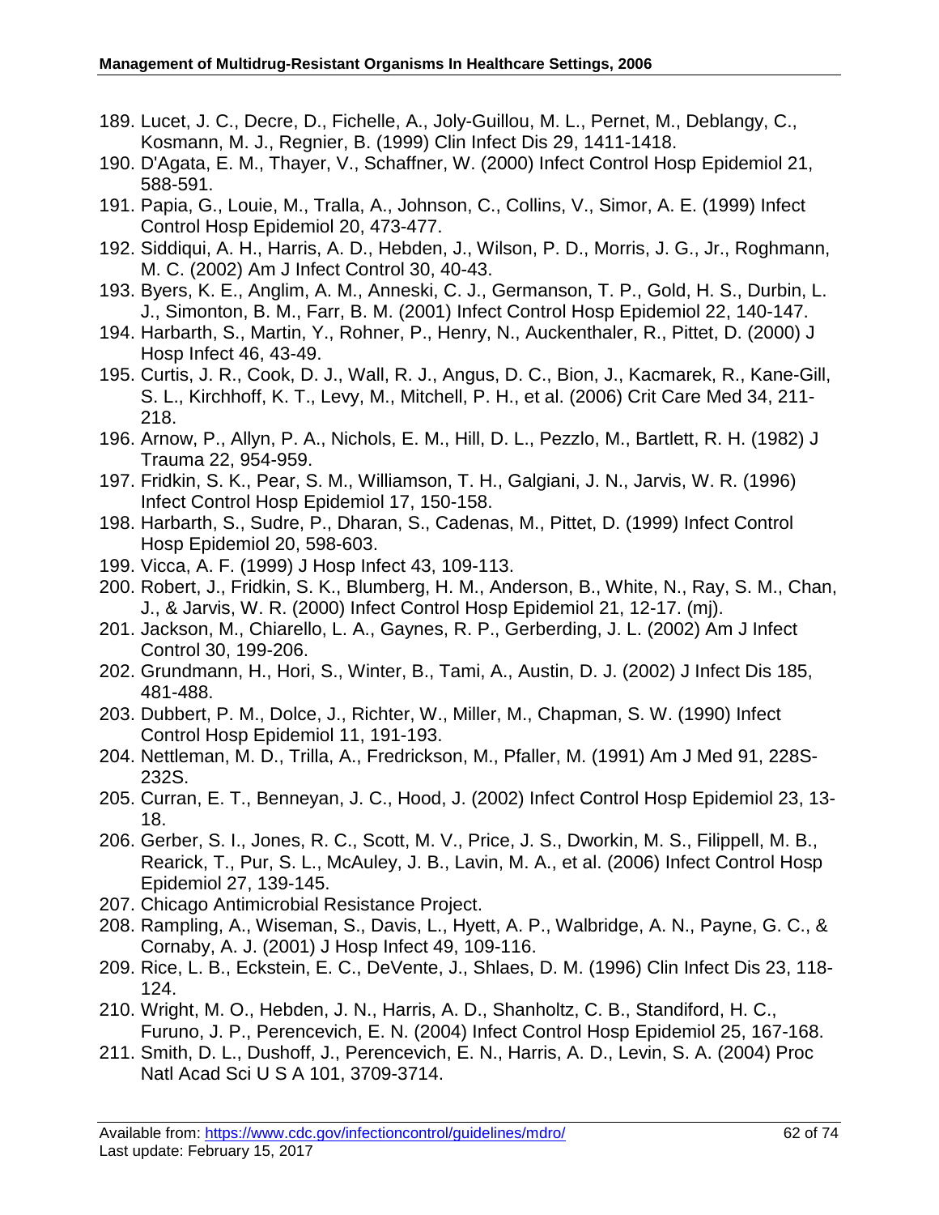189. Lucet, J. C., Decre, D., Fichelle, A., Joly-Guillou, M. L., Pernet, M., Deblangy, C., Kosmann, M. J., Regnier, B. (1999) Clin Infect Dis 29, 1411-1418.
190. D'Agata, E. M., Thayer, V., Schaffner, W. (2000) Infect Control Hosp Epidemiol 21, 588-591.
191. Papia, G., Louie, M., Tralla, A., Johnson, C., Collins, V., Simor, A. E. (1999) Infect Control Hosp Epidemiol 20, 473-477.
192. Siddiqui, A. H., Harris, A. D., Hebden, J., Wilson, P. D., Morris, J. G., Jr., Roghmann, M. C. (2002) Am J Infect Control 30, 40-43.
193. Byers, K. E., Anglim, A. M., Anneski, C. J., Germanson, T. P., Gold, H. S., Durbin, L. J., Simonton, B. M., Farr, B. M. (2001) Infect Control Hosp Epidemiol 22, 140-147.
194. Harbarth, S., Martin, Y., Rohner, P., Henry, N., Auckenthaler, R., Pittet, D. (2000) J Hosp Infect 46, 43-49.
195. Curtis, J. R., Cook, D. J., Wall, R. J., Angus, D. C., Bion, J., Kacmarek, R., Kane-Gill, S. L., Kirchhoff, K. T., Levy, M., Mitchell, P. H., et al. (2006) Crit Care Med 34, 211-218.
196. Arnow, P., Allyn, P. A., Nichols, E. M., Hill, D. L., Pezzlo, M., Bartlett, R. H. (1982) J Trauma 22, 954-959.
197. Fridkin, S. K., Pear, S. M., Williamson, T. H., Galgiani, J. N., Jarvis, W. R. (1996) Infect Control Hosp Epidemiol 17, 150-158.
198. Harbarth, S., Sudre, P., Dharan, S., Cadenas, M., Pittet, D. (1999) Infect Control Hosp Epidemiol 20, 598-603.
199. Vicca, A. F. (1999) J Hosp Infect 43, 109-113.
200. Robert, J., Fridkin, S. K., Blumberg, H. M., Anderson, B., White, N., Ray, S. M., Chan, J., & Jarvis, W. R. (2000) Infect Control Hosp Epidemiol 21, 12-17. (mj).
201. Jackson, M., Chiarello, L. A., Gaynes, R. P., Gerberding, J. L. (2002) Am J Infect Control 30, 199-206.
202. Grundmann, H., Hori, S., Winter, B., Tami, A., Austin, D. J. (2002) J Infect Dis 185, 481-488.
203. Dubbert, P. M., Dolce, J., Richter, W., Miller, M., Chapman, S. W. (1990) Infect Control Hosp Epidemiol 11, 191-193.
204. Nettleman, M. D., Trilla, A., Fredrickson, M., Pfaller, M. (1991) Am J Med 91, 228S-232S.
205. Curran, E. T., Benneyan, J. C., Hood, J. (2002) Infect Control Hosp Epidemiol 23, 13-18.
206. Gerber, S. I., Jones, R. C., Scott, M. V., Price, J. S., Dworkin, M. S., Filippell, M. B., Rearick, T., Pur, S. L., McAuley, J. B., Lavin, M. A., et al. (2006) Infect Control Hosp Epidemiol 27, 139-145.
207. Chicago Antimicrobial Resistance Project.
208. Rampling, A., Wiseman, S., Davis, L., Hyett, A. P., Walbridge, A. N., Payne, G. C., & Cornaby, A. J. (2001) J Hosp Infect 49, 109-116.
209. Rice, L. B., Eckstein, E. C., DeVente, J., Shlaes, D. M. (1996) Clin Infect Dis 23, 118-124.
210. Wright, M. O., Hebden, J. N., Harris, A. D., Shanholtz, C. B., Standiford, H. C., Furuno, J. P., Perencevich, E. N. (2004) Infect Control Hosp Epidemiol 25, 167-168.
211. Smith, D. L., Dushoff, J., Perencevich, E. N., Harris, A. D., Levin, S. A. (2004) Proc Natl Acad Sci U S A 101, 3709-3714.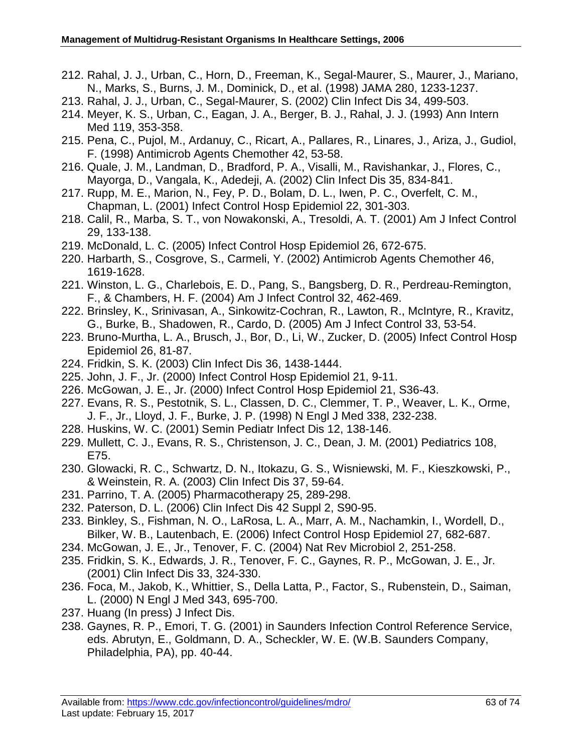212. Rahal, J. J., Urban, C., Horn, D., Freeman, K., Segal-Maurer, S., Maurer, J., Mariano, N., Marks, S., Burns, J. M., Dominick, D., et al. (1998) JAMA 280, 1233-1237.
213. Rahal, J. J., Urban, C., Segal-Maurer, S. (2002) Clin Infect Dis 34, 499-503.
214. Meyer, K. S., Urban, C., Eagan, J. A., Berger, B. J., Rahal, J. J. (1993) Ann Intern Med 119, 353-358.
215. Pena, C., Pujol, M., Ardanuy, C., Ricart, A., Pallares, R., Linares, J., Ariza, J., Gudiol, F. (1998) Antimicrob Agents Chemother 42, 53-58.
216. Quale, J. M., Landman, D., Bradford, P. A., Visalli, M., Ravishankar, J., Flores, C., Mayorga, D., Vangala, K., Adedeji, A. (2002) Clin Infect Dis 35, 834-841.
217. Rupp, M. E., Marion, N., Fey, P. D., Bolam, D. L., Iwen, P. C., Overfelt, C. M., Chapman, L. (2001) Infect Control Hosp Epidemiol 22, 301-303.
218. Calil, R., Marba, S. T., von Nowakonski, A., Tresoldi, A. T. (2001) Am J Infect Control 29, 133-138.
219. McDonald, L. C. (2005) Infect Control Hosp Epidemiol 26, 672-675.
220. Harbarth, S., Cosgrove, S., Carmeli, Y. (2002) Antimicrob Agents Chemother 46, 1619-1628.
221. Winston, L. G., Charlebois, E. D., Pang, S., Bangsberg, D. R., Perdreau-Remington, F., & Chambers, H. F. (2004) Am J Infect Control 32, 462-469.
222. Brinsley, K., Srinivasan, A., Sinkowitz-Cochran, R., Lawton, R., McIntyre, R., Kravitz, G., Burke, B., Shadowen, R., Cardo, D. (2005) Am J Infect Control 33, 53-54.
223. Bruno-Murtha, L. A., Brusch, J., Bor, D., Li, W., Zucker, D. (2005) Infect Control Hosp Epidemiol 26, 81-87.
224. Fridkin, S. K. (2003) Clin Infect Dis 36, 1438-1444.
225. John, J. F., Jr. (2000) Infect Control Hosp Epidemiol 21, 9-11.
226. McGowan, J. E., Jr. (2000) Infect Control Hosp Epidemiol 21, S36-43.
227. Evans, R. S., Pestotnik, S. L., Classen, D. C., Clemmer, T. P., Weaver, L. K., Orme, J. F., Jr., Lloyd, J. F., Burke, J. P. (1998) N Engl J Med 338, 232-238.
228. Huskins, W. C. (2001) Semin Pediatr Infect Dis 12, 138-146.
229. Mullett, C. J., Evans, R. S., Christenson, J. C., Dean, J. M. (2001) Pediatrics 108, E75.
230. Glowacki, R. C., Schwartz, D. N., Itokazu, G. S., Wisniewski, M. F., Kieszkowski, P., & Weinstein, R. A. (2003) Clin Infect Dis 37, 59-64.
231. Parrino, T. A. (2005) Pharmacotherapy 25, 289-298.
232. Paterson, D. L. (2006) Clin Infect Dis 42 Suppl 2, S90-95.
233. Binkley, S., Fishman, N. O., LaRosa, L. A., Marr, A. M., Nachamkin, I., Wordell, D., Bilker, W. B., Lautenbach, E. (2006) Infect Control Hosp Epidemiol 27, 682-687.
234. McGowan, J. E., Jr., Tenover, F. C. (2004) Nat Rev Microbiol 2, 251-258.
235. Fridkin, S. K., Edwards, J. R., Tenover, F. C., Gaynes, R. P., McGowan, J. E., Jr. (2001) Clin Infect Dis 33, 324-330.
236. Foca, M., Jakob, K., Whittier, S., Della Latta, P., Factor, S., Rubenstein, D., Saiman, L. (2000) N Engl J Med 343, 695-700.
237. Huang (In press) J Infect Dis.
238. Gaynes, R. P., Emori, T. G. (2001) in Saunders Infection Control Reference Service, eds. Abrutyn, E., Goldmann, D. A., Scheckler, W. E. (W.B. Saunders Company, Philadelphia, PA), pp. 40-44.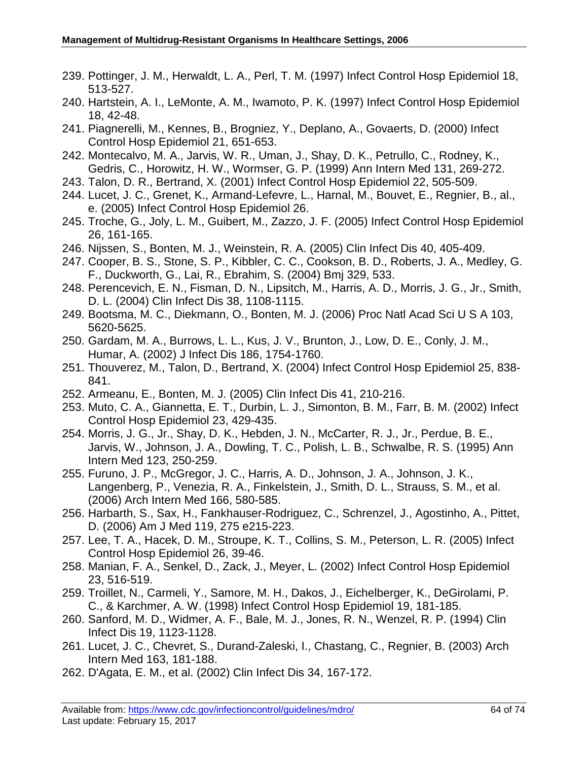239. Pottinger, J. M., Herwaldt, L. A., Perl, T. M. (1997) Infect Control Hosp Epidemiol 18, 513-527.
240. Hartstein, A. I., LeMonte, A. M., Iwamoto, P. K. (1997) Infect Control Hosp Epidemiol 18, 42-48.
241. Piagnerelli, M., Kennes, B., Brogniez, Y., Deplano, A., Govaerts, D. (2000) Infect Control Hosp Epidemiol 21, 651-653.
242. Montecalvo, M. A., Jarvis, W. R., Uman, J., Shay, D. K., Petrullo, C., Rodney, K., Gedris, C., Horowitz, H. W., Wormser, G. P. (1999) Ann Intern Med 131, 269-272.
243. Talon, D. R., Bertrand, X. (2001) Infect Control Hosp Epidemiol 22, 505-509.
244. Lucet, J. C., Grenet, K., Armand-Lefevre, L., Harnal, M., Bouvet, E., Regnier, B., al., e. (2005) Infect Control Hosp Epidemiol 26.
245. Troche, G., Joly, L. M., Guibert, M., Zazzo, J. F. (2005) Infect Control Hosp Epidemiol 26, 161-165.
246. Nijssen, S., Bonten, M. J., Weinstein, R. A. (2005) Clin Infect Dis 40, 405-409.
247. Cooper, B. S., Stone, S. P., Kibbler, C. C., Cookson, B. D., Roberts, J. A., Medley, G. F., Duckworth, G., Lai, R., Ebrahim, S. (2004) Bmj 329, 533.
248. Perencevich, E. N., Fisman, D. N., Lipsitch, M., Harris, A. D., Morris, J. G., Jr., Smith, D. L. (2004) Clin Infect Dis 38, 1108-1115.
249. Bootsma, M. C., Diekmann, O., Bonten, M. J. (2006) Proc Natl Acad Sci U S A 103, 5620-5625.
250. Gardam, M. A., Burrows, L. L., Kus, J. V., Brunton, J., Low, D. E., Conly, J. M., Humar, A. (2002) J Infect Dis 186, 1754-1760.
251. Thouverez, M., Talon, D., Bertrand, X. (2004) Infect Control Hosp Epidemiol 25, 838-841.
252. Armeanu, E., Bonten, M. J. (2005) Clin Infect Dis 41, 210-216.
253. Muto, C. A., Giannetta, E. T., Durbin, L. J., Simonton, B. M., Farr, B. M. (2002) Infect Control Hosp Epidemiol 23, 429-435.
254. Morris, J. G., Jr., Shay, D. K., Hebden, J. N., McCarter, R. J., Jr., Perdue, B. E., Jarvis, W., Johnson, J. A., Dowling, T. C., Polish, L. B., Schwalbe, R. S. (1995) Ann Intern Med 123, 250-259.
255. Furuno, J. P., McGregor, J. C., Harris, A. D., Johnson, J. A., Johnson, J. K., Langenberg, P., Venezia, R. A., Finkelstein, J., Smith, D. L., Strauss, S. M., et al. (2006) Arch Intern Med 166, 580-585.
256. Harbarth, S., Sax, H., Fankhauser-Rodriguez, C., Schrenzel, J., Agostinho, A., Pittet, D. (2006) Am J Med 119, 275 e215-223.
257. Lee, T. A., Hacek, D. M., Stroupe, K. T., Collins, S. M., Peterson, L. R. (2005) Infect Control Hosp Epidemiol 26, 39-46.
258. Manian, F. A., Senkel, D., Zack, J., Meyer, L. (2002) Infect Control Hosp Epidemiol 23, 516-519.
259. Troillet, N., Carmeli, Y., Samore, M. H., Dakos, J., Eichelberger, K., DeGirolami, P. C., & Karchmer, A. W. (1998) Infect Control Hosp Epidemiol 19, 181-185.
260. Sanford, M. D., Widmer, A. F., Bale, M. J., Jones, R. N., Wenzel, R. P. (1994) Clin Infect Dis 19, 1123-1128.
261. Lucet, J. C., Chevret, S., Durand-Zaleski, I., Chastang, C., Regnier, B. (2003) Arch Intern Med 163, 181-188.
262. D'Agata, E. M., et al. (2002) Clin Infect Dis 34, 167-172.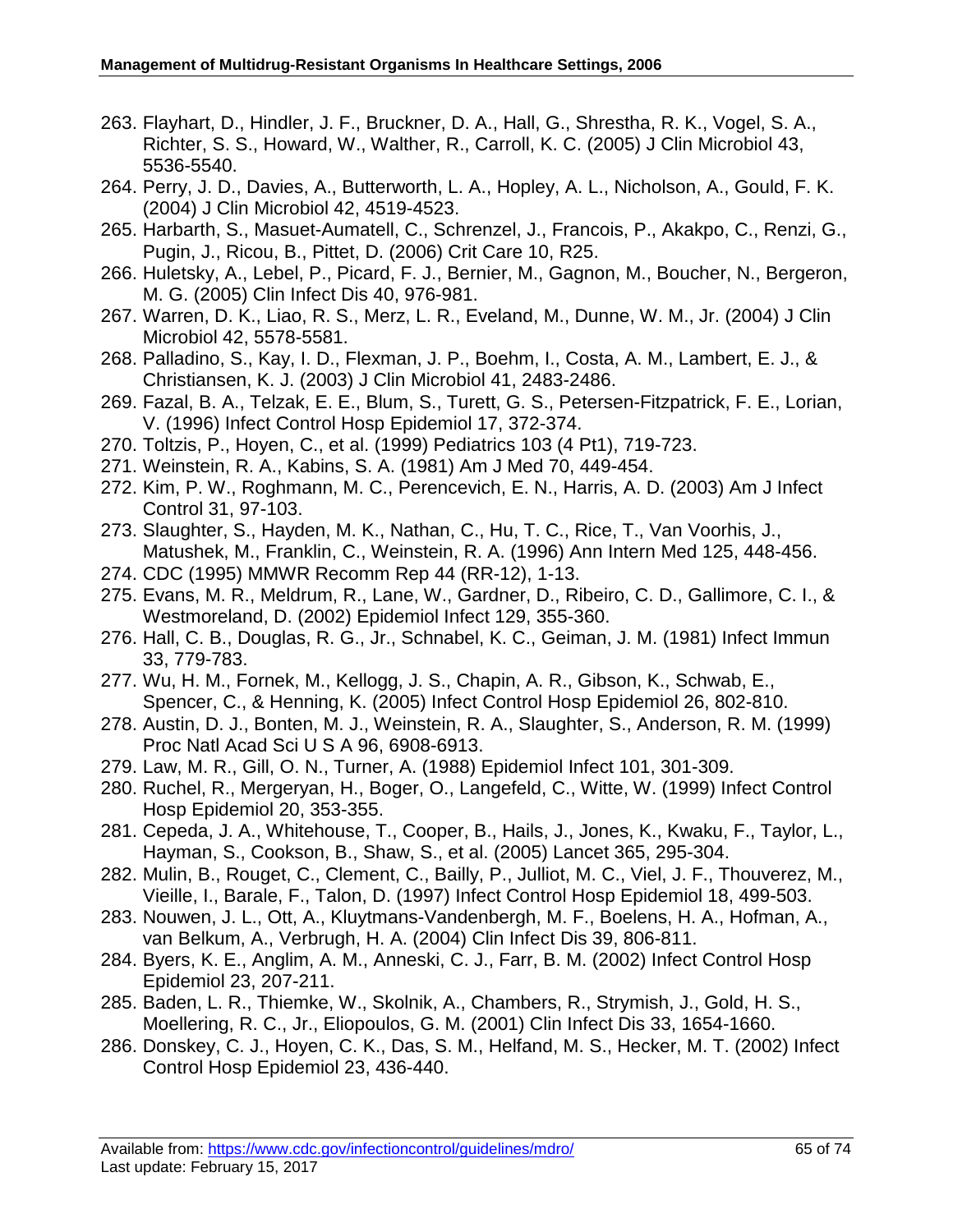263. Flayhart, D., Hindler, J. F., Bruckner, D. A., Hall, G., Shrestha, R. K., Vogel, S. A., Richter, S. S., Howard, W., Walther, R., Carroll, K. C. (2005) J Clin Microbiol 43, 5536-5540.
264. Perry, J. D., Davies, A., Butterworth, L. A., Hopley, A. L., Nicholson, A., Gould, F. K. (2004) J Clin Microbiol 42, 4519-4523.
265. Harbarth, S., Masuet-Aumatell, C., Schrenzel, J., Francois, P., Akakpo, C., Renzi, G., Pugin, J., Ricou, B., Pittet, D. (2006) Crit Care 10, R25.
266. Huletsky, A., Lebel, P., Picard, F. J., Bernier, M., Gagnon, M., Boucher, N., Bergeron, M. G. (2005) Clin Infect Dis 40, 976-981.
267. Warren, D. K., Liao, R. S., Merz, L. R., Eveland, M., Dunne, W. M., Jr. (2004) J Clin Microbiol 42, 5578-5581.
268. Palladino, S., Kay, I. D., Flexman, J. P., Boehm, I., Costa, A. M., Lambert, E. J., & Christiansen, K. J. (2003) J Clin Microbiol 41, 2483-2486.
269. Fazal, B. A., Telzak, E. E., Blum, S., Turett, G. S., Petersen-Fitzpatrick, F. E., Lorian, V. (1996) Infect Control Hosp Epidemiol 17, 372-374.
270. Toltzis, P., Hoyen, C., et al. (1999) Pediatrics 103 (4 Pt1), 719-723.
271. Weinstein, R. A., Kabins, S. A. (1981) Am J Med 70, 449-454.
272. Kim, P. W., Roghmann, M. C., Perencevich, E. N., Harris, A. D. (2003) Am J Infect Control 31, 97-103.
273. Slaughter, S., Hayden, M. K., Nathan, C., Hu, T. C., Rice, T., Van Voorhis, J., Matushek, M., Franklin, C., Weinstein, R. A. (1996) Ann Intern Med 125, 448-456.
274. CDC (1995) MMWR Recomm Rep 44 (RR-12), 1-13.
275. Evans, M. R., Meldrum, R., Lane, W., Gardner, D., Ribeiro, C. D., Gallimore, C. I., & Westmoreland, D. (2002) Epidemiol Infect 129, 355-360.
276. Hall, C. B., Douglas, R. G., Jr., Schnabel, K. C., Geiman, J. M. (1981) Infect Immun 33, 779-783.
277. Wu, H. M., Fornek, M., Kellogg, J. S., Chapin, A. R., Gibson, K., Schwab, E., Spencer, C., & Henning, K. (2005) Infect Control Hosp Epidemiol 26, 802-810.
278. Austin, D. J., Bonten, M. J., Weinstein, R. A., Slaughter, S., Anderson, R. M. (1999) Proc Natl Acad Sci U S A 96, 6908-6913.
279. Law, M. R., Gill, O. N., Turner, A. (1988) Epidemiol Infect 101, 301-309.
280. Ruchel, R., Mergeryan, H., Boger, O., Langefeld, C., Witte, W. (1999) Infect Control Hosp Epidemiol 20, 353-355.
281. Cepeda, J. A., Whitehouse, T., Cooper, B., Hails, J., Jones, K., Kwaku, F., Taylor, L., Hayman, S., Cookson, B., Shaw, S., et al. (2005) Lancet 365, 295-304.
282. Mulin, B., Rouget, C., Clement, C., Bailly, P., Julliot, M. C., Viel, J. F., Thouverez, M., Vieille, I., Barale, F., Talon, D. (1997) Infect Control Hosp Epidemiol 18, 499-503.
283. Nouwen, J. L., Ott, A., Kluytmans-Vandenbergh, M. F., Boelens, H. A., Hofman, A., van Belkum, A., Verbrugh, H. A. (2004) Clin Infect Dis 39, 806-811.
284. Byers, K. E., Anglim, A. M., Anneski, C. J., Farr, B. M. (2002) Infect Control Hosp Epidemiol 23, 207-211.
285. Baden, L. R., Thiemke, W., Skolnik, A., Chambers, R., Strymish, J., Gold, H. S., Moellering, R. C., Jr., Eliopoulos, G. M. (2001) Clin Infect Dis 33, 1654-1660.
286. Donskey, C. J., Hoyen, C. K., Das, S. M., Helfand, M. S., Hecker, M. T. (2002) Infect Control Hosp Epidemiol 23, 436-440.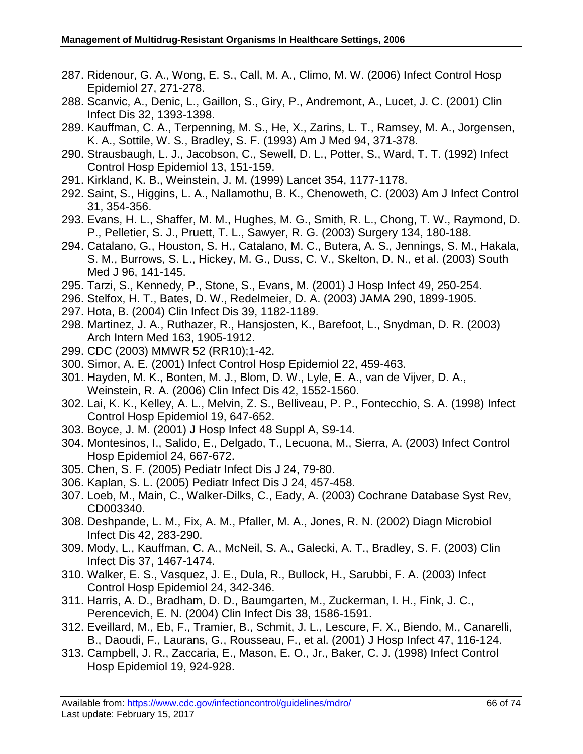287. Ridenour, G. A., Wong, E. S., Call, M. A., Climo, M. W. (2006) Infect Control Hosp Epidemiol 27, 271-278.
288. Scanvic, A., Denic, L., Gaillon, S., Giry, P., Andremont, A., Lucet, J. C. (2001) Clin Infect Dis 32, 1393-1398.
289. Kauffman, C. A., Terpenning, M. S., He, X., Zarins, L. T., Ramsey, M. A., Jorgensen, K. A., Sottile, W. S., Bradley, S. F. (1993) Am J Med 94, 371-378.
290. Strausbaugh, L. J., Jacobson, C., Sewell, D. L., Potter, S., Ward, T. T. (1992) Infect Control Hosp Epidemiol 13, 151-159.
291. Kirkland, K. B., Weinstein, J. M. (1999) Lancet 354, 1177-1178.
292. Saint, S., Higgins, L. A., Nallamothu, B. K., Chenoweth, C. (2003) Am J Infect Control 31, 354-356.
293. Evans, H. L., Shaffer, M. M., Hughes, M. G., Smith, R. L., Chong, T. W., Raymond, D. P., Pelletier, S. J., Pruett, T. L., Sawyer, R. G. (2003) Surgery 134, 180-188.
294. Catalano, G., Houston, S. H., Catalano, M. C., Butera, A. S., Jennings, S. M., Hakala, S. M., Burrows, S. L., Hickey, M. G., Duss, C. V., Skelton, D. N., et al. (2003) South Med J 96, 141-145.
295. Tarzi, S., Kennedy, P., Stone, S., Evans, M. (2001) J Hosp Infect 49, 250-254.
296. Stelfox, H. T., Bates, D. W., Redelmeier, D. A. (2003) JAMA 290, 1899-1905.
297. Hota, B. (2004) Clin Infect Dis 39, 1182-1189.
298. Martinez, J. A., Ruthazer, R., Hansjosten, K., Barefoot, L., Snydman, D. R. (2003) Arch Intern Med 163, 1905-1912.
299. CDC (2003) MMWR 52 (RR10);1-42.
300. Simor, A. E. (2001) Infect Control Hosp Epidemiol 22, 459-463.
301. Hayden, M. K., Bonten, M. J., Blom, D. W., Lyle, E. A., van de Vijver, D. A., Weinstein, R. A. (2006) Clin Infect Dis 42, 1552-1560.
302. Lai, K. K., Kelley, A. L., Melvin, Z. S., Belliveau, P. P., Fontecchio, S. A. (1998) Infect Control Hosp Epidemiol 19, 647-652.
303. Boyce, J. M. (2001) J Hosp Infect 48 Suppl A, S9-14.
304. Montesinos, I., Salido, E., Delgado, T., Lecuona, M., Sierra, A. (2003) Infect Control Hosp Epidemiol 24, 667-672.
305. Chen, S. F. (2005) Pediatr Infect Dis J 24, 79-80.
306. Kaplan, S. L. (2005) Pediatr Infect Dis J 24, 457-458.
307. Loeb, M., Main, C., Walker-Dilks, C., Eady, A. (2003) Cochrane Database Syst Rev, CD003340.
308. Deshpande, L. M., Fix, A. M., Pfaller, M. A., Jones, R. N. (2002) Diagn Microbiol Infect Dis 42, 283-290.
309. Mody, L., Kauffman, C. A., McNeil, S. A., Galecki, A. T., Bradley, S. F. (2003) Clin Infect Dis 37, 1467-1474.
310. Walker, E. S., Vasquez, J. E., Dula, R., Bullock, H., Sarubbi, F. A. (2003) Infect Control Hosp Epidemiol 24, 342-346.
311. Harris, A. D., Bradham, D. D., Baumgarten, M., Zuckerman, I. H., Fink, J. C., Perencevich, E. N. (2004) Clin Infect Dis 38, 1586-1591.
312. Eveillard, M., Eb, F., Tramier, B., Schmit, J. L., Lescure, F. X., Biendo, M., Canarelli, B., Daoudi, F., Laurans, G., Rousseau, F., et al. (2001) J Hosp Infect 47, 116-124.
313. Campbell, J. R., Zaccaria, E., Mason, E. O., Jr., Baker, C. J. (1998) Infect Control Hosp Epidemiol 19, 924-928.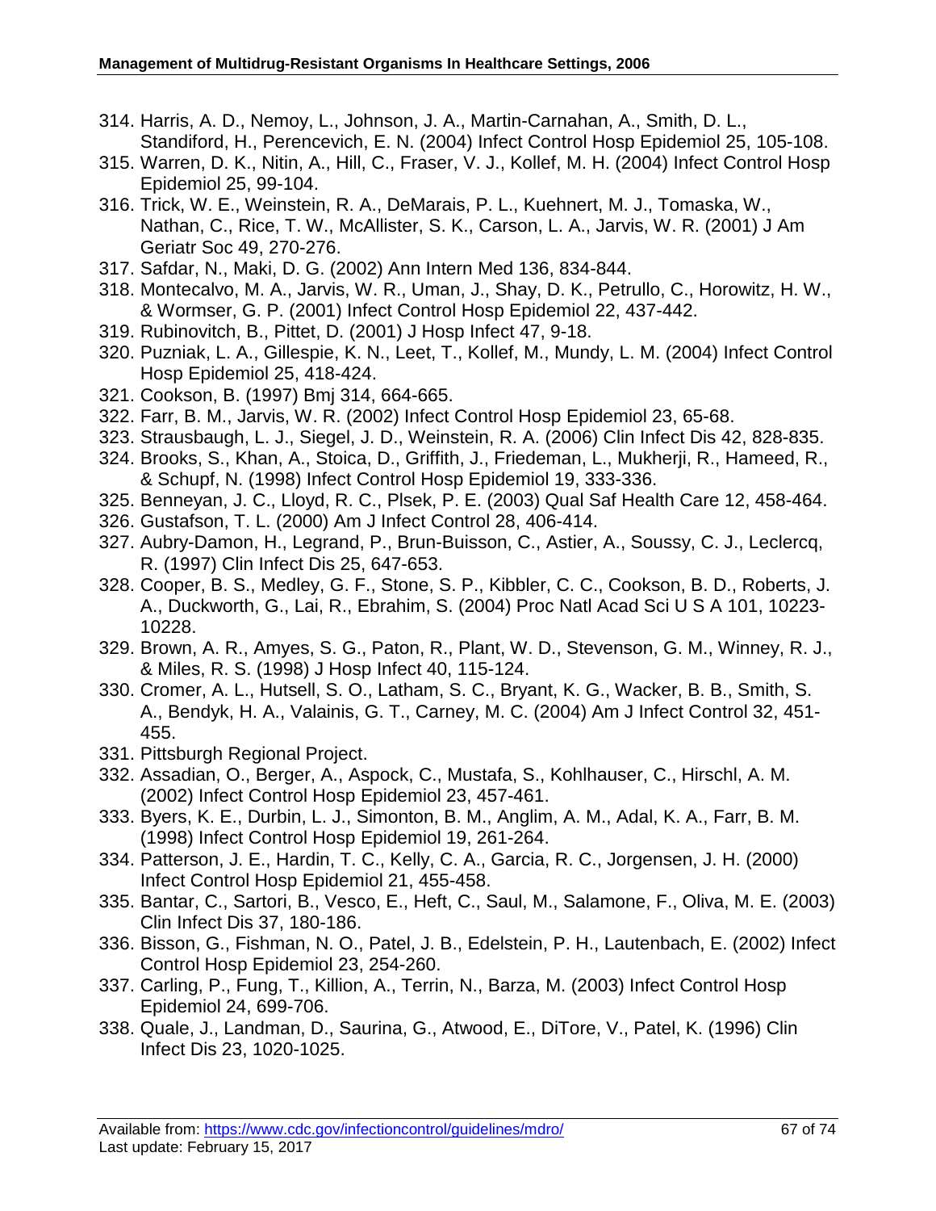314. Harris, A. D., Nemoy, L., Johnson, J. A., Martin-Carnahan, A., Smith, D. L., Standiford, H., Perencevich, E. N. (2004) Infect Control Hosp Epidemiol 25, 105-108.
315. Warren, D. K., Nitin, A., Hill, C., Fraser, V. J., Kollef, M. H. (2004) Infect Control Hosp Epidemiol 25, 99-104.
316. Trick, W. E., Weinstein, R. A., DeMarais, P. L., Kuehnert, M. J., Tomaska, W., Nathan, C., Rice, T. W., McAllister, S. K., Carson, L. A., Jarvis, W. R. (2001) J Am Geriatr Soc 49, 270-276.
317. Safdar, N., Maki, D. G. (2002) Ann Intern Med 136, 834-844.
318. Montecalvo, M. A., Jarvis, W. R., Uman, J., Shay, D. K., Petrullo, C., Horowitz, H. W., & Wormser, G. P. (2001) Infect Control Hosp Epidemiol 22, 437-442.
319. Rubinovitch, B., Pittet, D. (2001) J Hosp Infect 47, 9-18.
320. Puzniak, L. A., Gillespie, K. N., Leet, T., Kollef, M., Mundy, L. M. (2004) Infect Control Hosp Epidemiol 25, 418-424.
321. Cookson, B. (1997) Bmj 314, 664-665.
322. Farr, B. M., Jarvis, W. R. (2002) Infect Control Hosp Epidemiol 23, 65-68.
323. Strausbaugh, L. J., Siegel, J. D., Weinstein, R. A. (2006) Clin Infect Dis 42, 828-835.
324. Brooks, S., Khan, A., Stoica, D., Griffith, J., Friedeman, L., Mukherji, R., Hameed, R., & Schupf, N. (1998) Infect Control Hosp Epidemiol 19, 333-336.
325. Benneyan, J. C., Lloyd, R. C., Plsek, P. E. (2003) Qual Saf Health Care 12, 458-464.
326. Gustafson, T. L. (2000) Am J Infect Control 28, 406-414.
327. Aubry-Damon, H., Legrand, P., Brun-Buisson, C., Astier, A., Soussy, C. J., Leclercq, R. (1997) Clin Infect Dis 25, 647-653.
328. Cooper, B. S., Medley, G. F., Stone, S. P., Kibbler, C. C., Cookson, B. D., Roberts, J. A., Duckworth, G., Lai, R., Ebrahim, S. (2004) Proc Natl Acad Sci U S A 101, 10223-10228.
329. Brown, A. R., Amyes, S. G., Paton, R., Plant, W. D., Stevenson, G. M., Winney, R. J., & Miles, R. S. (1998) J Hosp Infect 40, 115-124.
330. Cromer, A. L., Hutsell, S. O., Latham, S. C., Bryant, K. G., Wacker, B. B., Smith, S. A., Bendyk, H. A., Valainis, G. T., Carney, M. C. (2004) Am J Infect Control 32, 451-455.
331. Pittsburgh Regional Project.
332. Assadian, O., Berger, A., Aspock, C., Mustafa, S., Kohlhauser, C., Hirschl, A. M. (2002) Infect Control Hosp Epidemiol 23, 457-461.
333. Byers, K. E., Durbin, L. J., Simonton, B. M., Anglim, A. M., Adal, K. A., Farr, B. M. (1998) Infect Control Hosp Epidemiol 19, 261-264.
334. Patterson, J. E., Hardin, T. C., Kelly, C. A., Garcia, R. C., Jorgensen, J. H. (2000) Infect Control Hosp Epidemiol 21, 455-458.
335. Bantar, C., Sartori, B., Vesco, E., Heft, C., Saul, M., Salamone, F., Oliva, M. E. (2003) Clin Infect Dis 37, 180-186.
336. Bisson, G., Fishman, N. O., Patel, J. B., Edelstein, P. H., Lautenbach, E. (2002) Infect Control Hosp Epidemiol 23, 254-260.
337. Carling, P., Fung, T., Killion, A., Terrin, N., Barza, M. (2003) Infect Control Hosp Epidemiol 24, 699-706.
338. Quale, J., Landman, D., Saurina, G., Atwood, E., DiTore, V., Patel, K. (1996) Clin Infect Dis 23, 1020-1025.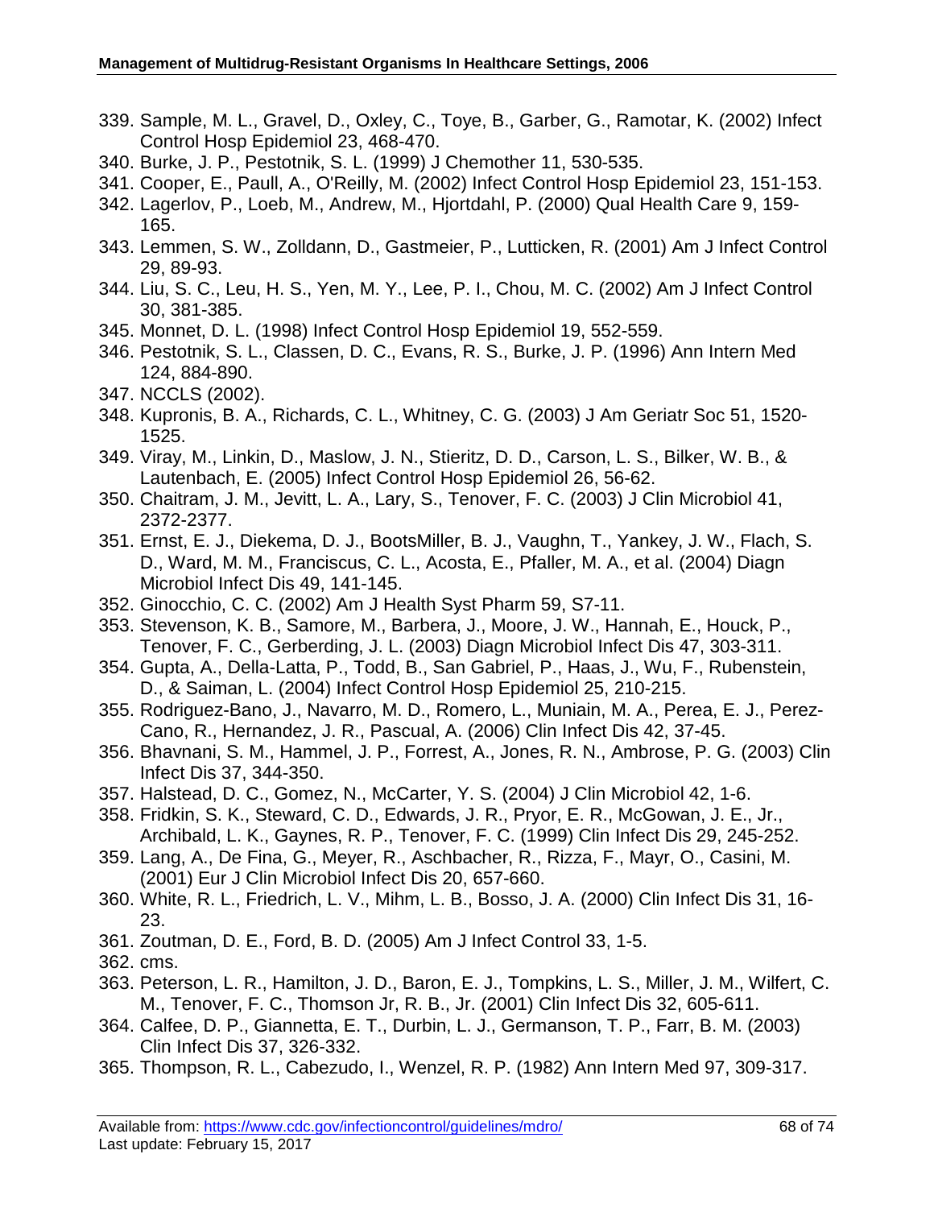339. Sample, M. L., Gravel, D., Oxley, C., Toye, B., Garber, G., Ramotar, K. (2002) Infect Control Hosp Epidemiol 23, 468-470.
340. Burke, J. P., Pestotnik, S. L. (1999) J Chemother 11, 530-535.
341. Cooper, E., Paull, A., O'Reilly, M. (2002) Infect Control Hosp Epidemiol 23, 151-153.
342. Lagerlov, P., Loeb, M., Andrew, M., Hjortdahl, P. (2000) Qual Health Care 9, 159-165.
343. Lemmen, S. W., Zolldann, D., Gastmeier, P., Lutticken, R. (2001) Am J Infect Control 29, 89-93.
344. Liu, S. C., Leu, H. S., Yen, M. Y., Lee, P. I., Chou, M. C. (2002) Am J Infect Control 30, 381-385.
345. Monnet, D. L. (1998) Infect Control Hosp Epidemiol 19, 552-559.
346. Pestotnik, S. L., Classen, D. C., Evans, R. S., Burke, J. P. (1996) Ann Intern Med 124, 884-890.
347. NCCLS (2002).
348. Kupronis, B. A., Richards, C. L., Whitney, C. G. (2003) J Am Geriatr Soc 51, 1520-1525.
349. Viray, M., Linkin, D., Maslow, J. N., Stieritz, D. D., Carson, L. S., Bilker, W. B., & Lautenbach, E. (2005) Infect Control Hosp Epidemiol 26, 56-62.
350. Chaitram, J. M., Jevitt, L. A., Lary, S., Tenover, F. C. (2003) J Clin Microbiol 41, 2372-2377.
351. Ernst, E. J., Diekema, D. J., BootsMiller, B. J., Vaughn, T., Yankey, J. W., Flach, S. D., Ward, M. M., Franciscus, C. L., Acosta, E., Pfaller, M. A., et al. (2004) Diagn Microbiol Infect Dis 49, 141-145.
352. Ginocchio, C. C. (2002) Am J Health Syst Pharm 59, S7-11.
353. Stevenson, K. B., Samore, M., Barbera, J., Moore, J. W., Hannah, E., Houck, P., Tenover, F. C., Gerberding, J. L. (2003) Diagn Microbiol Infect Dis 47, 303-311.
354. Gupta, A., Della-Latta, P., Todd, B., San Gabriel, P., Haas, J., Wu, F., Rubenstein, D., & Saiman, L. (2004) Infect Control Hosp Epidemiol 25, 210-215.
355. Rodriguez-Bano, J., Navarro, M. D., Romero, L., Muniain, M. A., Perea, E. J., Perez-Cano, R., Hernandez, J. R., Pascual, A. (2006) Clin Infect Dis 42, 37-45.
356. Bhavnani, S. M., Hammel, J. P., Forrest, A., Jones, R. N., Ambrose, P. G. (2003) Clin Infect Dis 37, 344-350.
357. Halstead, D. C., Gomez, N., McCarter, Y. S. (2004) J Clin Microbiol 42, 1-6.
358. Fridkin, S. K., Steward, C. D., Edwards, J. R., Pryor, E. R., McGowan, J. E., Jr., Archibald, L. K., Gaynes, R. P., Tenover, F. C. (1999) Clin Infect Dis 29, 245-252.
359. Lang, A., De Fina, G., Meyer, R., Aschbacher, R., Rizza, F., Mayr, O., Casini, M. (2001) Eur J Clin Microbiol Infect Dis 20, 657-660.
360. White, R. L., Friedrich, L. V., Mihm, L. B., Bosso, J. A. (2000) Clin Infect Dis 31, 16-23.
361. Zoutman, D. E., Ford, B. D. (2005) Am J Infect Control 33, 1-5.
362. cms.
363. Peterson, L. R., Hamilton, J. D., Baron, E. J., Tompkins, L. S., Miller, J. M., Wilfert, C. M., Tenover, F. C., Thomson Jr, R. B., Jr. (2001) Clin Infect Dis 32, 605-611.
364. Calfee, D. P., Giannetta, E. T., Durbin, L. J., Germanson, T. P., Farr, B. M. (2003) Clin Infect Dis 37, 326-332.
365. Thompson, R. L., Cabezudo, I., Wenzel, R. P. (1982) Ann Intern Med 97, 309-317.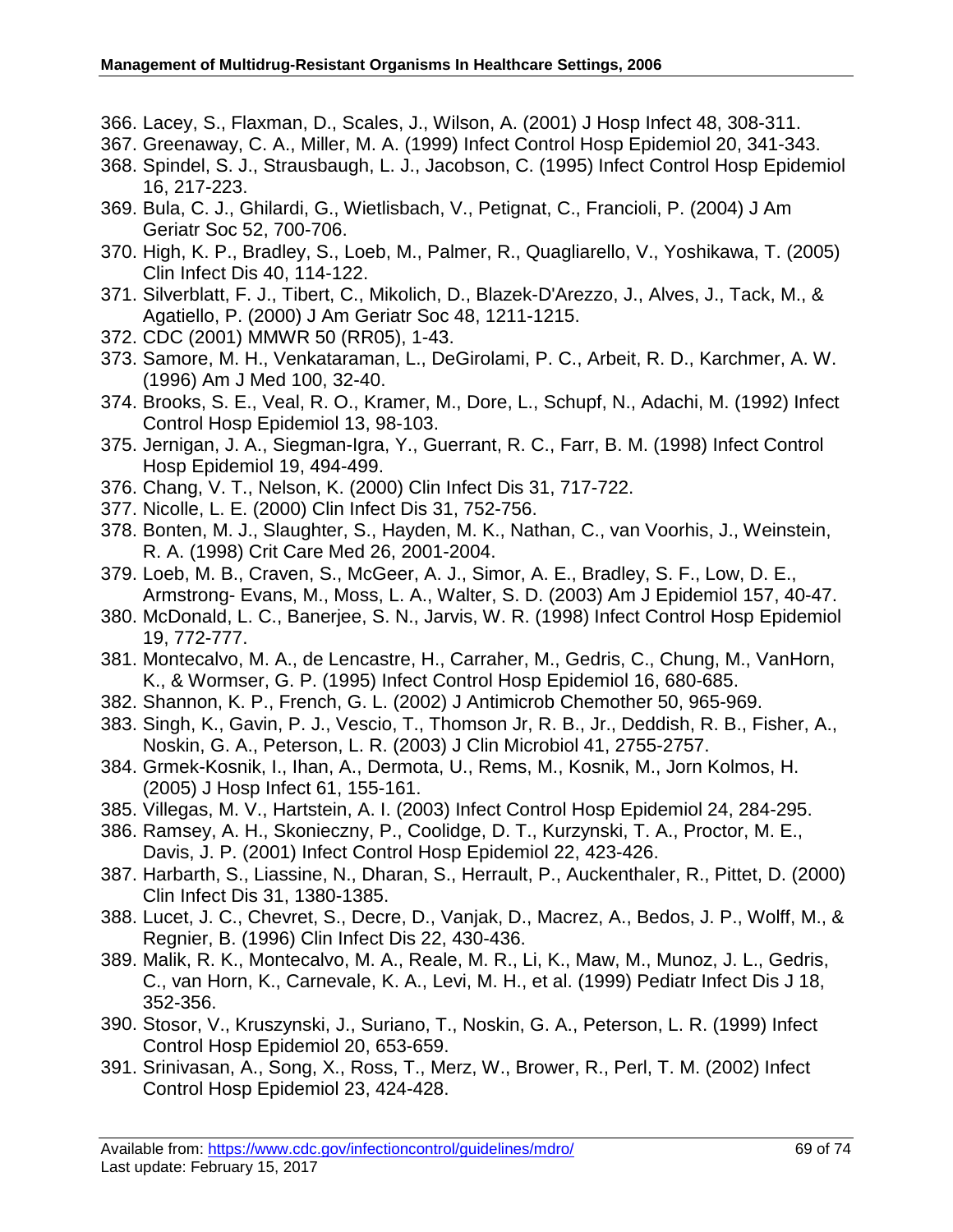366. Lacey, S., Flaxman, D., Scales, J., Wilson, A. (2001) J Hosp Infect 48, 308-311.
367. Greenaway, C. A., Miller, M. A. (1999) Infect Control Hosp Epidemiol 20, 341-343.
368. Spindel, S. J., Strausbaugh, L. J., Jacobson, C. (1995) Infect Control Hosp Epidemiol 16, 217-223.
369. Bula, C. J., Ghilardi, G., Wietlisbach, V., Petignat, C., Francioli, P. (2004) J Am Geriatr Soc 52, 700-706.
370. High, K. P., Bradley, S., Loeb, M., Palmer, R., Quagliarello, V., Yoshikawa, T. (2005) Clin Infect Dis 40, 114-122.
371. Silverblatt, F. J., Tibert, C., Mikolich, D., Blazek-D'Arezzo, J., Alves, J., Tack, M., & Agatiello, P. (2000) J Am Geriatr Soc 48, 1211-1215.
372. CDC (2001) MMWR 50 (RR05), 1-43.
373. Samore, M. H., Venkataraman, L., DeGirolami, P. C., Arbeit, R. D., Karchmer, A. W. (1996) Am J Med 100, 32-40.
374. Brooks, S. E., Veal, R. O., Kramer, M., Dore, L., Schupf, N., Adachi, M. (1992) Infect Control Hosp Epidemiol 13, 98-103.
375. Jernigan, J. A., Siegman-Igra, Y., Guerrant, R. C., Farr, B. M. (1998) Infect Control Hosp Epidemiol 19, 494-499.
376. Chang, V. T., Nelson, K. (2000) Clin Infect Dis 31, 717-722.
377. Nicolle, L. E. (2000) Clin Infect Dis 31, 752-756.
378. Bonten, M. J., Slaughter, S., Hayden, M. K., Nathan, C., van Voorhis, J., Weinstein, R. A. (1998) Crit Care Med 26, 2001-2004.
379. Loeb, M. B., Craven, S., McGeer, A. J., Simor, A. E., Bradley, S. F., Low, D. E., Armstrong- Evans, M., Moss, L. A., Walter, S. D. (2003) Am J Epidemiol 157, 40-47.
380. McDonald, L. C., Banerjee, S. N., Jarvis, W. R. (1998) Infect Control Hosp Epidemiol 19, 772-777.
381. Montecalvo, M. A., de Lencastre, H., Carraher, M., Gedris, C., Chung, M., VanHorn, K., & Wormser, G. P. (1995) Infect Control Hosp Epidemiol 16, 680-685.
382. Shannon, K. P., French, G. L. (2002) J Antimicrob Chemother 50, 965-969.
383. Singh, K., Gavin, P. J., Vescio, T., Thomson Jr, R. B., Jr., Deddish, R. B., Fisher, A., Noskin, G. A., Peterson, L. R. (2003) J Clin Microbiol 41, 2755-2757.
384. Grmek-Kosnik, I., Ihan, A., Dermota, U., Rems, M., Kosnik, M., Jorn Kolmos, H. (2005) J Hosp Infect 61, 155-161.
385. Villegas, M. V., Hartstein, A. I. (2003) Infect Control Hosp Epidemiol 24, 284-295.
386. Ramsey, A. H., Skonieczny, P., Coolidge, D. T., Kurzynski, T. A., Proctor, M. E., Davis, J. P. (2001) Infect Control Hosp Epidemiol 22, 423-426.
387. Harbarth, S., Liassine, N., Dharan, S., Herrault, P., Auckenthaler, R., Pittet, D. (2000) Clin Infect Dis 31, 1380-1385.
388. Lucet, J. C., Chevret, S., Decre, D., Vanjak, D., Macrez, A., Bedos, J. P., Wolff, M., & Regnier, B. (1996) Clin Infect Dis 22, 430-436.
389. Malik, R. K., Montecalvo, M. A., Reale, M. R., Li, K., Maw, M., Munoz, J. L., Gedris, C., van Horn, K., Carnevale, K. A., Levi, M. H., et al. (1999) Pediatr Infect Dis J 18, 352-356.
390. Stosor, V., Kruszynski, J., Suriano, T., Noskin, G. A., Peterson, L. R. (1999) Infect Control Hosp Epidemiol 20, 653-659.
391. Srinivasan, A., Song, X., Ross, T., Merz, W., Brower, R., Perl, T. M. (2002) Infect Control Hosp Epidemiol 23, 424-428.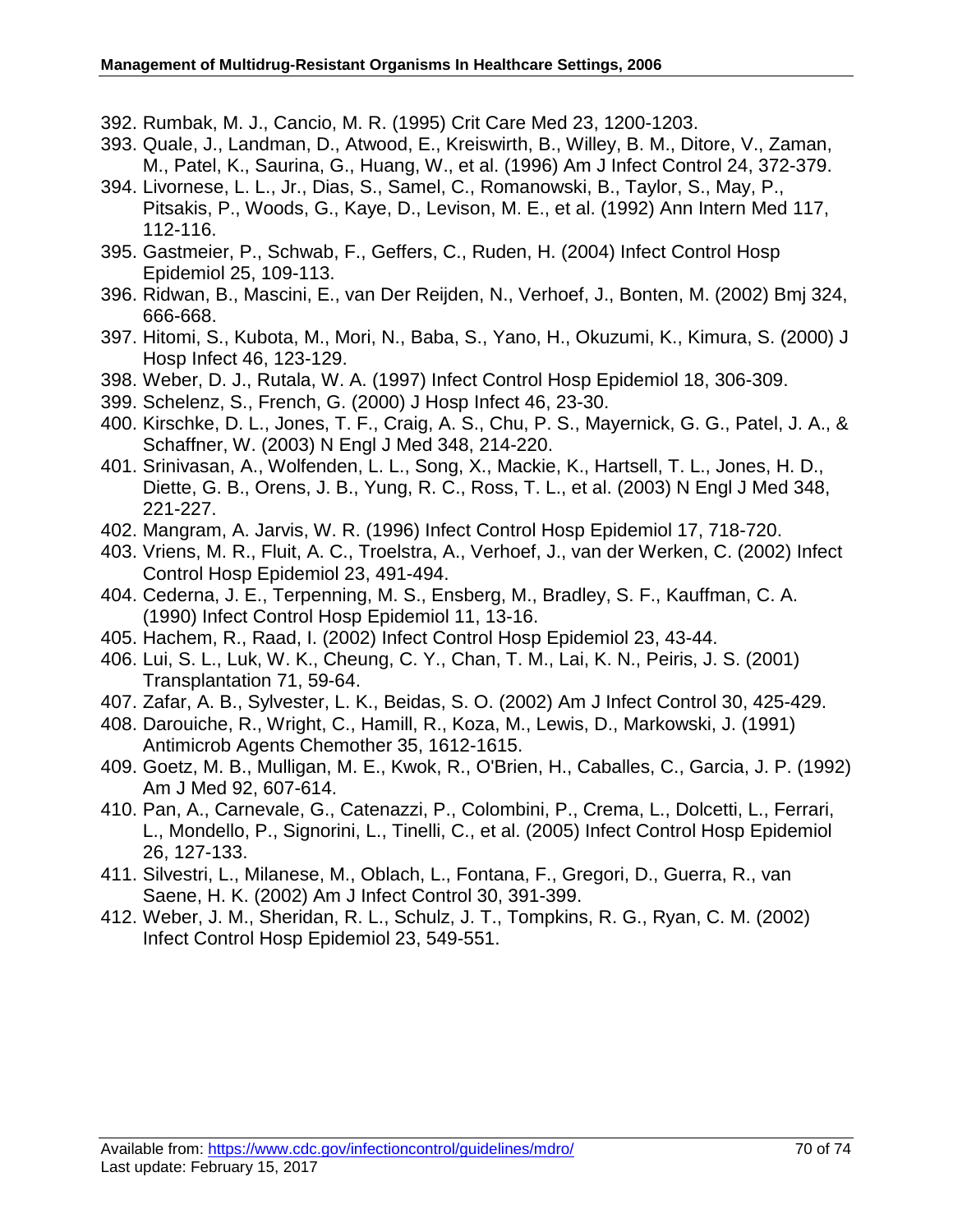392. Rumbak, M. J., Cancio, M. R. (1995) Crit Care Med 23, 1200-1203.
393. Quale, J., Landman, D., Atwood, E., Kreiswirth, B., Willey, B. M., Ditore, V., Zaman, M., Patel, K., Saurina, G., Huang, W., et al. (1996) Am J Infect Control 24, 372-379.
394. Livornese, L. L., Jr., Dias, S., Samel, C., Romanowski, B., Taylor, S., May, P., Pitsakis, P., Woods, G., Kaye, D., Levison, M. E., et al. (1992) Ann Intern Med 117, 112-116.
395. Gastmeier, P., Schwab, F., Geffers, C., Ruden, H. (2004) Infect Control Hosp Epidemiol 25, 109-113.
396. Ridwan, B., Mascini, E., van Der Reijden, N., Verhoef, J., Bonten, M. (2002) Bmj 324, 666-668.
397. Hitomi, S., Kubota, M., Mori, N., Baba, S., Yano, H., Okuzumi, K., Kimura, S. (2000) J Hosp Infect 46, 123-129.
398. Weber, D. J., Rutala, W. A. (1997) Infect Control Hosp Epidemiol 18, 306-309.
399. Schelenz, S., French, G. (2000) J Hosp Infect 46, 23-30.
400. Kirschke, D. L., Jones, T. F., Craig, A. S., Chu, P. S., Mayernick, G. G., Patel, J. A., & Schaffner, W. (2003) N Engl J Med 348, 214-220.
401. Srinivasan, A., Wolfenden, L. L., Song, X., Mackie, K., Hartsell, T. L., Jones, H. D., Diette, G. B., Orens, J. B., Yung, R. C., Ross, T. L., et al. (2003) N Engl J Med 348, 221-227.
402. Mangram, A. Jarvis, W. R. (1996) Infect Control Hosp Epidemiol 17, 718-720.
403. Vriens, M. R., Fluit, A. C., Troelstra, A., Verhoef, J., van der Werken, C. (2002) Infect Control Hosp Epidemiol 23, 491-494.
404. Cederna, J. E., Terpenning, M. S., Ensberg, M., Bradley, S. F., Kauffman, C. A. (1990) Infect Control Hosp Epidemiol 11, 13-16.
405. Hachem, R., Raad, I. (2002) Infect Control Hosp Epidemiol 23, 43-44.
406. Lui, S. L., Luk, W. K., Cheung, C. Y., Chan, T. M., Lai, K. N., Peiris, J. S. (2001) Transplantation 71, 59-64.
407. Zafar, A. B., Sylvester, L. K., Beidas, S. O. (2002) Am J Infect Control 30, 425-429.
408. Darouiche, R., Wright, C., Hamill, R., Koza, M., Lewis, D., Markowski, J. (1991) Antimicrob Agents Chemother 35, 1612-1615.
409. Goetz, M. B., Mulligan, M. E., Kwok, R., O'Brien, H., Caballes, C., Garcia, J. P. (1992) Am J Med 92, 607-614.
410. Pan, A., Carnevale, G., Catenazzi, P., Colombini, P., Crema, L., Dolcetti, L., Ferrari, L., Mondello, P., Signorini, L., Tinelli, C., et al. (2005) Infect Control Hosp Epidemiol 26, 127-133.
411. Silvestri, L., Milanese, M., Oblach, L., Fontana, F., Gregori, D., Guerra, R., van Saene, H. K. (2002) Am J Infect Control 30, 391-399.
412. Weber, J. M., Sheridan, R. L., Schulz, J. T., Tompkins, R. G., Ryan, C. M. (2002) Infect Control Hosp Epidemiol 23, 549-551.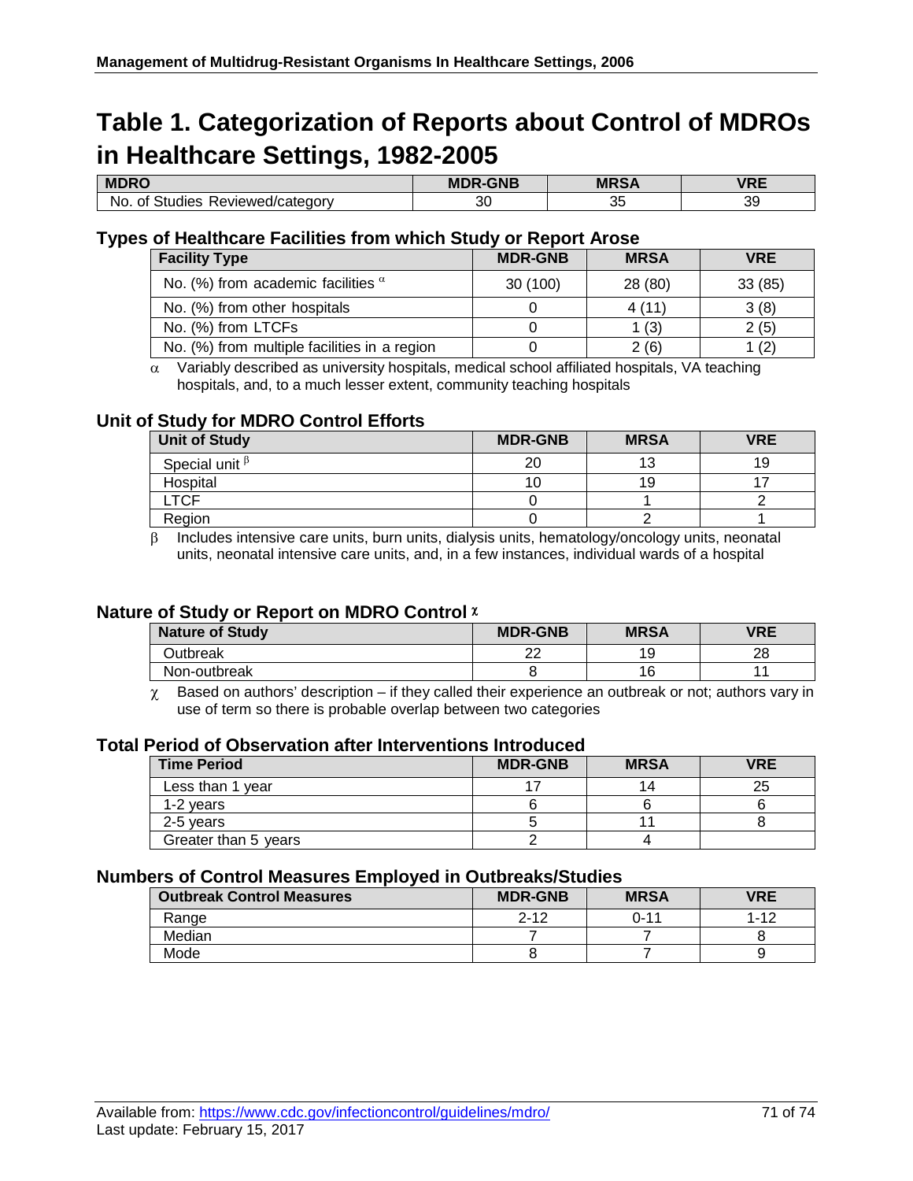# Table 1. Categorization of Reports about Control of MDROs in Healthcare Settings, 1982-2005

| MDRO | MDR-GNB | MRSA | VRE |
|---|---|---|---|
| No. of Studies Reviewed/category | 30 | 35 | 39 |

### Types of Healthcare Facilities from which Study or Report Arose

| Facility Type | MDR-GNB | MRSA | VRE |
|---|---|---|---|
| No. (%) from academic facilities $^{\alpha}$ | 30 (100) | 28 (80) | 33 (85) |
| No. (%) from other hospitals | 0 | 4 (11) | 3 (8) |
| No. (%) from LTCFs | 0 | 1 (3) | 2 (5) |
| No. (%) from multiple facilities in a region | 0 | 2 (6) | 1 (2) |

$\alpha$ Variably described as university hospitals, medical school affiliated hospitals, VA teaching hospitals, and, to a much lesser extent, community teaching hospitals

### Unit of Study for MDRO Control Efforts

| Unit of Study | MDR-GNB | MRSA | VRE |
|---|---|---|---|
| Special unit $^{\beta}$ | 20 | 13 | 19 |
| Hospital | 10 | 19 | 17 |
| LTCF | 0 | 1 | 2 |
| Region | 0 | 2 | 1 |

$\beta$ Includes intensive care units, burn units, dialysis units, hematology/oncology units, neonatal units, neonatal intensive care units, and, in a few instances, individual wards of a hospital

### Nature of Study or Report on MDRO Control $^{\chi}$

| Nature of Study | MDR-GNB | MRSA | VRE |
|---|---|---|---|
| Outbreak | 22 | 19 | 28 |
| Non-outbreak | 8 | 16 | 11 |

$\chi$ Based on authors' description – if they called their experience an outbreak or not; authors vary in use of term so there is probable overlap between two categories

### Total Period of Observation after Interventions Introduced

| Time Period | MDR-GNB | MRSA | VRE |
|---|---|---|---|
| Less than 1 year | 17 | 14 | 25 |
| 1-2 years | 6 | 6 | 6 |
| 2-5 years | 5 | 11 | 8 |
| Greater than 5 years | 2 | 4 | |

### Numbers of Control Measures Employed in Outbreaks/Studies

| Outbreak Control Measures | MDR-GNB | MRSA | VRE |
|---|---|---|---|
| Range | 2-12 | 0-11 | 1-12 |
| Median | 7 | 7 | 8 |
| Mode | 8 | 7 | 9 |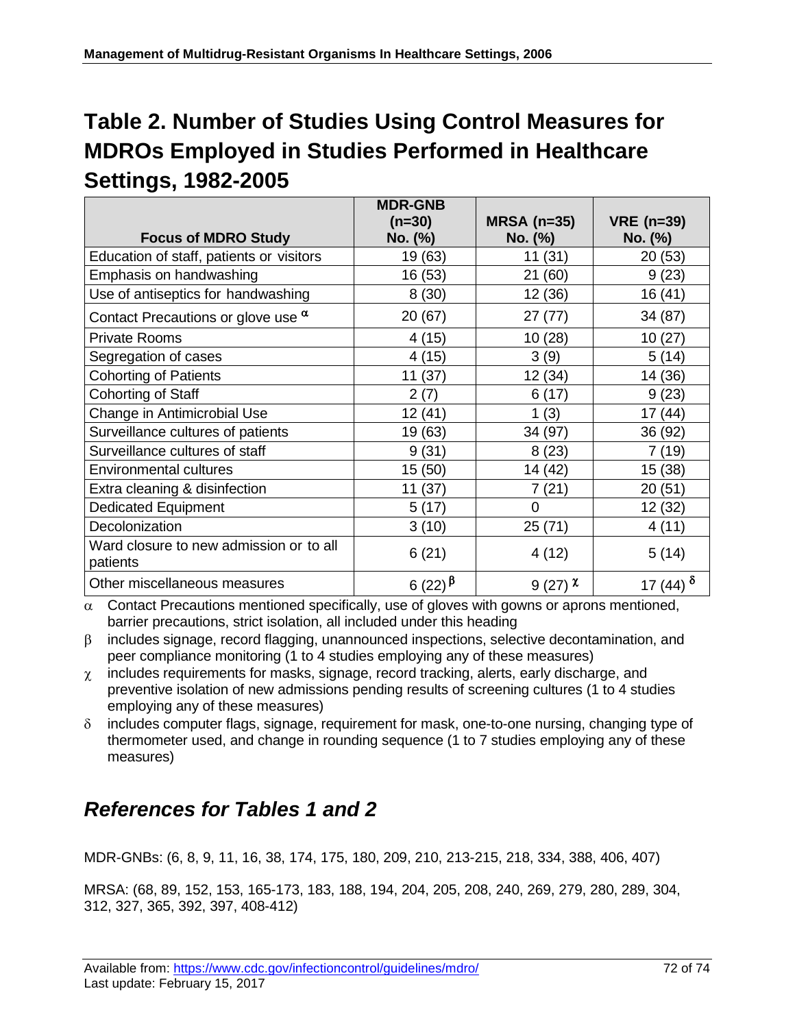# Table 2. Number of Studies Using Control Measures for MDROs Employed in Studies Performed in Healthcare Settings, 1982-2005

| Focus of MDRO Study | MDR-GNB (n=30) No. (%) | MRSA (n=35) No. (%) | VRE (n=39) No. (%) |
|---|---|---|---|
| Education of staff, patients or visitors | 19 (63) | 11 (31) | 20 (53) |
| Emphasis on handwashing | 16 (53) | 21 (60) | 9 (23) |
| Use of antiseptics for handwashing | 8 (30) | 12 (36) | 16 (41) |
| Contact Precautions or glove use α | 20 (67) | 27 (77) | 34 (87) |
| Private Rooms | 4 (15) | 10 (28) | 10 (27) |
| Segregation of cases | 4 (15) | 3 (9) | 5 (14) |
| Cohorting of Patients | 11 (37) | 12 (34) | 14 (36) |
| Cohorting of Staff | 2 (7) | 6 (17) | 9 (23) |
| Change in Antimicrobial Use | 12 (41) | 1 (3) | 17 (44) |
| Surveillance cultures of patients | 19 (63) | 34 (97) | 36 (92) |
| Surveillance cultures of staff | 9 (31) | 8 (23) | 7 (19) |
| Environmental cultures | 15 (50) | 14 (42) | 15 (38) |
| Extra cleaning & disinfection | 11 (37) | 7 (21) | 20 (51) |
| Dedicated Equipment | 5 (17) | 0 | 12 (32) |
| Decolonization | 3 (10) | 25 (71) | 4 (11) |
| Ward closure to new admission or to all patients | 6 (21) | 4 (12) | 5 (14) |
| Other miscellaneous measures | 6 (22) β | 9 (27) χ | 17 (44) δ |

α Contact Precautions mentioned specifically, use of gloves with gowns or aprons mentioned, barrier precautions, strict isolation, all included under this heading

β includes signage, record flagging, unannounced inspections, selective decontamination, and peer compliance monitoring (1 to 4 studies employing any of these measures)

χ includes requirements for masks, signage, record tracking, alerts, early discharge, and preventive isolation of new admissions pending results of screening cultures (1 to 4 studies employing any of these measures)

δ includes computer flags, signage, requirement for mask, one-to-one nursing, changing type of thermometer used, and change in rounding sequence (1 to 7 studies employing any of these measures)

## *References for Tables 1 and 2*

MDR-GNBs: (6, 8, 9, 11, 16, 38, 174, 175, 180, 209, 210, 213-215, 218, 334, 388, 406, 407)

MRSA: (68, 89, 152, 153, 165-173, 183, 188, 194, 204, 205, 208, 240, 269, 279, 280, 289, 304, 312, 327, 365, 392, 397, 408-412)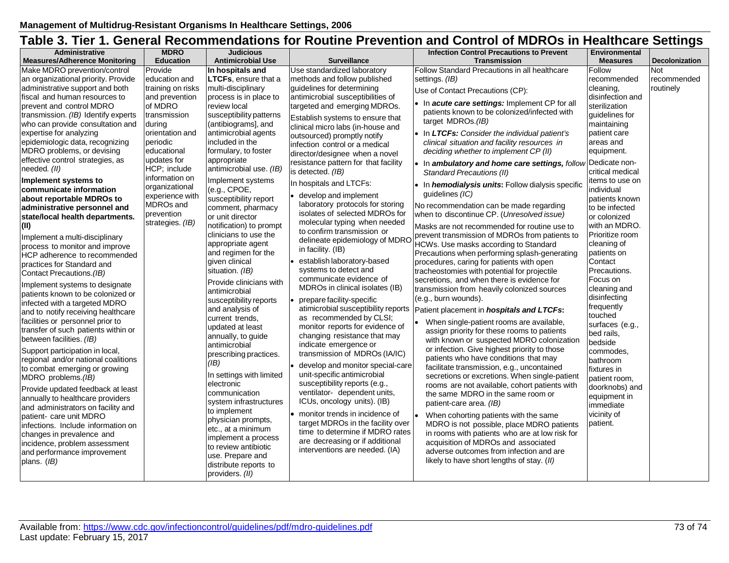## Table 3. Tier 1. General Recommendations for Routine Prevention and Control of MDROs in Healthcare Settings

| Administrative Measures/Adherence Monitoring | MDRO Education | Judicious Antimicrobial Use | Surveillance | Infection Control Precautions to Prevent Transmission | Environmental Measures | Decolonization |
|---|---|---|---|---|---|---|
| Make MDRO prevention/control an organizational priority. Provide administrative support and both fiscal and human resources to prevent and control MDRO transmission. *(IB)* Identify experts who can provide consultation and expertise for analyzing epidemiologic data, recognizing MDRO problems, or devising effective control strategies, as needed. *(II)*<br><br>**Implement systems to communicate information about reportable MDROs to administrative personnel and state/local health departments. (II)**<br><br>Implement a multi-disciplinary process to monitor and improve HCP adherence to recommended practices for Standard and Contact Precautions.*(IB)*<br><br>Implement systems to designate patients known to be colonized or infected with a targeted MDRO and to notify receiving healthcare facilities or personnel prior to transfer of such patients within or between facilities. *(IB)*<br><br>Support participation in local, regional and/or national coalitions to combat emerging or growing MDRO problems.*(IB)*<br><br>Provide updated feedback at least annually to healthcare providers and administrators on facility and patient- care unit MDRO infections. Include information on changes in prevalence and incidence, problem assessment and performance improvement plans. *(IB)* | Provide education and training on risks and prevention of MDRO transmission during orientation and periodic educational updates for HCP; include information on organizational experience with MDROs and prevention strategies. *(IB)* | **In hospitals and LTCFs**, ensure that a multi-disciplinary process is in place to review local susceptibility patterns (antibiograms], and antimicrobial agents included in the formulary, to foster appropriate antimicrobial use. *(IB)*<br><br>Implement systems (e.g., CPOE, susceptibility report comment, pharmacy or unit director notification) to prompt clinicians to use the appropriate agent and regimen for the given clinical situation. *(IB)*<br><br>Provide clinicians with antimicrobial susceptibility reports and analysis of current trends, updated at least annually, to guide antimicrobial prescribing practices. *(IB)*<br><br>In settings with limited electronic communication system infrastructures to implement physician prompts, etc., at a minimum implement a process to review antibiotic use. Prepare and distribute reports to providers. *(II)* | Use standardized laboratory methods and follow published guidelines for determining antimicrobial susceptibilities of targeted and emerging MDROs.<br><br>Establish systems to ensure that clinical micro labs (in-house and outsourced) promptly notify infection control or a medical director/designee when a novel resistance pattern for that facility is detected. *(IB)*<br><br>In hospitals and LTCFs:<br>• develop and implement laboratory protocols for storing isolates of selected MDROs for molecular typing when needed to confirm transmission or delineate epidemiology of MDRO in facility. (IB)<br>• establish laboratory-based systems to detect and communicate evidence of MDROs in clinical isolates (IB)<br>• prepare facility-specific atimicrobial susceptibility reports as recommended by CLSI; monitor reports for evidence of changing resistance that may indicate emergence or transmission of MDROs (IA/IC)<br>• develop and monitor special-care unit-specific antimicrobial susceptibility reports (e.g., ventilator- dependent units, ICUs, oncology units). (IB)<br>• monitor trends in incidence of target MDROs in the facility over time to determine if MDRO rates are decreasing or if additional interventions are needed. (IA) | Follow Standard Precautions in all healthcare settings. *(IB)*<br><br>Use of Contact Precautions (CP):<br>• In ***acute care settings:*** Implement CP for all patients known to be colonized/infected with target MDROs.*(IB)*<br>• In ***LTCFs:*** *Consider the individual patient's clinical situation and facility resources in deciding whether to implement CP (II)*<br>• In ***ambulatory and home care settings,*** *follow Standard Precautions (II)*<br>• In ***hemodialysis units***: Follow dialysis specific guidelines *(IC)*<br><br>No recommendation can be made regarding when to discontinue CP. (*Unresolved issue)*<br><br>Masks are not recommended for routine use to prevent transmission of MDROs from patients to HCWs. Use masks according to Standard Precautions when performing splash-generating procedures, caring for patients with open tracheostomies with potential for projectile secretions, and when there is evidence for transmission from heavily colonized sources (e.g., burn wounds).<br><br>Patient placement in ***hospitals and LTCFs***:<br>• When single-patient rooms are available, assign priority for these rooms to patients with known or suspected MDRO colonization or infection. Give highest priority to those patients who have conditions that may facilitate transmission, e.g., uncontained secretions or excretions. When single-patient rooms are not available, cohort patients with the same MDRO in the same room or patient-care area. *(IB)*<br>• When cohorting patients with the same MDRO is not possible, place MDRO patients in rooms with patients who are at low risk for acquisition of MDROs and associated adverse outcomes from infection and are likely to have short lengths of stay. (*II)* | Follow recommended cleaning, disinfection and sterilization guidelines for maintaining patient care areas and equipment.<br><br>Dedicate non-critical medical items to use on individual patients known to be infected or colonized with an MDRO.<br><br>Prioritize room cleaning of patients on Contact Precautions. Focus on cleaning and disinfecting frequently touched surfaces (e.g., bed rails, bedside commodes, bathroom fixtures in patient room, doorknobs) and equipment in immediate vicinity of patient. | Not recommended routinely |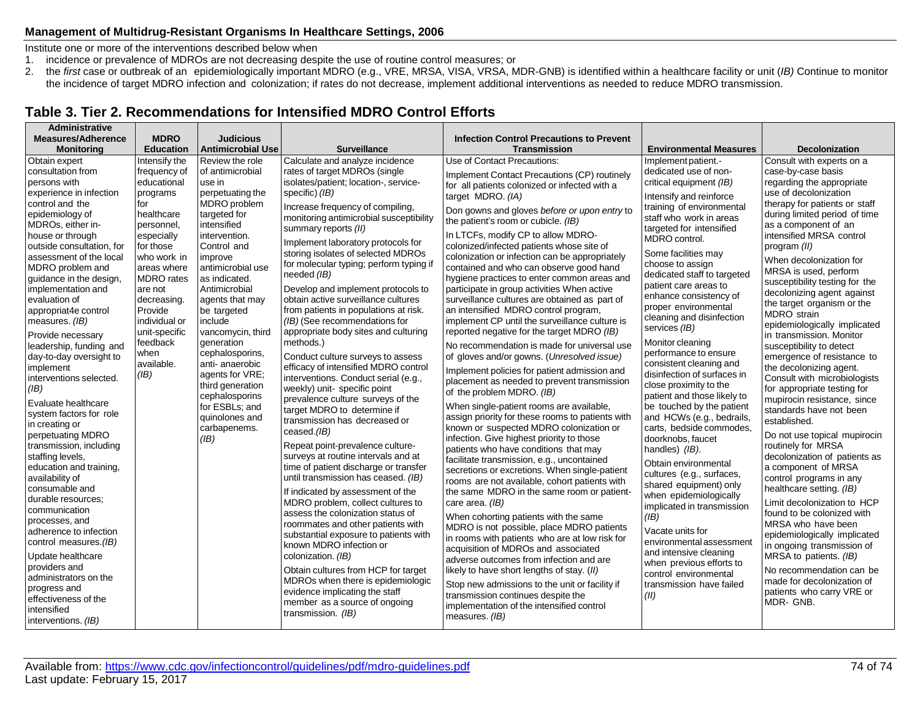**Management of Multidrug-Resistant Organisms In Healthcare Settings, 2006**

Institute one or more of the interventions described below when

1. incidence or prevalence of MDROs are not decreasing despite the use of routine control measures; or
2. the *first* case or outbreak of an epidemiologically important MDRO (e.g., VRE, MRSA, VISA, VRSA, MDR-GNB) is identified within a healthcare facility or unit (*IB)* Continue to monitor the incidence of target MDRO infection and colonization; if rates do not decrease, implement additional interventions as needed to reduce MDRO transmission.

## Table 3. Tier 2. Recommendations for Intensified MDRO Control Efforts

| Administrative Measures/Adherence Monitoring | MDRO Education | Judicious Antimicrobial Use | Surveillance | Infection Control Precautions to Prevent Transmission | Environmental Measures | Decolonization |
|---|---|---|---|---|---|---|
| Obtain expert consultation from persons with experience in infection control and the epidemiology of MDROs, either in-house or through outside consultation, for assessment of the local MDRO problem and guidance in the design, implementation and evaluation of appropriat4e control measures. *(IB)*<br><br>Provide necessary leadership, funding and day-to-day oversight to implement interventions selected. *(IB)*<br><br>Evaluate healthcare system factors for role in creating or perpetuating MDRO transmission, including staffing levels, education and training, availability of consumable and durable resources; communication processes, and adherence to infection control measures.*(IB)*<br><br>Update healthcare providers and administrators on the progress and effectiveness of the intensified interventions. *(IB)* | Intensify the frequency of educational programs for healthcare personnel, especially for those who work in areas where MDRO rates are not decreasing. Provide individual or unit-specific feedback when available. *(IB)* | Review the role of antimicrobial use in perpetuating the MDRO problem targeted for intensified intervention. Control and improve antimicrobial use as indicated. Antimicrobial agents that may be targeted include vancomycin, third generation cephalosporins, anti- anaerobic agents for VRE; third generation cephalosporins for ESBLs; and quinolones and carbapenems. *(IB)* | Calculate and analyze incidence rates of target MDROs (single isolates/patient; location-, service-specific) *(IB)*<br><br>Increase frequency of compiling, monitoring antimicrobial susceptibility summary reports *(II)*<br><br>Implement laboratory protocols for storing isolates of selected MDROs for molecular typing; perform typing if needed *(IB)*<br><br>Develop and implement protocols to obtain active surveillance cultures from patients in populations at risk. *(IB)* (See recommendations for appropriate body sites and culturing methods.)<br><br>Conduct culture surveys to assess efficacy of intensified MDRO control interventions. Conduct serial (e.g., weekly) unit- specific point prevalence culture surveys of the target MDRO to determine if transmission has decreased or ceased.*(IB)*<br><br>Repeat point-prevalence culture-surveys at routine intervals and at time of patient discharge or transfer until transmission has ceased. *(IB)*<br><br>If indicated by assessment of the MDRO problem, collect cultures to assess the colonization status of roommates and other patients with substantial exposure to patients with known MDRO infection or colonization. *(IB)*<br><br>Obtain cultures from HCP for target MDROs when there is epidemiologic evidence implicating the staff member as a source of ongoing transmission. *(IB)* | Use of Contact Precautions:<br><br>Implement Contact Precautions (CP) routinely for all patients colonized or infected with a target MDRO. *(IA)*<br><br>Don gowns and gloves *before or upon entry* to the patient's room or cubicle. *(IB)*<br><br>In LTCFs, modify CP to allow MDRO-colonized/infected patients whose site of colonization or infection can be appropriately contained and who can observe good hand hygiene practices to enter common areas and participate in group activities When active surveillance cultures are obtained as part of an intensified MDRO control program, implement CP until the surveillance culture is reported negative for the target MDRO *(IB)*<br><br>No recommendation is made for universal use of gloves and/or gowns. (*Unresolved issue)*<br><br>Implement policies for patient admission and placement as needed to prevent transmission of the problem MDRO. *(IB)*<br><br>When single-patient rooms are available, assign priority for these rooms to patients with known or suspected MDRO colonization or infection. Give highest priority to those patients who have conditions that may facilitate transmission, e.g., uncontained secretions or excretions. When single-patient rooms are not available, cohort patients with the same MDRO in the same room or patient-care area. *(IB)*<br><br>When cohorting patients with the same MDRO is not possible, place MDRO patients in rooms with patients who are at low risk for acquisition of MDROs and associated adverse outcomes from infection and are likely to have short lengths of stay. (*II)*<br><br>Stop new admissions to the unit or facility if transmission continues despite the implementation of the intensified control measures. *(IB)* | Implement patient.-dedicated use of non-critical equipment *(IB)*<br><br>Intensify and reinforce training of environmental staff who work in areas targeted for intensified MDRO control.<br><br>Some facilities may choose to assign dedicated staff to targeted patient care areas to enhance consistency of proper environmental cleaning and disinfection services *(IB)*<br><br>Monitor cleaning performance to ensure consistent cleaning and disinfection of surfaces in close proximity to the patient and those likely to be touched by the patient and HCWs (e.g., bedrails, carts, bedside commodes, doorknobs, faucet handles) *(IB)*.<br><br>Obtain environmental cultures (e.g., surfaces, shared equipment) only when epidemiologically implicated in transmission *(IB)*<br><br>Vacate units for environmental assessment and intensive cleaning when previous efforts to control environmental transmission have failed *(II)* | Consult with experts on a case-by-case basis regarding the appropriate use of decolonization therapy for patients or staff during limited period of time as a component of an intensified MRSA control program *(II)*<br><br>When decolonization for MRSA is used, perform susceptibility testing for the decolonizing agent against the target organism or the MDRO strain epidemiologically implicated in transmission. Monitor susceptibility to detect emergence of resistance to the decolonizing agent. Consult with microbiologists for appropriate testing for mupirocin resistance, since standards have not been established.<br><br>Do not use topical mupirocin routinely for MRSA decolonization of patients as a component of MRSA control programs in any healthcare setting. *(IB)*<br><br>Limit decolonization to HCP found to be colonized with MRSA who have been epidemiologically implicated in ongoing transmission of MRSA to patients. *(IB)*<br><br>No recommendation can be made for decolonization of patients who carry VRE or MDR- GNB. |

Available from: https://www.cdc.gov/infectioncontrol/guidelines/pdf/mdro-guidelines.pdf
Last update: February 15, 2017